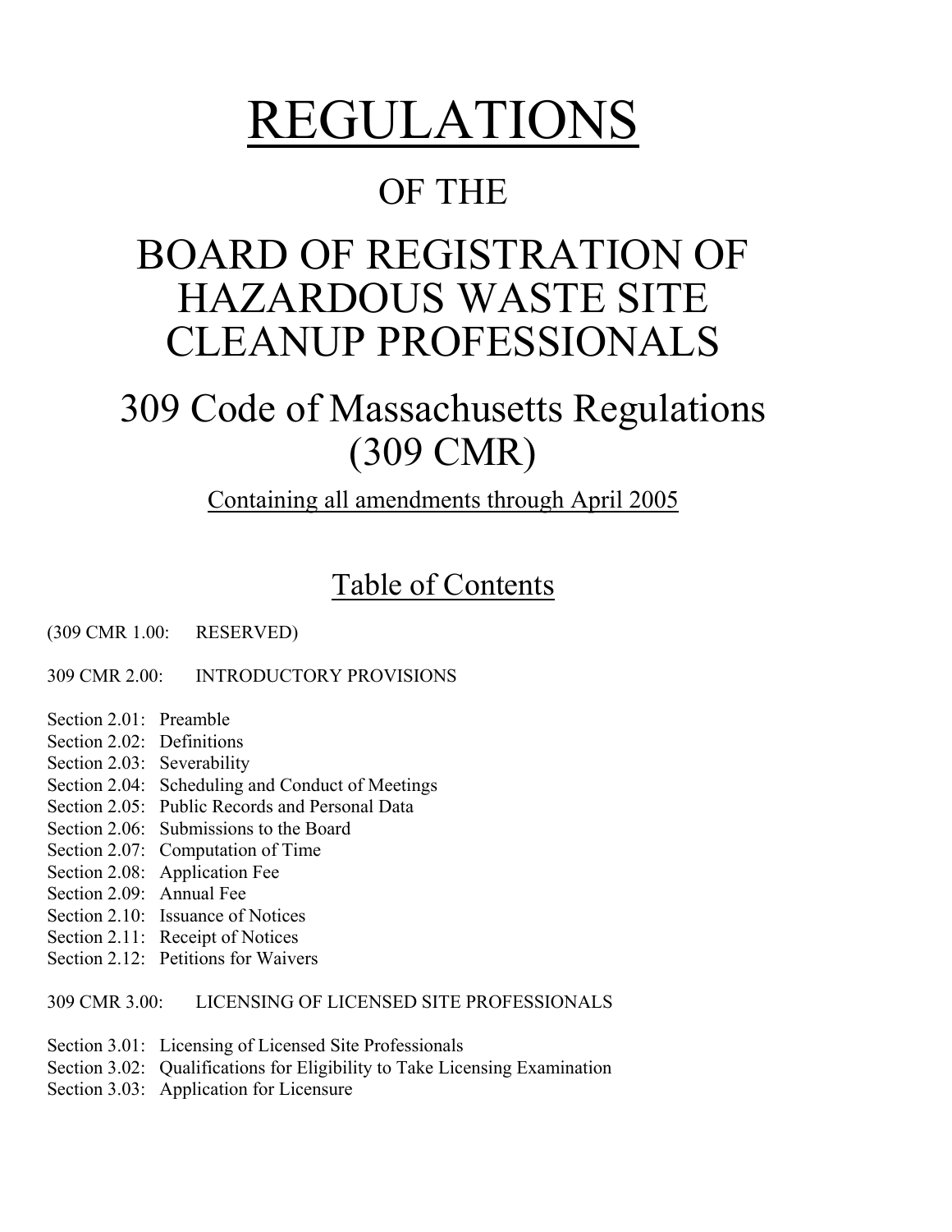# REGULATIONS

## OF THE

# BOARD OF REGISTRATION OF HAZARDOUS WASTE SITE CLEANUP PROFESSIONALS

## 309 Code of Massachusetts Regulations (309 CMR)

Containing all amendments through April 2005

## Table of Contents

(309 CMR 1.00: RESERVED)

309 CMR 2.00: INTRODUCTORY PROVISIONS

Section 2.01: Preamble
Section 2.02: Definitions
Section 2.03: Severability
Section 2.04: Scheduling and Conduct of Meetings
Section 2.05: Public Records and Personal Data
Section 2.06: Submissions to the Board
Section 2.07: Computation of Time
Section 2.08: Application Fee
Section 2.09: Annual Fee
Section 2.10: Issuance of Notices
Section 2.11: Receipt of Notices
Section 2.12: Petitions for Waivers

309 CMR 3.00: LICENSING OF LICENSED SITE PROFESSIONALS

Section 3.01: Licensing of Licensed Site Professionals
Section 3.02: Qualifications for Eligibility to Take Licensing Examination
Section 3.03: Application for Licensure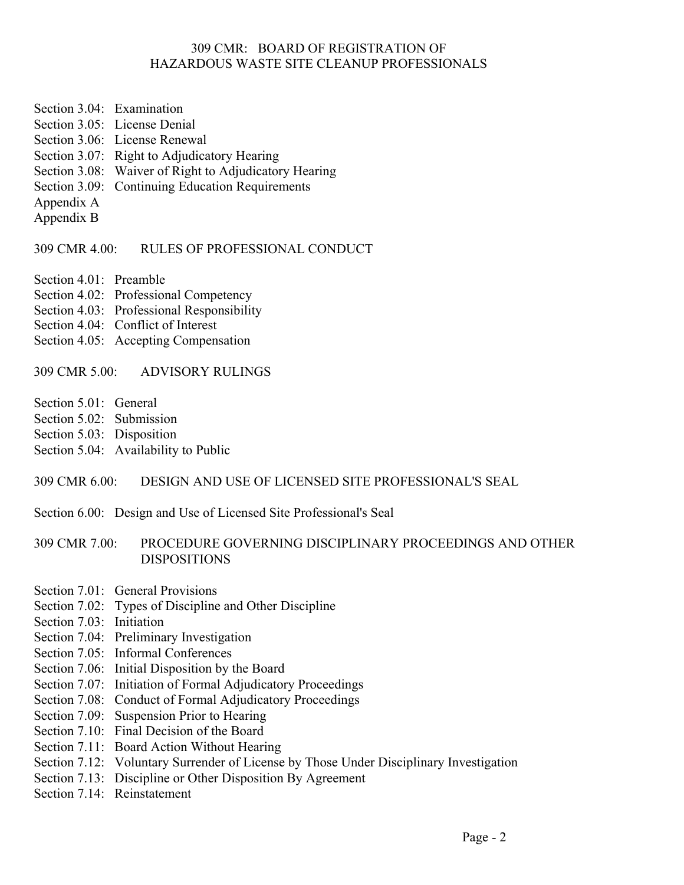Section 3.04: Examination
Section 3.05: License Denial
Section 3.06: License Renewal
Section 3.07: Right to Adjudicatory Hearing
Section 3.08: Waiver of Right to Adjudicatory Hearing
Section 3.09: Continuing Education Requirements
Appendix A
Appendix B

## 309 CMR 4.00: RULES OF PROFESSIONAL CONDUCT

Section 4.01: Preamble
Section 4.02: Professional Competency
Section 4.03: Professional Responsibility
Section 4.04: Conflict of Interest
Section 4.05: Accepting Compensation

## 309 CMR 5.00: ADVISORY RULINGS

Section 5.01: General
Section 5.02: Submission
Section 5.03: Disposition
Section 5.04: Availability to Public

## 309 CMR 6.00: DESIGN AND USE OF LICENSED SITE PROFESSIONAL'S SEAL

Section 6.00: Design and Use of Licensed Site Professional's Seal

## 309 CMR 7.00: PROCEDURE GOVERNING DISCIPLINARY PROCEEDINGS AND OTHER DISPOSITIONS

Section 7.01: General Provisions
Section 7.02: Types of Discipline and Other Discipline
Section 7.03: Initiation
Section 7.04: Preliminary Investigation
Section 7.05: Informal Conferences
Section 7.06: Initial Disposition by the Board
Section 7.07: Initiation of Formal Adjudicatory Proceedings
Section 7.08: Conduct of Formal Adjudicatory Proceedings
Section 7.09: Suspension Prior to Hearing
Section 7.10: Final Decision of the Board
Section 7.11: Board Action Without Hearing
Section 7.12: Voluntary Surrender of License by Those Under Disciplinary Investigation
Section 7.13: Discipline or Other Disposition By Agreement
Section 7.14: Reinstatement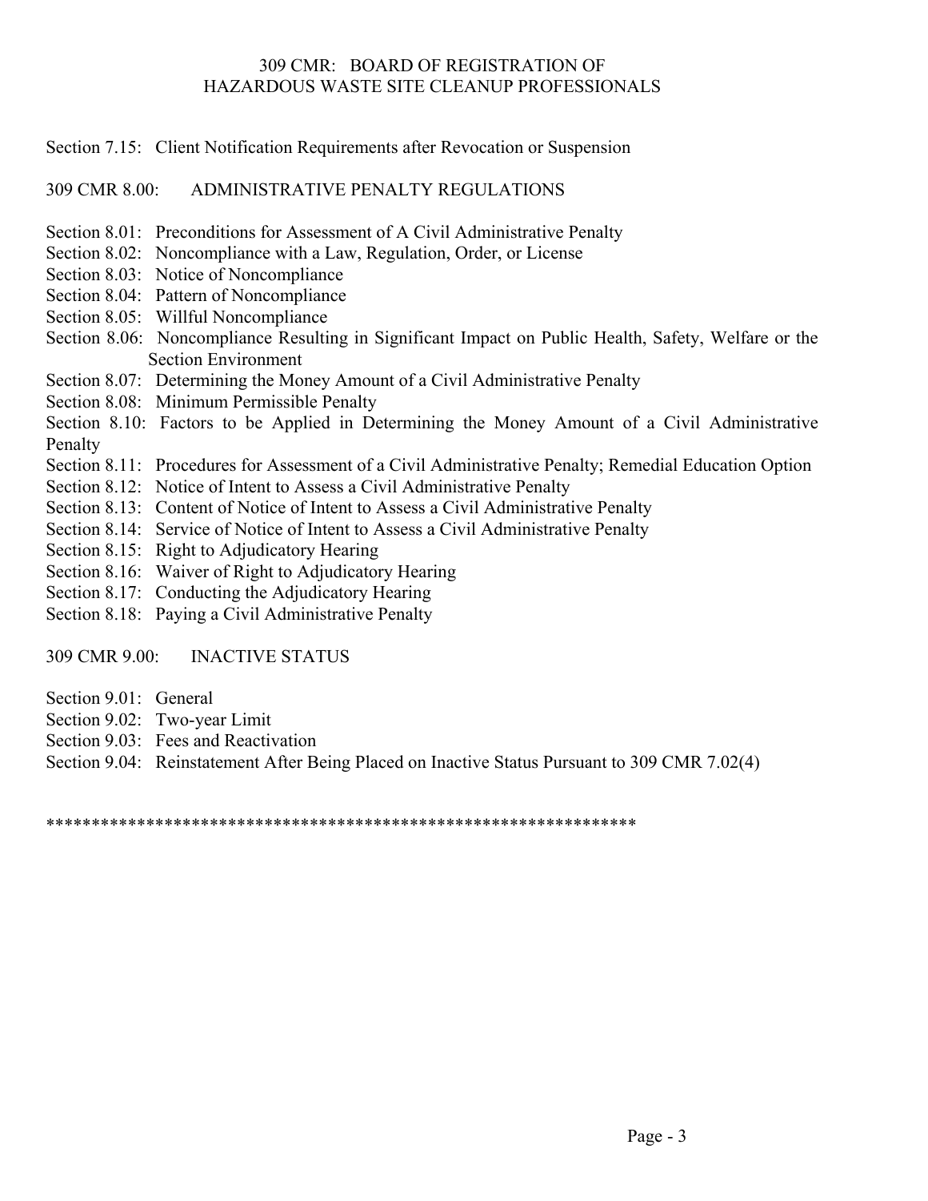Section 7.15: Client Notification Requirements after Revocation or Suspension

309 CMR 8.00: ADMINISTRATIVE PENALTY REGULATIONS

Section 8.01: Preconditions for Assessment of A Civil Administrative Penalty
Section 8.02: Noncompliance with a Law, Regulation, Order, or License
Section 8.03: Notice of Noncompliance
Section 8.04: Pattern of Noncompliance
Section 8.05: Willful Noncompliance
Section 8.06: Noncompliance Resulting in Significant Impact on Public Health, Safety, Welfare or the Section Environment
Section 8.07: Determining the Money Amount of a Civil Administrative Penalty
Section 8.08: Minimum Permissible Penalty
Section 8.10: Factors to be Applied in Determining the Money Amount of a Civil Administrative Penalty
Section 8.11: Procedures for Assessment of a Civil Administrative Penalty; Remedial Education Option
Section 8.12: Notice of Intent to Assess a Civil Administrative Penalty
Section 8.13: Content of Notice of Intent to Assess a Civil Administrative Penalty
Section 8.14: Service of Notice of Intent to Assess a Civil Administrative Penalty
Section 8.15: Right to Adjudicatory Hearing
Section 8.16: Waiver of Right to Adjudicatory Hearing
Section 8.17: Conducting the Adjudicatory Hearing
Section 8.18: Paying a Civil Administrative Penalty

309 CMR 9.00: INACTIVE STATUS

Section 9.01: General
Section 9.02: Two-year Limit
Section 9.03: Fees and Reactivation
Section 9.04: Reinstatement After Being Placed on Inactive Status Pursuant to 309 CMR 7.02(4)

*****************************************************************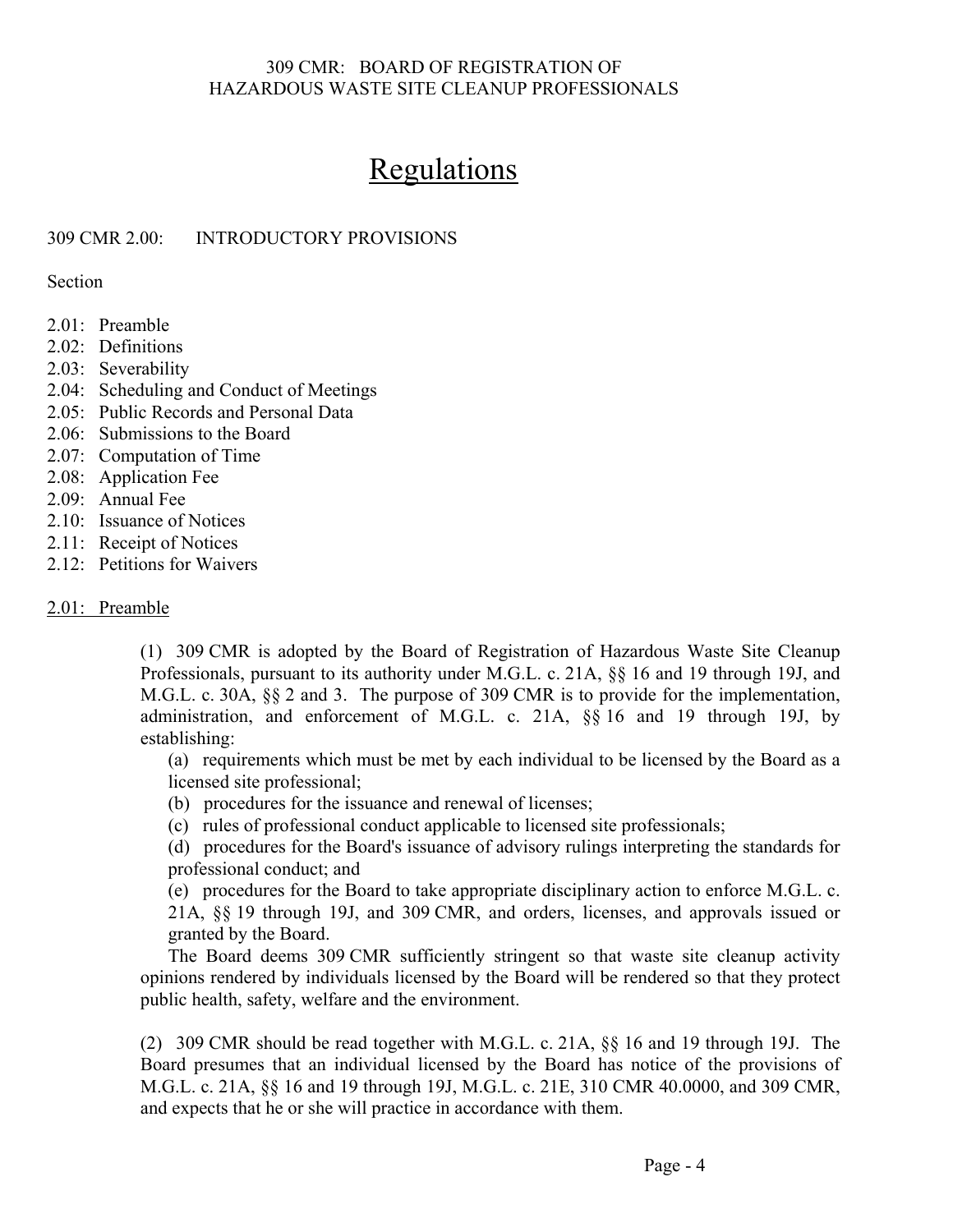# Regulations

## 309 CMR 2.00: INTRODUCTORY PROVISIONS

Section

2.01: Preamble
2.02: Definitions
2.03: Severability
2.04: Scheduling and Conduct of Meetings
2.05: Public Records and Personal Data
2.06: Submissions to the Board
2.07: Computation of Time
2.08: Application Fee
2.09: Annual Fee
2.10: Issuance of Notices
2.11: Receipt of Notices
2.12: Petitions for Waivers

### 2.01: Preamble

(1) 309 CMR is adopted by the Board of Registration of Hazardous Waste Site Cleanup Professionals, pursuant to its authority under M.G.L. c. 21A, §§ 16 and 19 through 19J, and M.G.L. c. 30A, §§ 2 and 3. The purpose of 309 CMR is to provide for the implementation, administration, and enforcement of M.G.L. c. 21A, §§ 16 and 19 through 19J, by establishing:

(a) requirements which must be met by each individual to be licensed by the Board as a licensed site professional;

(b) procedures for the issuance and renewal of licenses;

(c) rules of professional conduct applicable to licensed site professionals;

(d) procedures for the Board's issuance of advisory rulings interpreting the standards for professional conduct; and

(e) procedures for the Board to take appropriate disciplinary action to enforce M.G.L. c. 21A, §§ 19 through 19J, and 309 CMR, and orders, licenses, and approvals issued or granted by the Board.

The Board deems 309 CMR sufficiently stringent so that waste site cleanup activity opinions rendered by individuals licensed by the Board will be rendered so that they protect public health, safety, welfare and the environment.

(2) 309 CMR should be read together with M.G.L. c. 21A, §§ 16 and 19 through 19J. The Board presumes that an individual licensed by the Board has notice of the provisions of M.G.L. c. 21A, §§ 16 and 19 through 19J, M.G.L. c. 21E, 310 CMR 40.0000, and 309 CMR, and expects that he or she will practice in accordance with them.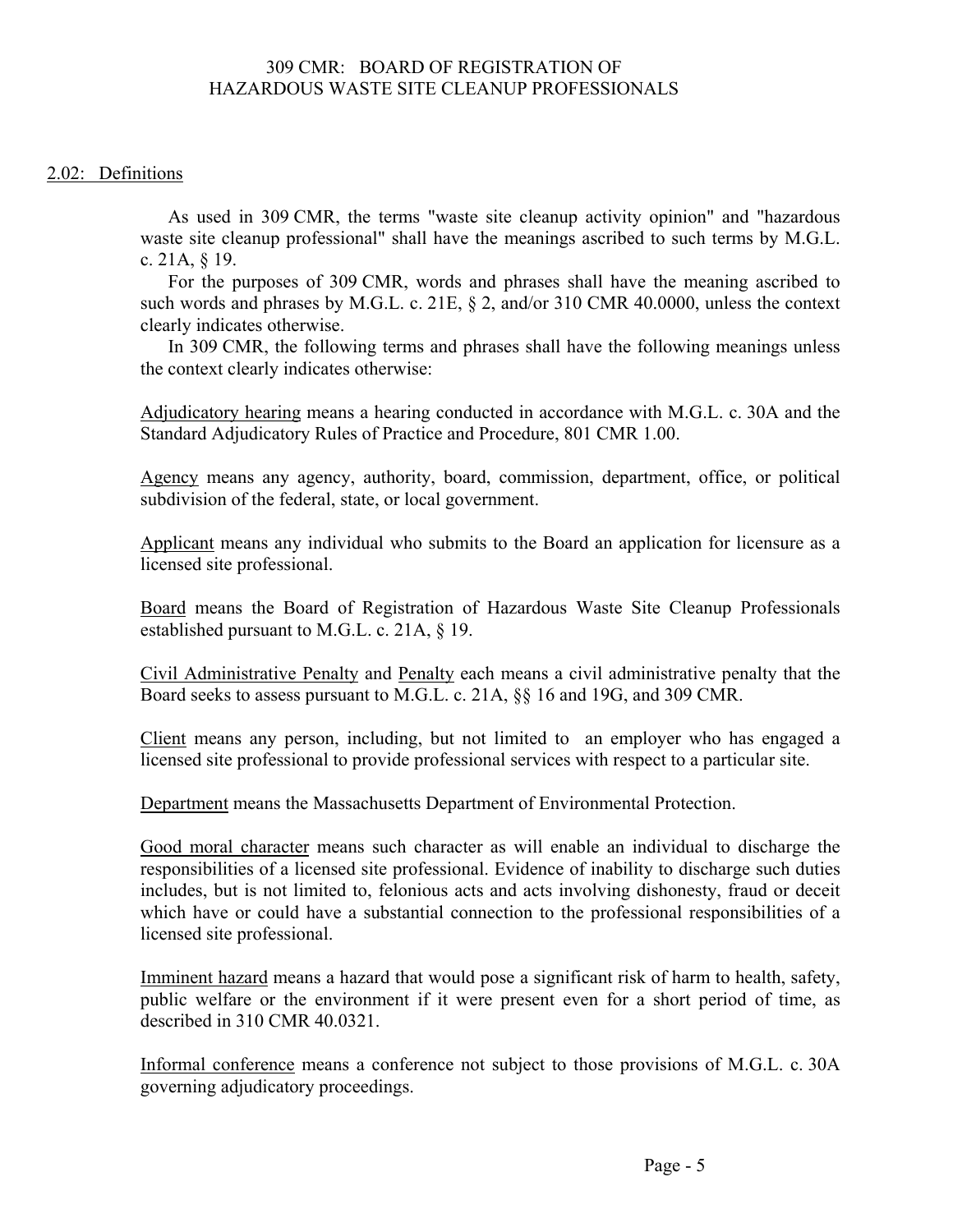## 2.02: Definitions

As used in 309 CMR, the terms "waste site cleanup activity opinion" and "hazardous waste site cleanup professional" shall have the meanings ascribed to such terms by M.G.L. c. 21A, § 19.

For the purposes of 309 CMR, words and phrases shall have the meaning ascribed to such words and phrases by M.G.L. c. 21E, § 2, and/or 310 CMR 40.0000, unless the context clearly indicates otherwise.

In 309 CMR, the following terms and phrases shall have the following meanings unless the context clearly indicates otherwise:

Adjudicatory hearing means a hearing conducted in accordance with M.G.L. c. 30A and the Standard Adjudicatory Rules of Practice and Procedure, 801 CMR 1.00.

Agency means any agency, authority, board, commission, department, office, or political subdivision of the federal, state, or local government.

Applicant means any individual who submits to the Board an application for licensure as a licensed site professional.

Board means the Board of Registration of Hazardous Waste Site Cleanup Professionals established pursuant to M.G.L. c. 21A, § 19.

Civil Administrative Penalty and Penalty each means a civil administrative penalty that the Board seeks to assess pursuant to M.G.L. c. 21A, §§ 16 and 19G, and 309 CMR.

Client means any person, including, but not limited to an employer who has engaged a licensed site professional to provide professional services with respect to a particular site.

Department means the Massachusetts Department of Environmental Protection.

Good moral character means such character as will enable an individual to discharge the responsibilities of a licensed site professional. Evidence of inability to discharge such duties includes, but is not limited to, felonious acts and acts involving dishonesty, fraud or deceit which have or could have a substantial connection to the professional responsibilities of a licensed site professional.

Imminent hazard means a hazard that would pose a significant risk of harm to health, safety, public welfare or the environment if it were present even for a short period of time, as described in 310 CMR 40.0321.

Informal conference means a conference not subject to those provisions of M.G.L. c. 30A governing adjudicatory proceedings.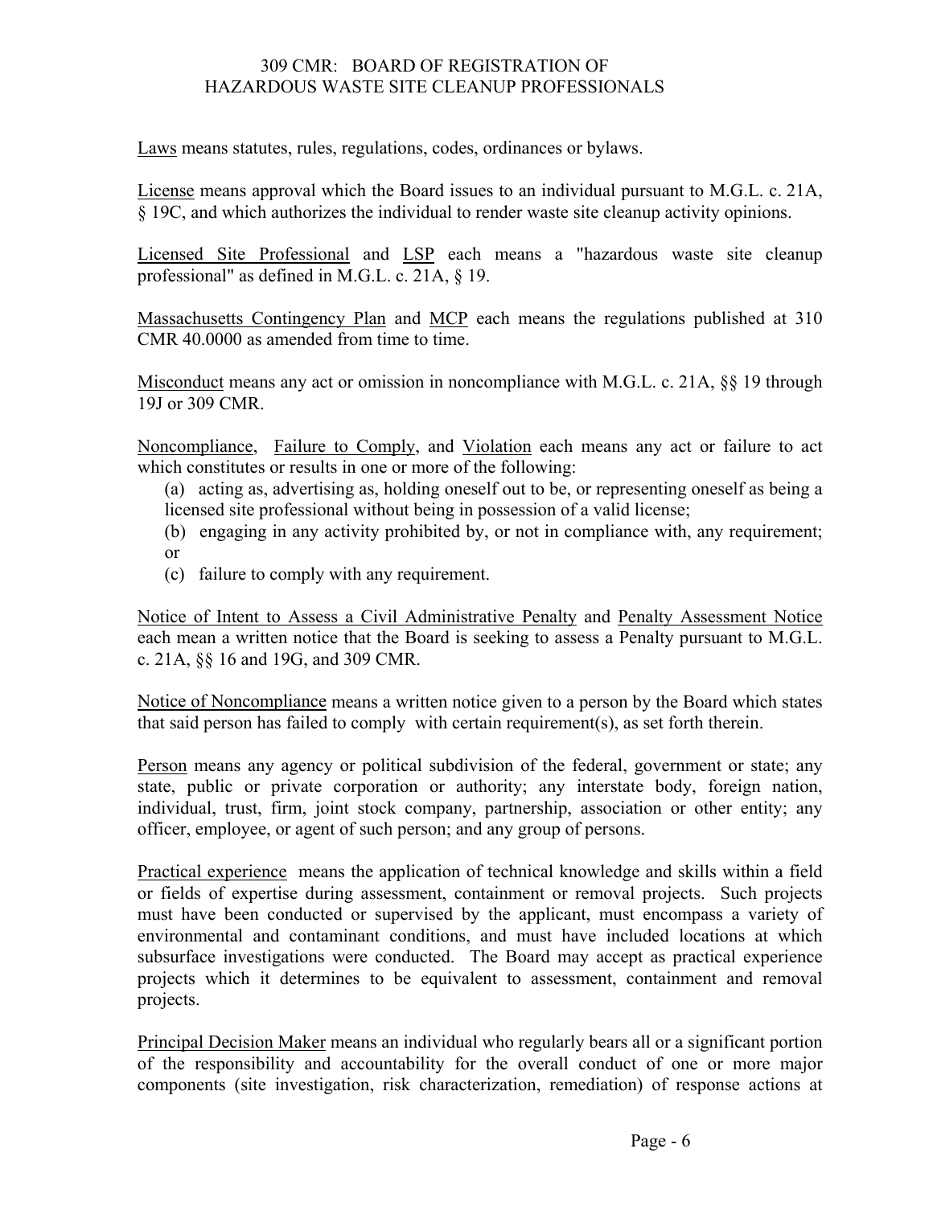Laws means statutes, rules, regulations, codes, ordinances or bylaws.

License means approval which the Board issues to an individual pursuant to M.G.L. c. 21A, § 19C, and which authorizes the individual to render waste site cleanup activity opinions.

Licensed Site Professional and LSP each means a "hazardous waste site cleanup professional" as defined in M.G.L. c. 21A, § 19.

Massachusetts Contingency Plan and MCP each means the regulations published at 310 CMR 40.0000 as amended from time to time.

Misconduct means any act or omission in noncompliance with M.G.L. c. 21A, §§ 19 through 19J or 309 CMR.

Noncompliance, Failure to Comply, and Violation each means any act or failure to act which constitutes or results in one or more of the following:

(a) acting as, advertising as, holding oneself out to be, or representing oneself as being a licensed site professional without being in possession of a valid license;

(b) engaging in any activity prohibited by, or not in compliance with, any requirement; or

(c) failure to comply with any requirement.

Notice of Intent to Assess a Civil Administrative Penalty and Penalty Assessment Notice each mean a written notice that the Board is seeking to assess a Penalty pursuant to M.G.L. c. 21A, §§ 16 and 19G, and 309 CMR.

Notice of Noncompliance means a written notice given to a person by the Board which states that said person has failed to comply with certain requirement(s), as set forth therein.

Person means any agency or political subdivision of the federal, government or state; any state, public or private corporation or authority; any interstate body, foreign nation, individual, trust, firm, joint stock company, partnership, association or other entity; any officer, employee, or agent of such person; and any group of persons.

Practical experience means the application of technical knowledge and skills within a field or fields of expertise during assessment, containment or removal projects. Such projects must have been conducted or supervised by the applicant, must encompass a variety of environmental and contaminant conditions, and must have included locations at which subsurface investigations were conducted. The Board may accept as practical experience projects which it determines to be equivalent to assessment, containment and removal projects.

Principal Decision Maker means an individual who regularly bears all or a significant portion of the responsibility and accountability for the overall conduct of one or more major components (site investigation, risk characterization, remediation) of response actions at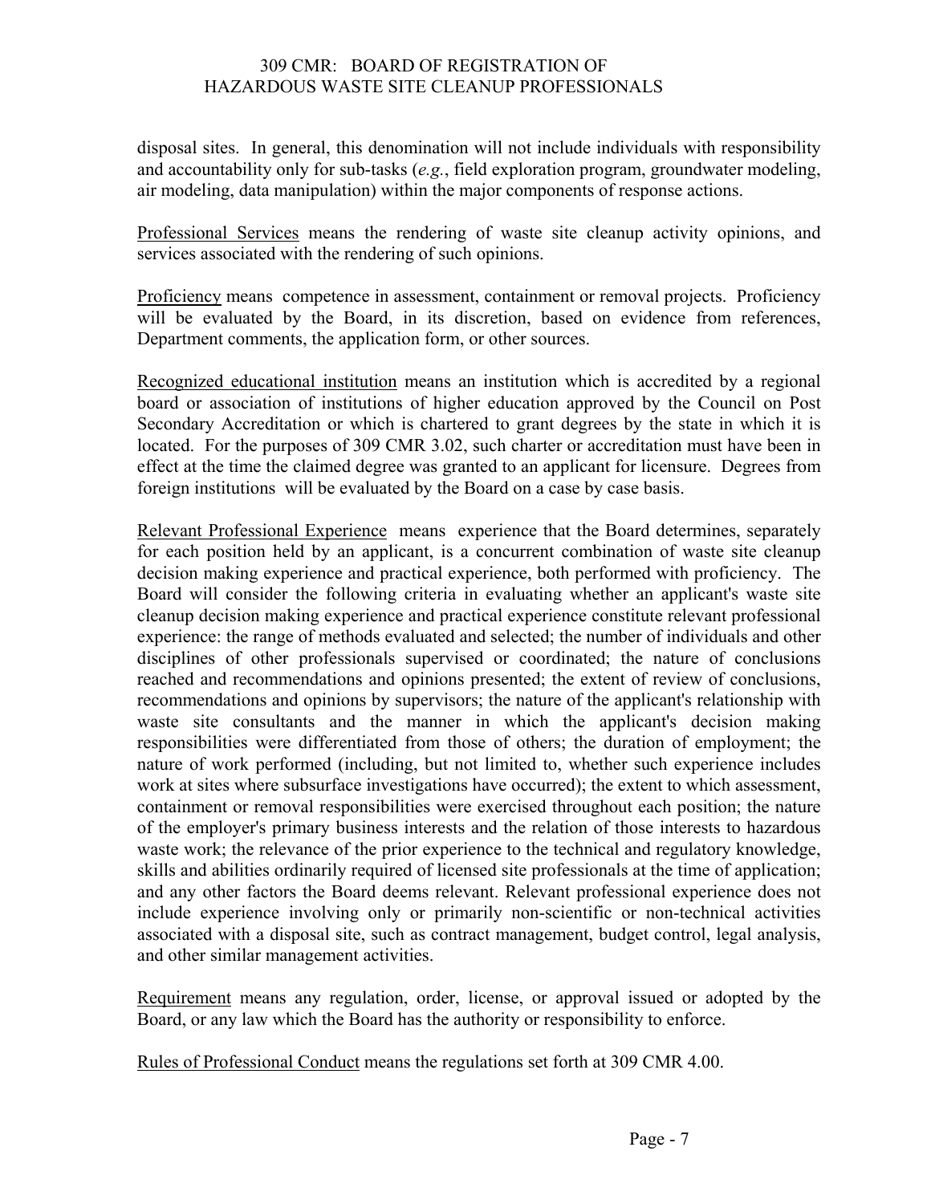disposal sites. In general, this denomination will not include individuals with responsibility and accountability only for sub-tasks (*e.g.*, field exploration program, groundwater modeling, air modeling, data manipulation) within the major components of response actions.

Professional Services means the rendering of waste site cleanup activity opinions, and services associated with the rendering of such opinions.

Proficiency means competence in assessment, containment or removal projects. Proficiency will be evaluated by the Board, in its discretion, based on evidence from references, Department comments, the application form, or other sources.

Recognized educational institution means an institution which is accredited by a regional board or association of institutions of higher education approved by the Council on Post Secondary Accreditation or which is chartered to grant degrees by the state in which it is located. For the purposes of 309 CMR 3.02, such charter or accreditation must have been in effect at the time the claimed degree was granted to an applicant for licensure. Degrees from foreign institutions will be evaluated by the Board on a case by case basis.

Relevant Professional Experience means experience that the Board determines, separately for each position held by an applicant, is a concurrent combination of waste site cleanup decision making experience and practical experience, both performed with proficiency. The Board will consider the following criteria in evaluating whether an applicant's waste site cleanup decision making experience and practical experience constitute relevant professional experience: the range of methods evaluated and selected; the number of individuals and other disciplines of other professionals supervised or coordinated; the nature of conclusions reached and recommendations and opinions presented; the extent of review of conclusions, recommendations and opinions by supervisors; the nature of the applicant's relationship with waste site consultants and the manner in which the applicant's decision making responsibilities were differentiated from those of others; the duration of employment; the nature of work performed (including, but not limited to, whether such experience includes work at sites where subsurface investigations have occurred); the extent to which assessment, containment or removal responsibilities were exercised throughout each position; the nature of the employer's primary business interests and the relation of those interests to hazardous waste work; the relevance of the prior experience to the technical and regulatory knowledge, skills and abilities ordinarily required of licensed site professionals at the time of application; and any other factors the Board deems relevant. Relevant professional experience does not include experience involving only or primarily non-scientific or non-technical activities associated with a disposal site, such as contract management, budget control, legal analysis, and other similar management activities.

Requirement means any regulation, order, license, or approval issued or adopted by the Board, or any law which the Board has the authority or responsibility to enforce.

Rules of Professional Conduct means the regulations set forth at 309 CMR 4.00.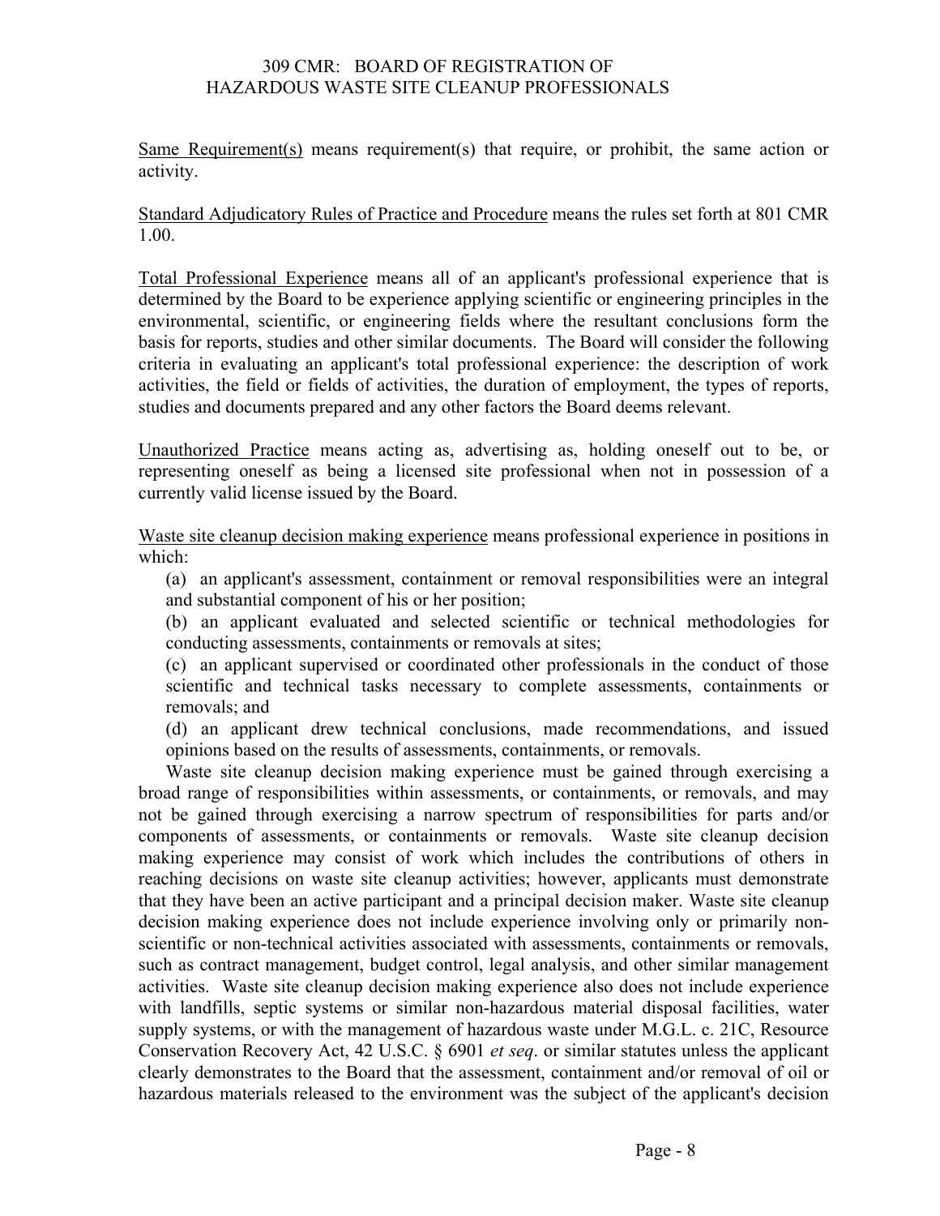Same Requirement(s) means requirement(s) that require, or prohibit, the same action or activity.

Standard Adjudicatory Rules of Practice and Procedure means the rules set forth at 801 CMR 1.00.

Total Professional Experience means all of an applicant's professional experience that is determined by the Board to be experience applying scientific or engineering principles in the environmental, scientific, or engineering fields where the resultant conclusions form the basis for reports, studies and other similar documents. The Board will consider the following criteria in evaluating an applicant's total professional experience: the description of work activities, the field or fields of activities, the duration of employment, the types of reports, studies and documents prepared and any other factors the Board deems relevant.

Unauthorized Practice means acting as, advertising as, holding oneself out to be, or representing oneself as being a licensed site professional when not in possession of a currently valid license issued by the Board.

Waste site cleanup decision making experience means professional experience in positions in which:

(a) an applicant's assessment, containment or removal responsibilities were an integral and substantial component of his or her position;

(b) an applicant evaluated and selected scientific or technical methodologies for conducting assessments, containments or removals at sites;

(c) an applicant supervised or coordinated other professionals in the conduct of those scientific and technical tasks necessary to complete assessments, containments or removals; and

(d) an applicant drew technical conclusions, made recommendations, and issued opinions based on the results of assessments, containments, or removals.

Waste site cleanup decision making experience must be gained through exercising a broad range of responsibilities within assessments, or containments, or removals, and may not be gained through exercising a narrow spectrum of responsibilities for parts and/or components of assessments, or containments or removals. Waste site cleanup decision making experience may consist of work which includes the contributions of others in reaching decisions on waste site cleanup activities; however, applicants must demonstrate that they have been an active participant and a principal decision maker. Waste site cleanup decision making experience does not include experience involving only or primarily non-scientific or non-technical activities associated with assessments, containments or removals, such as contract management, budget control, legal analysis, and other similar management activities. Waste site cleanup decision making experience also does not include experience with landfills, septic systems or similar non-hazardous material disposal facilities, water supply systems, or with the management of hazardous waste under M.G.L. c. 21C, Resource Conservation Recovery Act, 42 U.S.C. § 6901 *et seq*. or similar statutes unless the applicant clearly demonstrates to the Board that the assessment, containment and/or removal of oil or hazardous materials released to the environment was the subject of the applicant's decision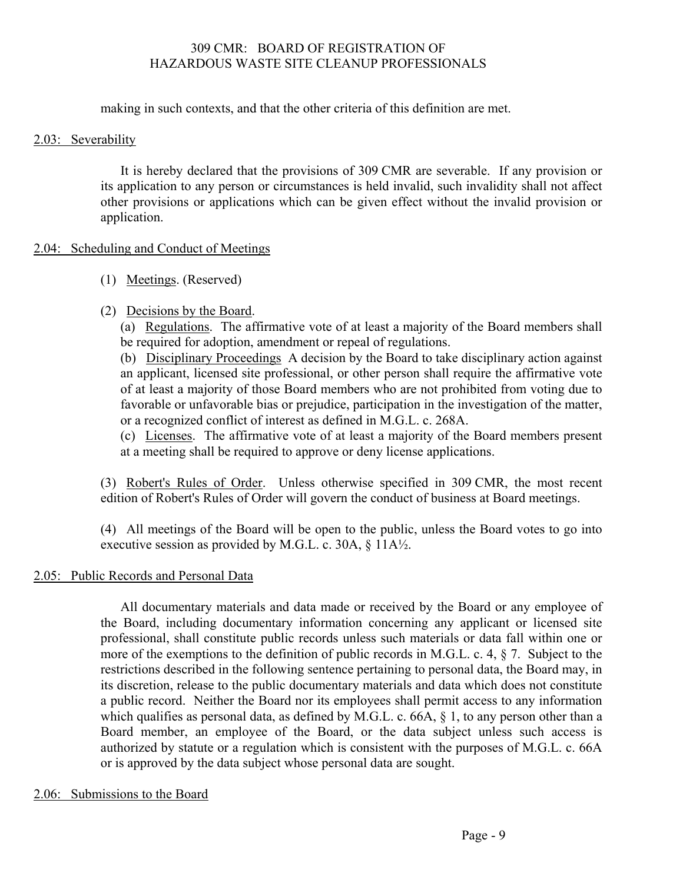making in such contexts, and that the other criteria of this definition are met.

## 2.03: Severability

It is hereby declared that the provisions of 309 CMR are severable. If any provision or its application to any person or circumstances is held invalid, such invalidity shall not affect other provisions or applications which can be given effect without the invalid provision or application.

## 2.04: Scheduling and Conduct of Meetings

(1) Meetings. (Reserved)

(2) Decisions by the Board.

(a) Regulations. The affirmative vote of at least a majority of the Board members shall be required for adoption, amendment or repeal of regulations.

(b) Disciplinary Proceedings A decision by the Board to take disciplinary action against an applicant, licensed site professional, or other person shall require the affirmative vote of at least a majority of those Board members who are not prohibited from voting due to favorable or unfavorable bias or prejudice, participation in the investigation of the matter, or a recognized conflict of interest as defined in M.G.L. c. 268A.

(c) Licenses. The affirmative vote of at least a majority of the Board members present at a meeting shall be required to approve or deny license applications.

(3) Robert's Rules of Order. Unless otherwise specified in 309 CMR, the most recent edition of Robert's Rules of Order will govern the conduct of business at Board meetings.

(4) All meetings of the Board will be open to the public, unless the Board votes to go into executive session as provided by M.G.L. c. 30A, § 11A½.

## 2.05: Public Records and Personal Data

All documentary materials and data made or received by the Board or any employee of the Board, including documentary information concerning any applicant or licensed site professional, shall constitute public records unless such materials or data fall within one or more of the exemptions to the definition of public records in M.G.L. c. 4, § 7. Subject to the restrictions described in the following sentence pertaining to personal data, the Board may, in its discretion, release to the public documentary materials and data which does not constitute a public record. Neither the Board nor its employees shall permit access to any information which qualifies as personal data, as defined by M.G.L. c. 66A, § 1, to any person other than a Board member, an employee of the Board, or the data subject unless such access is authorized by statute or a regulation which is consistent with the purposes of M.G.L. c. 66A or is approved by the data subject whose personal data are sought.

## 2.06: Submissions to the Board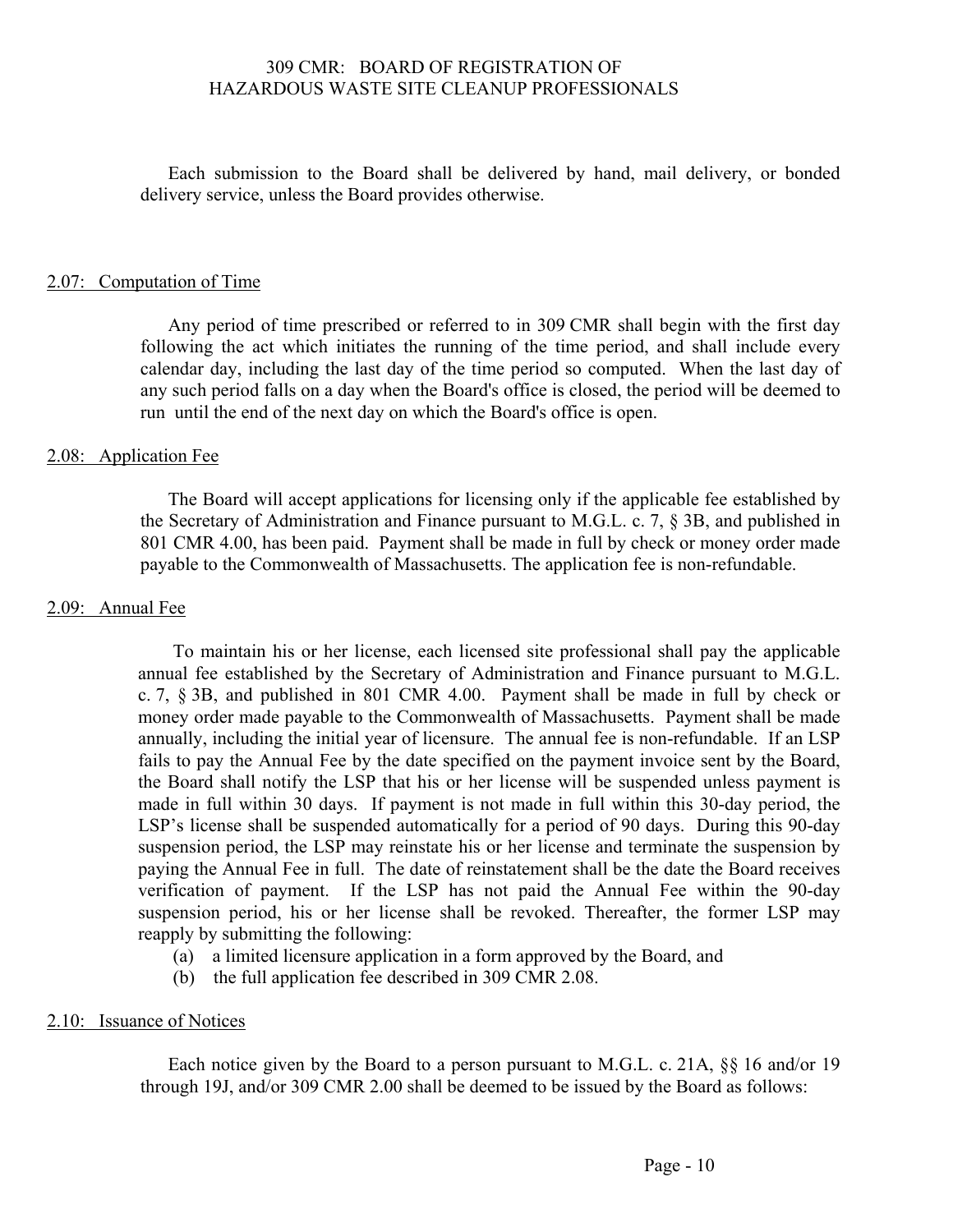Each submission to the Board shall be delivered by hand, mail delivery, or bonded delivery service, unless the Board provides otherwise.

## 2.07: Computation of Time

Any period of time prescribed or referred to in 309 CMR shall begin with the first day following the act which initiates the running of the time period, and shall include every calendar day, including the last day of the time period so computed. When the last day of any such period falls on a day when the Board's office is closed, the period will be deemed to run until the end of the next day on which the Board's office is open.

## 2.08: Application Fee

The Board will accept applications for licensing only if the applicable fee established by the Secretary of Administration and Finance pursuant to M.G.L. c. 7, § 3B, and published in 801 CMR 4.00, has been paid. Payment shall be made in full by check or money order made payable to the Commonwealth of Massachusetts. The application fee is non-refundable.

## 2.09: Annual Fee

To maintain his or her license, each licensed site professional shall pay the applicable annual fee established by the Secretary of Administration and Finance pursuant to M.G.L. c. 7, § 3B, and published in 801 CMR 4.00. Payment shall be made in full by check or money order made payable to the Commonwealth of Massachusetts. Payment shall be made annually, including the initial year of licensure. The annual fee is non-refundable. If an LSP fails to pay the Annual Fee by the date specified on the payment invoice sent by the Board, the Board shall notify the LSP that his or her license will be suspended unless payment is made in full within 30 days. If payment is not made in full within this 30-day period, the LSP's license shall be suspended automatically for a period of 90 days. During this 90-day suspension period, the LSP may reinstate his or her license and terminate the suspension by paying the Annual Fee in full. The date of reinstatement shall be the date the Board receives verification of payment. If the LSP has not paid the Annual Fee within the 90-day suspension period, his or her license shall be revoked. Thereafter, the former LSP may reapply by submitting the following:

(a) a limited licensure application in a form approved by the Board, and
(b) the full application fee described in 309 CMR 2.08.

## 2.10: Issuance of Notices

Each notice given by the Board to a person pursuant to M.G.L. c. 21A, §§ 16 and/or 19 through 19J, and/or 309 CMR 2.00 shall be deemed to be issued by the Board as follows: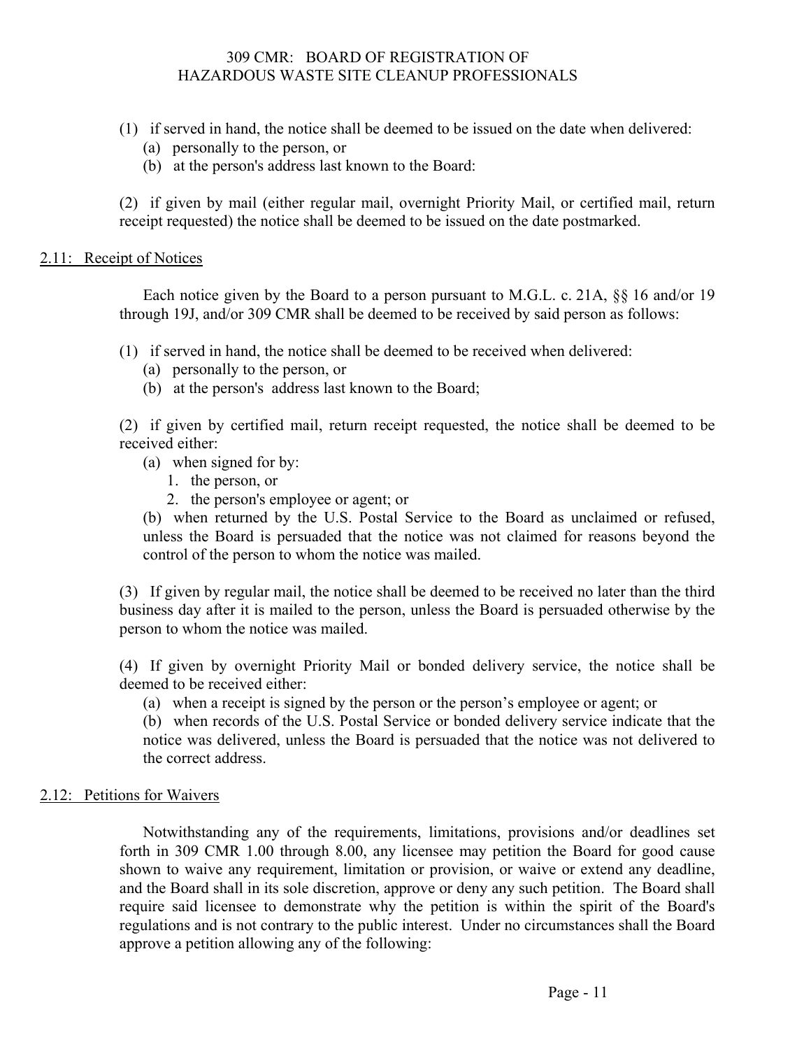(1) if served in hand, the notice shall be deemed to be issued on the date when delivered:

(a) personally to the person, or

(b) at the person's address last known to the Board:

(2) if given by mail (either regular mail, overnight Priority Mail, or certified mail, return receipt requested) the notice shall be deemed to be issued on the date postmarked.

## 2.11: Receipt of Notices

Each notice given by the Board to a person pursuant to M.G.L. c. 21A, §§ 16 and/or 19 through 19J, and/or 309 CMR shall be deemed to be received by said person as follows:

(1) if served in hand, the notice shall be deemed to be received when delivered:

(a) personally to the person, or

(b) at the person's address last known to the Board;

(2) if given by certified mail, return receipt requested, the notice shall be deemed to be received either:

(a) when signed for by:

1. the person, or
2. the person's employee or agent; or

(b) when returned by the U.S. Postal Service to the Board as unclaimed or refused, unless the Board is persuaded that the notice was not claimed for reasons beyond the control of the person to whom the notice was mailed.

(3) If given by regular mail, the notice shall be deemed to be received no later than the third business day after it is mailed to the person, unless the Board is persuaded otherwise by the person to whom the notice was mailed.

(4) If given by overnight Priority Mail or bonded delivery service, the notice shall be deemed to be received either:

(a) when a receipt is signed by the person or the person's employee or agent; or

(b) when records of the U.S. Postal Service or bonded delivery service indicate that the notice was delivered, unless the Board is persuaded that the notice was not delivered to the correct address.

## 2.12: Petitions for Waivers

Notwithstanding any of the requirements, limitations, provisions and/or deadlines set forth in 309 CMR 1.00 through 8.00, any licensee may petition the Board for good cause shown to waive any requirement, limitation or provision, or waive or extend any deadline, and the Board shall in its sole discretion, approve or deny any such petition. The Board shall require said licensee to demonstrate why the petition is within the spirit of the Board's regulations and is not contrary to the public interest. Under no circumstances shall the Board approve a petition allowing any of the following: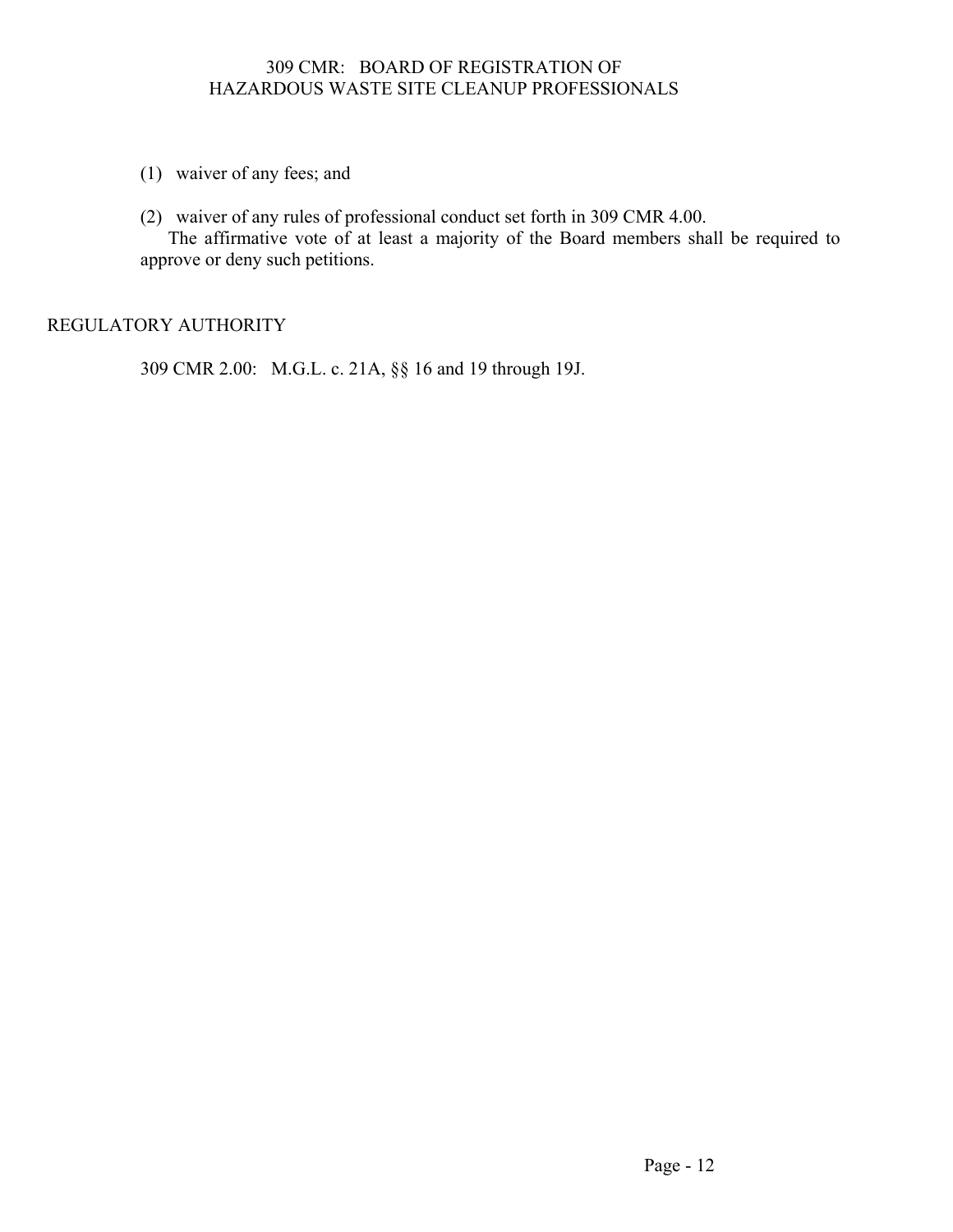(1) waiver of any fees; and

(2) waiver of any rules of professional conduct set forth in 309 CMR 4.00.

The affirmative vote of at least a majority of the Board members shall be required to approve or deny such petitions.

## REGULATORY AUTHORITY

309 CMR 2.00: M.G.L. c. 21A, §§ 16 and 19 through 19J.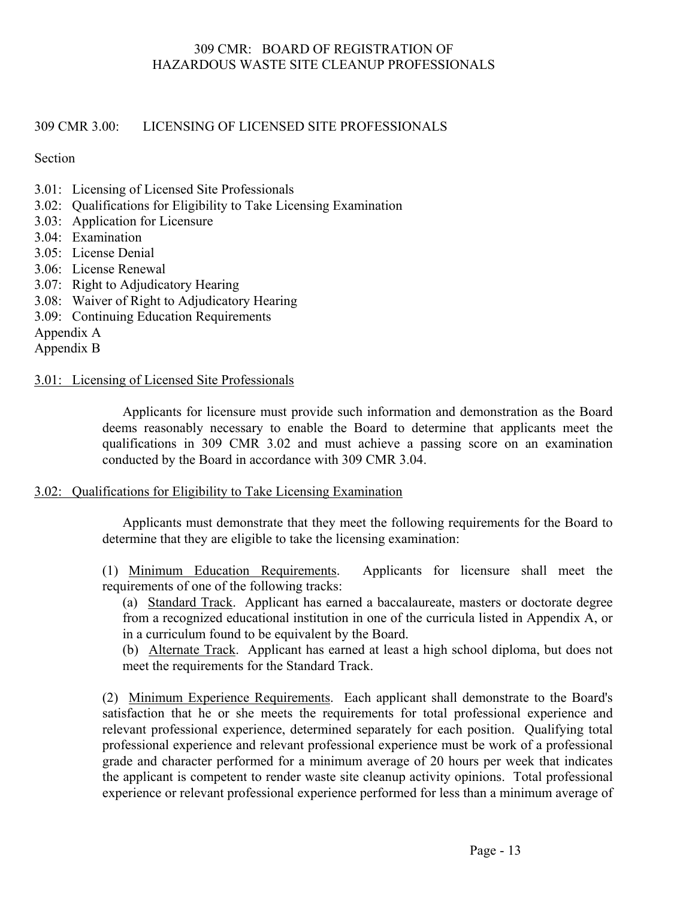# 309 CMR 3.00: LICENSING OF LICENSED SITE PROFESSIONALS

Section

3.01: Licensing of Licensed Site Professionals
3.02: Qualifications for Eligibility to Take Licensing Examination
3.03: Application for Licensure
3.04: Examination
3.05: License Denial
3.06: License Renewal
3.07: Right to Adjudicatory Hearing
3.08: Waiver of Right to Adjudicatory Hearing
3.09: Continuing Education Requirements
Appendix A
Appendix B

## 3.01: Licensing of Licensed Site Professionals

Applicants for licensure must provide such information and demonstration as the Board deems reasonably necessary to enable the Board to determine that applicants meet the qualifications in 309 CMR 3.02 and must achieve a passing score on an examination conducted by the Board in accordance with 309 CMR 3.04.

## 3.02: Qualifications for Eligibility to Take Licensing Examination

Applicants must demonstrate that they meet the following requirements for the Board to determine that they are eligible to take the licensing examination:

(1) Minimum Education Requirements. Applicants for licensure shall meet the requirements of one of the following tracks:

(a) Standard Track. Applicant has earned a baccalaureate, masters or doctorate degree from a recognized educational institution in one of the curricula listed in Appendix A, or in a curriculum found to be equivalent by the Board.

(b) Alternate Track. Applicant has earned at least a high school diploma, but does not meet the requirements for the Standard Track.

(2) Minimum Experience Requirements. Each applicant shall demonstrate to the Board's satisfaction that he or she meets the requirements for total professional experience and relevant professional experience, determined separately for each position. Qualifying total professional experience and relevant professional experience must be work of a professional grade and character performed for a minimum average of 20 hours per week that indicates the applicant is competent to render waste site cleanup activity opinions. Total professional experience or relevant professional experience performed for less than a minimum average of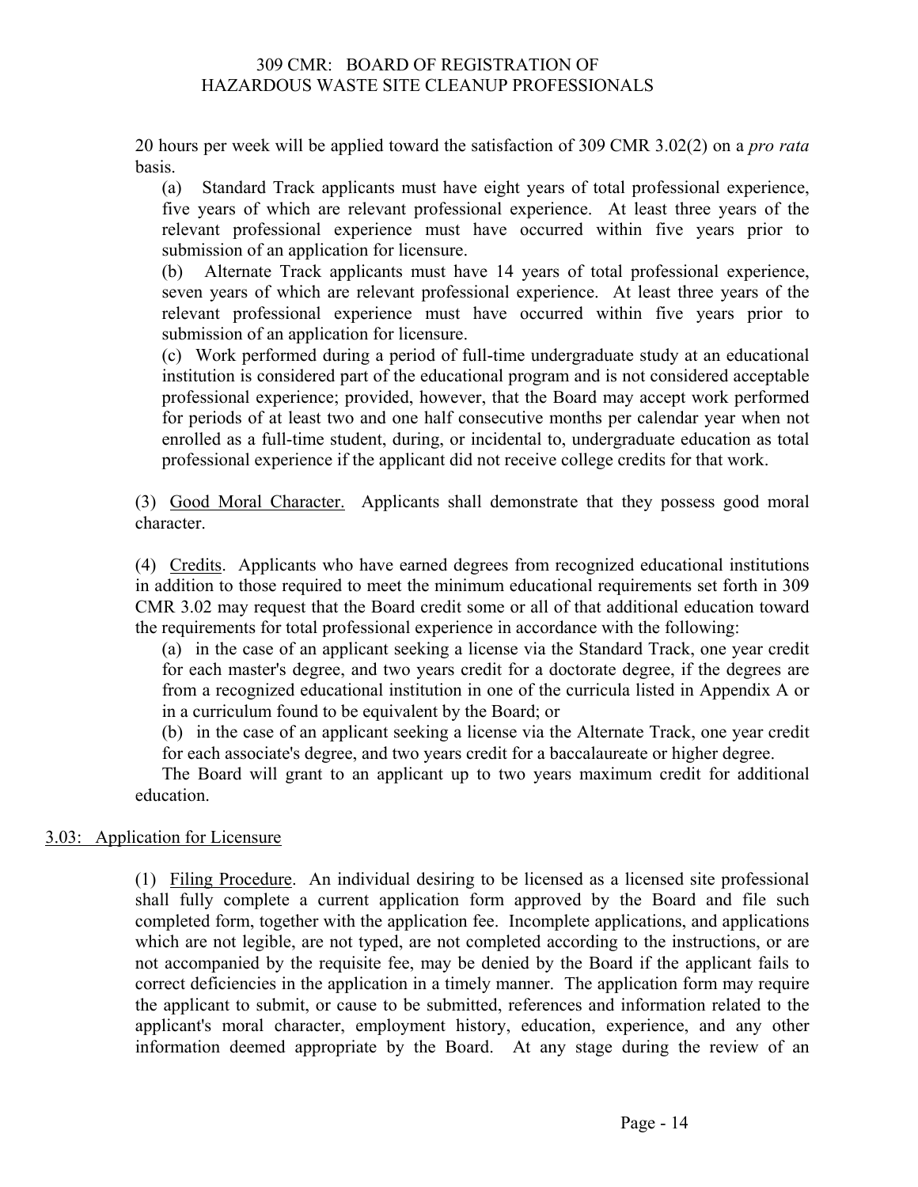20 hours per week will be applied toward the satisfaction of 309 CMR 3.02(2) on a *pro rata* basis.

(a) Standard Track applicants must have eight years of total professional experience, five years of which are relevant professional experience. At least three years of the relevant professional experience must have occurred within five years prior to submission of an application for licensure.

(b) Alternate Track applicants must have 14 years of total professional experience, seven years of which are relevant professional experience. At least three years of the relevant professional experience must have occurred within five years prior to submission of an application for licensure.

(c) Work performed during a period of full-time undergraduate study at an educational institution is considered part of the educational program and is not considered acceptable professional experience; provided, however, that the Board may accept work performed for periods of at least two and one half consecutive months per calendar year when not enrolled as a full-time student, during, or incidental to, undergraduate education as total professional experience if the applicant did not receive college credits for that work.

(3) Good Moral Character. Applicants shall demonstrate that they possess good moral character.

(4) Credits. Applicants who have earned degrees from recognized educational institutions in addition to those required to meet the minimum educational requirements set forth in 309 CMR 3.02 may request that the Board credit some or all of that additional education toward the requirements for total professional experience in accordance with the following:

(a) in the case of an applicant seeking a license via the Standard Track, one year credit for each master's degree, and two years credit for a doctorate degree, if the degrees are from a recognized educational institution in one of the curricula listed in Appendix A or in a curriculum found to be equivalent by the Board; or

(b) in the case of an applicant seeking a license via the Alternate Track, one year credit for each associate's degree, and two years credit for a baccalaureate or higher degree.

The Board will grant to an applicant up to two years maximum credit for additional education.

## 3.03: Application for Licensure

(1) Filing Procedure. An individual desiring to be licensed as a licensed site professional shall fully complete a current application form approved by the Board and file such completed form, together with the application fee. Incomplete applications, and applications which are not legible, are not typed, are not completed according to the instructions, or are not accompanied by the requisite fee, may be denied by the Board if the applicant fails to correct deficiencies in the application in a timely manner. The application form may require the applicant to submit, or cause to be submitted, references and information related to the applicant's moral character, employment history, education, experience, and any other information deemed appropriate by the Board. At any stage during the review of an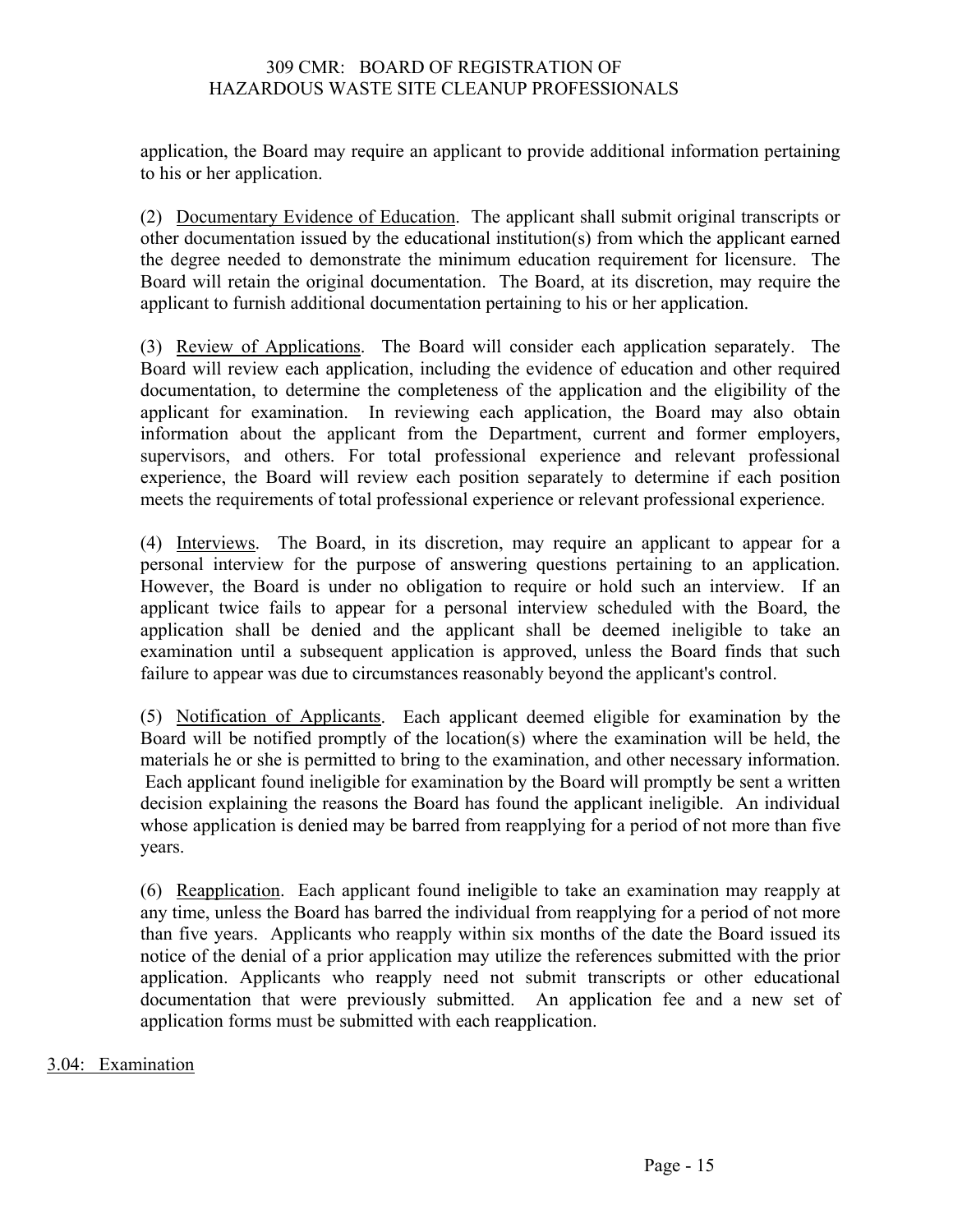application, the Board may require an applicant to provide additional information pertaining to his or her application.

(2) Documentary Evidence of Education. The applicant shall submit original transcripts or other documentation issued by the educational institution(s) from which the applicant earned the degree needed to demonstrate the minimum education requirement for licensure. The Board will retain the original documentation. The Board, at its discretion, may require the applicant to furnish additional documentation pertaining to his or her application.

(3) Review of Applications. The Board will consider each application separately. The Board will review each application, including the evidence of education and other required documentation, to determine the completeness of the application and the eligibility of the applicant for examination. In reviewing each application, the Board may also obtain information about the applicant from the Department, current and former employers, supervisors, and others. For total professional experience and relevant professional experience, the Board will review each position separately to determine if each position meets the requirements of total professional experience or relevant professional experience.

(4) Interviews. The Board, in its discretion, may require an applicant to appear for a personal interview for the purpose of answering questions pertaining to an application. However, the Board is under no obligation to require or hold such an interview. If an applicant twice fails to appear for a personal interview scheduled with the Board, the application shall be denied and the applicant shall be deemed ineligible to take an examination until a subsequent application is approved, unless the Board finds that such failure to appear was due to circumstances reasonably beyond the applicant's control.

(5) Notification of Applicants. Each applicant deemed eligible for examination by the Board will be notified promptly of the location(s) where the examination will be held, the materials he or she is permitted to bring to the examination, and other necessary information. Each applicant found ineligible for examination by the Board will promptly be sent a written decision explaining the reasons the Board has found the applicant ineligible. An individual whose application is denied may be barred from reapplying for a period of not more than five years.

(6) Reapplication. Each applicant found ineligible to take an examination may reapply at any time, unless the Board has barred the individual from reapplying for a period of not more than five years. Applicants who reapply within six months of the date the Board issued its notice of the denial of a prior application may utilize the references submitted with the prior application. Applicants who reapply need not submit transcripts or other educational documentation that were previously submitted. An application fee and a new set of application forms must be submitted with each reapplication.

## 3.04: Examination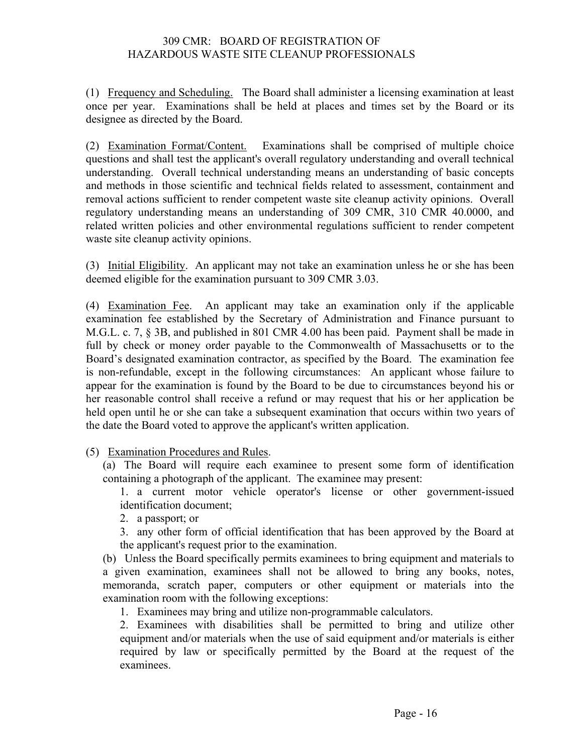(1) Frequency and Scheduling. The Board shall administer a licensing examination at least once per year. Examinations shall be held at places and times set by the Board or its designee as directed by the Board.

(2) Examination Format/Content. Examinations shall be comprised of multiple choice questions and shall test the applicant's overall regulatory understanding and overall technical understanding. Overall technical understanding means an understanding of basic concepts and methods in those scientific and technical fields related to assessment, containment and removal actions sufficient to render competent waste site cleanup activity opinions. Overall regulatory understanding means an understanding of 309 CMR, 310 CMR 40.0000, and related written policies and other environmental regulations sufficient to render competent waste site cleanup activity opinions.

(3) Initial Eligibility. An applicant may not take an examination unless he or she has been deemed eligible for the examination pursuant to 309 CMR 3.03.

(4) Examination Fee. An applicant may take an examination only if the applicable examination fee established by the Secretary of Administration and Finance pursuant to M.G.L. c. 7, § 3B, and published in 801 CMR 4.00 has been paid. Payment shall be made in full by check or money order payable to the Commonwealth of Massachusetts or to the Board's designated examination contractor, as specified by the Board. The examination fee is non-refundable, except in the following circumstances: An applicant whose failure to appear for the examination is found by the Board to be due to circumstances beyond his or her reasonable control shall receive a refund or may request that his or her application be held open until he or she can take a subsequent examination that occurs within two years of the date the Board voted to approve the applicant's written application.

(5) Examination Procedures and Rules.

(a) The Board will require each examinee to present some form of identification containing a photograph of the applicant. The examinee may present:

1. a current motor vehicle operator's license or other government-issued identification document;
2. a passport; or
3. any other form of official identification that has been approved by the Board at the applicant's request prior to the examination.

(b) Unless the Board specifically permits examinees to bring equipment and materials to a given examination, examinees shall not be allowed to bring any books, notes, memoranda, scratch paper, computers or other equipment or materials into the examination room with the following exceptions:

1. Examinees may bring and utilize non-programmable calculators.
2. Examinees with disabilities shall be permitted to bring and utilize other equipment and/or materials when the use of said equipment and/or materials is either required by law or specifically permitted by the Board at the request of the examinees.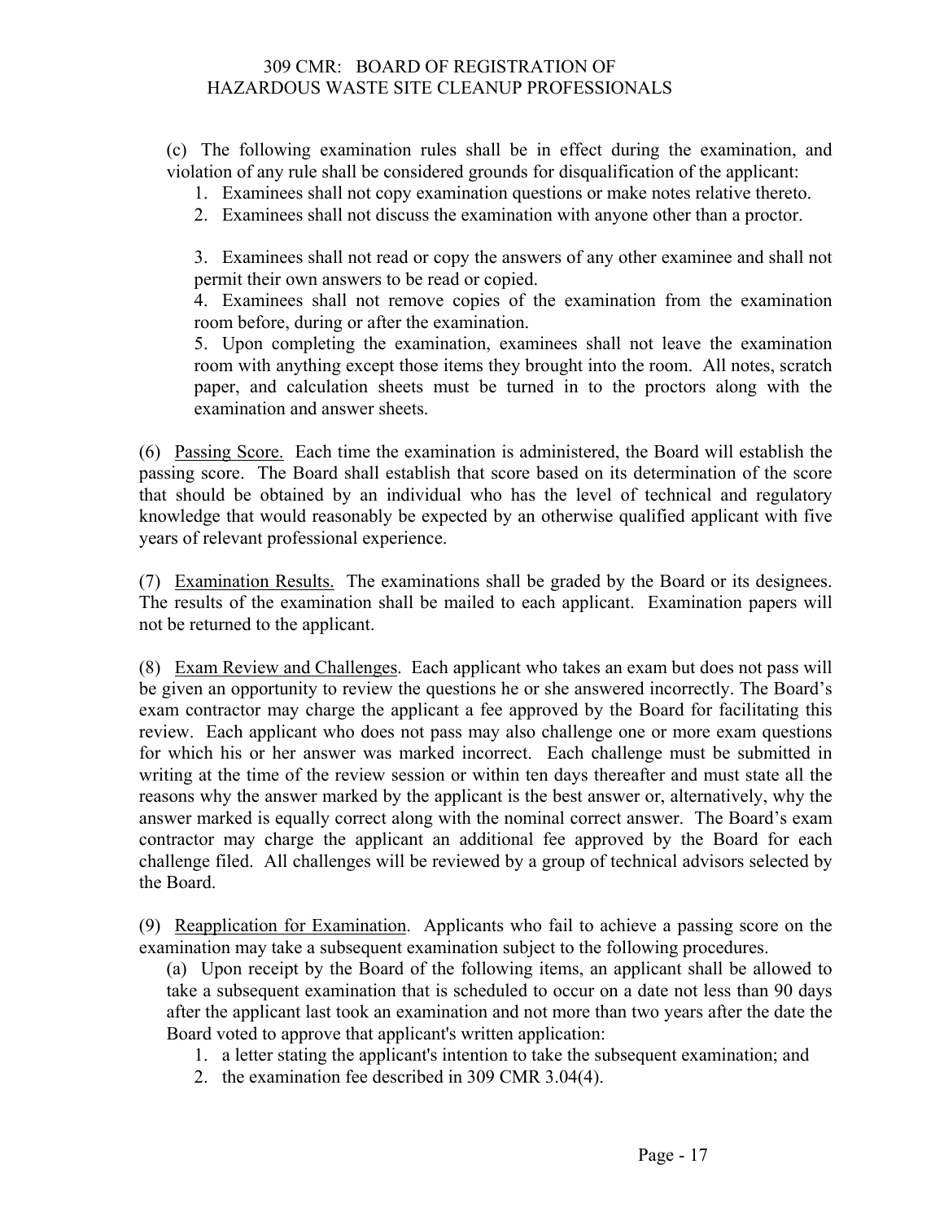(c) The following examination rules shall be in effect during the examination, and violation of any rule shall be considered grounds for disqualification of the applicant:

1. Examinees shall not copy examination questions or make notes relative thereto.
2. Examinees shall not discuss the examination with anyone other than a proctor.
3. Examinees shall not read or copy the answers of any other examinee and shall not permit their own answers to be read or copied.
4. Examinees shall not remove copies of the examination from the examination room before, during or after the examination.
5. Upon completing the examination, examinees shall not leave the examination room with anything except those items they brought into the room. All notes, scratch paper, and calculation sheets must be turned in to the proctors along with the examination and answer sheets.

(6) Passing Score. Each time the examination is administered, the Board will establish the passing score. The Board shall establish that score based on its determination of the score that should be obtained by an individual who has the level of technical and regulatory knowledge that would reasonably be expected by an otherwise qualified applicant with five years of relevant professional experience.

(7) Examination Results. The examinations shall be graded by the Board or its designees. The results of the examination shall be mailed to each applicant. Examination papers will not be returned to the applicant.

(8) Exam Review and Challenges. Each applicant who takes an exam but does not pass will be given an opportunity to review the questions he or she answered incorrectly. The Board's exam contractor may charge the applicant a fee approved by the Board for facilitating this review. Each applicant who does not pass may also challenge one or more exam questions for which his or her answer was marked incorrect. Each challenge must be submitted in writing at the time of the review session or within ten days thereafter and must state all the reasons why the answer marked by the applicant is the best answer or, alternatively, why the answer marked is equally correct along with the nominal correct answer. The Board's exam contractor may charge the applicant an additional fee approved by the Board for each challenge filed. All challenges will be reviewed by a group of technical advisors selected by the Board.

(9) Reapplication for Examination. Applicants who fail to achieve a passing score on the examination may take a subsequent examination subject to the following procedures.

(a) Upon receipt by the Board of the following items, an applicant shall be allowed to take a subsequent examination that is scheduled to occur on a date not less than 90 days after the applicant last took an examination and not more than two years after the date the Board voted to approve that applicant's written application:

1. a letter stating the applicant's intention to take the subsequent examination; and
2. the examination fee described in 309 CMR 3.04(4).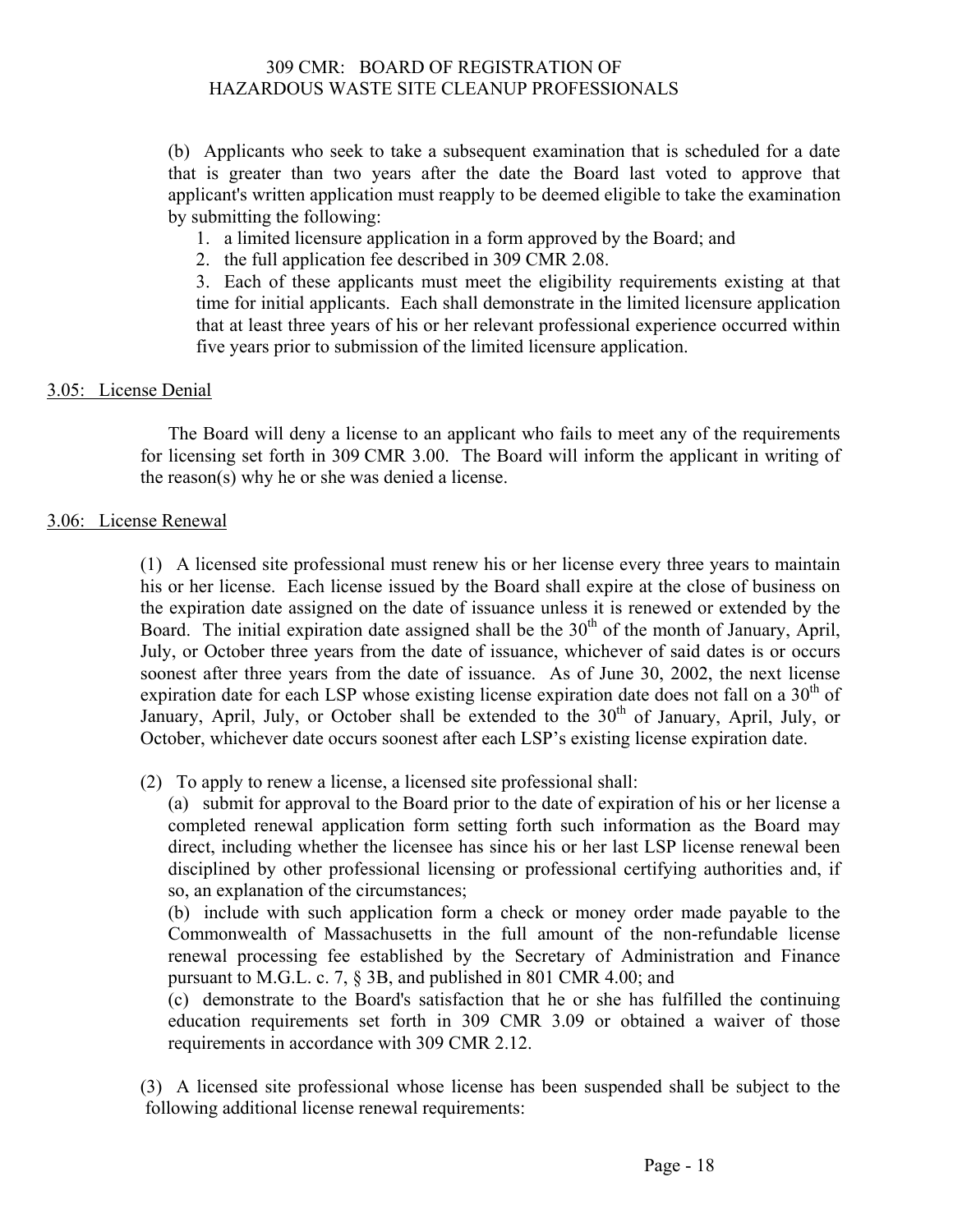(b) Applicants who seek to take a subsequent examination that is scheduled for a date that is greater than two years after the date the Board last voted to approve that applicant's written application must reapply to be deemed eligible to take the examination by submitting the following:

1. a limited licensure application in a form approved by the Board; and
2. the full application fee described in 309 CMR 2.08.
3. Each of these applicants must meet the eligibility requirements existing at that time for initial applicants. Each shall demonstrate in the limited licensure application that at least three years of his or her relevant professional experience occurred within five years prior to submission of the limited licensure application.

## 3.05: License Denial

The Board will deny a license to an applicant who fails to meet any of the requirements for licensing set forth in 309 CMR 3.00. The Board will inform the applicant in writing of the reason(s) why he or she was denied a license.

## 3.06: License Renewal

(1) A licensed site professional must renew his or her license every three years to maintain his or her license. Each license issued by the Board shall expire at the close of business on the expiration date assigned on the date of issuance unless it is renewed or extended by the Board. The initial expiration date assigned shall be the 30th of the month of January, April, July, or October three years from the date of issuance, whichever of said dates is or occurs soonest after three years from the date of issuance. As of June 30, 2002, the next license expiration date for each LSP whose existing license expiration date does not fall on a 30th of January, April, July, or October shall be extended to the 30th of January, April, July, or October, whichever date occurs soonest after each LSP's existing license expiration date.

(2) To apply to renew a license, a licensed site professional shall:

(a) submit for approval to the Board prior to the date of expiration of his or her license a completed renewal application form setting forth such information as the Board may direct, including whether the licensee has since his or her last LSP license renewal been disciplined by other professional licensing or professional certifying authorities and, if so, an explanation of the circumstances;

(b) include with such application form a check or money order made payable to the Commonwealth of Massachusetts in the full amount of the non-refundable license renewal processing fee established by the Secretary of Administration and Finance pursuant to M.G.L. c. 7, § 3B, and published in 801 CMR 4.00; and

(c) demonstrate to the Board's satisfaction that he or she has fulfilled the continuing education requirements set forth in 309 CMR 3.09 or obtained a waiver of those requirements in accordance with 309 CMR 2.12.

(3) A licensed site professional whose license has been suspended shall be subject to the following additional license renewal requirements: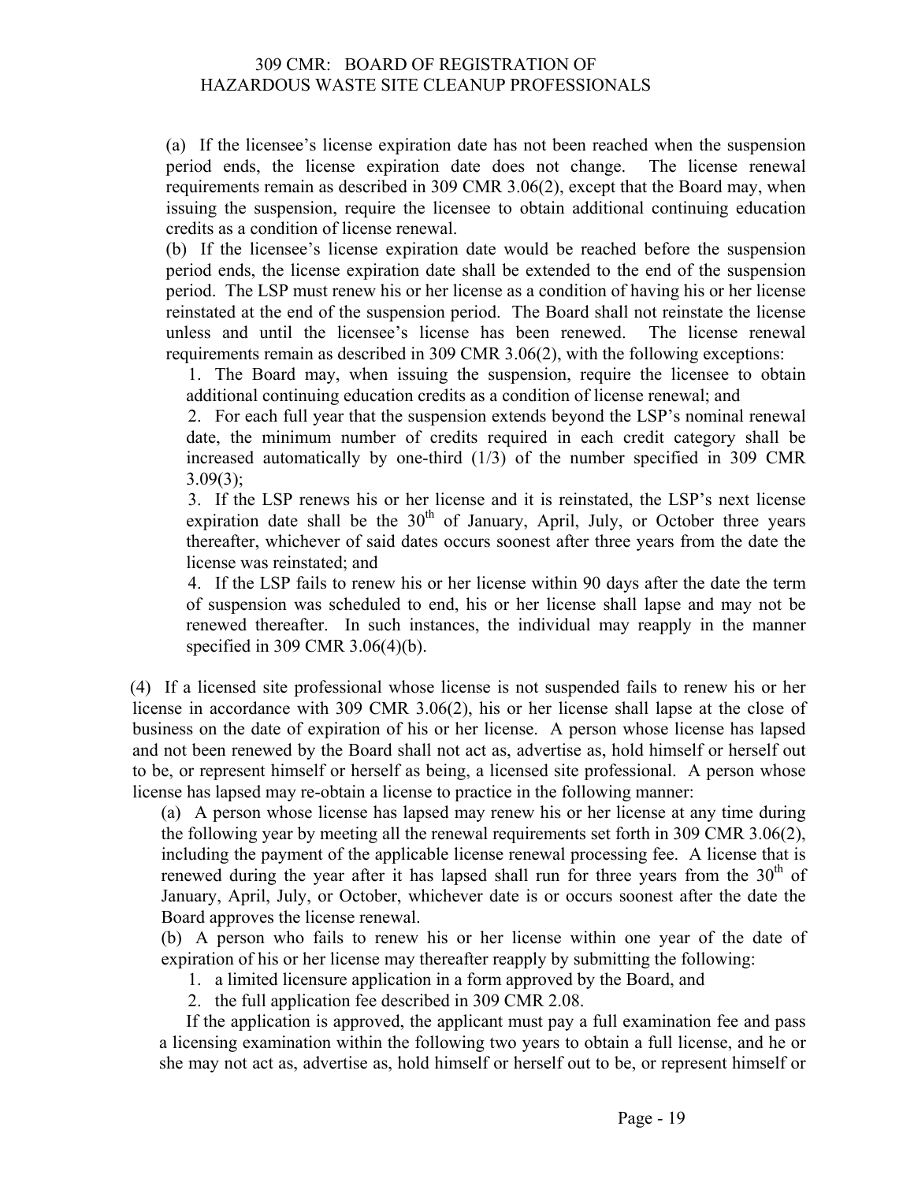(a) If the licensee's license expiration date has not been reached when the suspension period ends, the license expiration date does not change. The license renewal requirements remain as described in 309 CMR 3.06(2), except that the Board may, when issuing the suspension, require the licensee to obtain additional continuing education credits as a condition of license renewal.

(b) If the licensee's license expiration date would be reached before the suspension period ends, the license expiration date shall be extended to the end of the suspension period. The LSP must renew his or her license as a condition of having his or her license reinstated at the end of the suspension period. The Board shall not reinstate the license unless and until the licensee's license has been renewed. The license renewal requirements remain as described in 309 CMR 3.06(2), with the following exceptions:

1. The Board may, when issuing the suspension, require the licensee to obtain additional continuing education credits as a condition of license renewal; and
2. For each full year that the suspension extends beyond the LSP's nominal renewal date, the minimum number of credits required in each credit category shall be increased automatically by one-third (1/3) of the number specified in 309 CMR 3.09(3);
3. If the LSP renews his or her license and it is reinstated, the LSP's next license expiration date shall be the 30th of January, April, July, or October three years thereafter, whichever of said dates occurs soonest after three years from the date the license was reinstated; and
4. If the LSP fails to renew his or her license within 90 days after the date the term of suspension was scheduled to end, his or her license shall lapse and may not be renewed thereafter. In such instances, the individual may reapply in the manner specified in 309 CMR 3.06(4)(b).

(4) If a licensed site professional whose license is not suspended fails to renew his or her license in accordance with 309 CMR 3.06(2), his or her license shall lapse at the close of business on the date of expiration of his or her license. A person whose license has lapsed and not been renewed by the Board shall not act as, advertise as, hold himself or herself out to be, or represent himself or herself as being, a licensed site professional. A person whose license has lapsed may re-obtain a license to practice in the following manner:

(a) A person whose license has lapsed may renew his or her license at any time during the following year by meeting all the renewal requirements set forth in 309 CMR 3.06(2), including the payment of the applicable license renewal processing fee. A license that is renewed during the year after it has lapsed shall run for three years from the 30th of January, April, July, or October, whichever date is or occurs soonest after the date the Board approves the license renewal.

(b) A person who fails to renew his or her license within one year of the date of expiration of his or her license may thereafter reapply by submitting the following:

1. a limited licensure application in a form approved by the Board, and
2. the full application fee described in 309 CMR 2.08.

If the application is approved, the applicant must pay a full examination fee and pass a licensing examination within the following two years to obtain a full license, and he or she may not act as, advertise as, hold himself or herself out to be, or represent himself or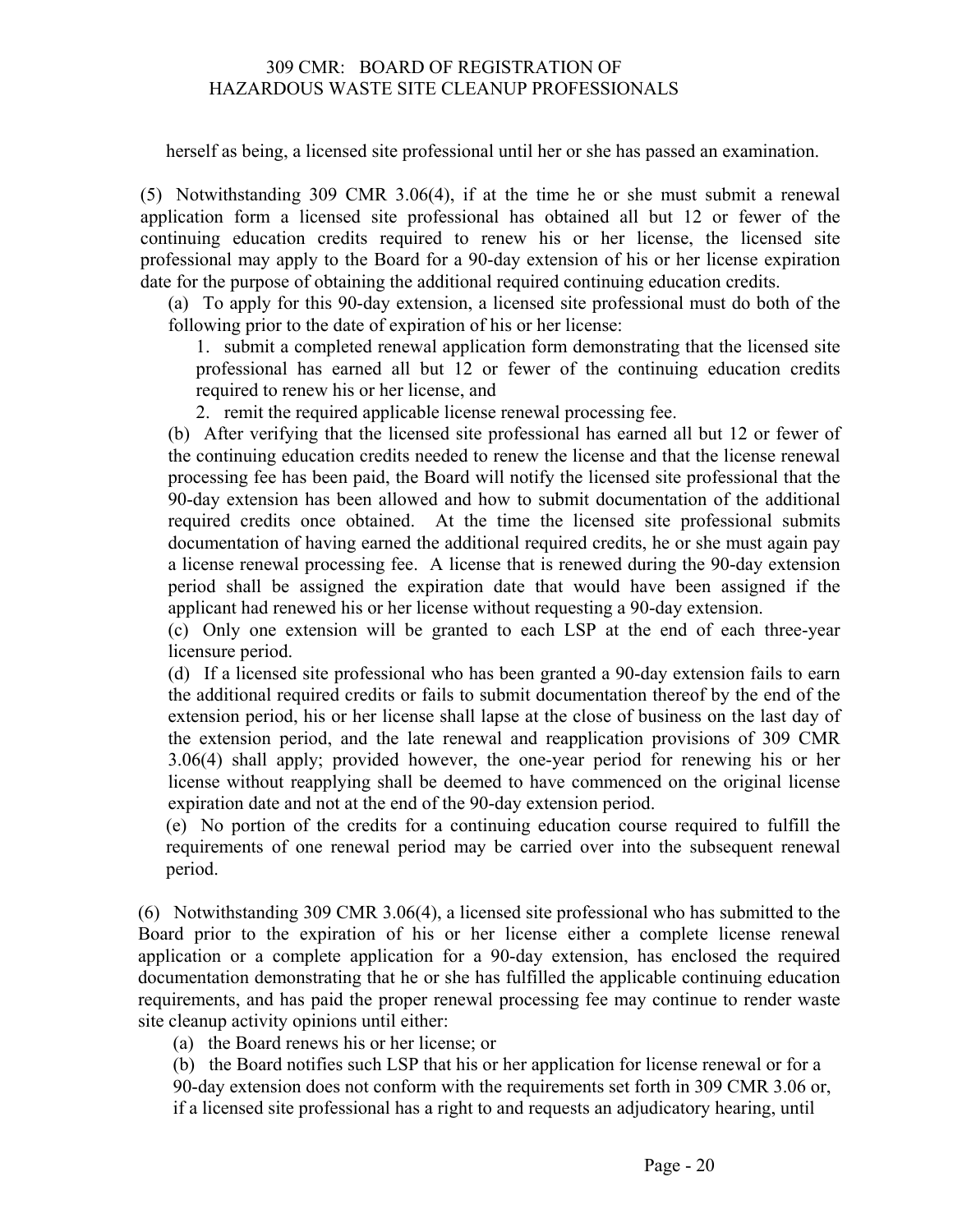herself as being, a licensed site professional until her or she has passed an examination.

(5) Notwithstanding 309 CMR 3.06(4), if at the time he or she must submit a renewal application form a licensed site professional has obtained all but 12 or fewer of the continuing education credits required to renew his or her license, the licensed site professional may apply to the Board for a 90-day extension of his or her license expiration date for the purpose of obtaining the additional required continuing education credits.

(a) To apply for this 90-day extension, a licensed site professional must do both of the following prior to the date of expiration of his or her license:

1. submit a completed renewal application form demonstrating that the licensed site professional has earned all but 12 or fewer of the continuing education credits required to renew his or her license, and

2. remit the required applicable license renewal processing fee.

(b) After verifying that the licensed site professional has earned all but 12 or fewer of the continuing education credits needed to renew the license and that the license renewal processing fee has been paid, the Board will notify the licensed site professional that the 90-day extension has been allowed and how to submit documentation of the additional required credits once obtained. At the time the licensed site professional submits documentation of having earned the additional required credits, he or she must again pay a license renewal processing fee. A license that is renewed during the 90-day extension period shall be assigned the expiration date that would have been assigned if the applicant had renewed his or her license without requesting a 90-day extension.

(c) Only one extension will be granted to each LSP at the end of each three-year licensure period.

(d) If a licensed site professional who has been granted a 90-day extension fails to earn the additional required credits or fails to submit documentation thereof by the end of the extension period, his or her license shall lapse at the close of business on the last day of the extension period, and the late renewal and reapplication provisions of 309 CMR 3.06(4) shall apply; provided however, the one-year period for renewing his or her license without reapplying shall be deemed to have commenced on the original license expiration date and not at the end of the 90-day extension period.

(e) No portion of the credits for a continuing education course required to fulfill the requirements of one renewal period may be carried over into the subsequent renewal period.

(6) Notwithstanding 309 CMR 3.06(4), a licensed site professional who has submitted to the Board prior to the expiration of his or her license either a complete license renewal application or a complete application for a 90-day extension, has enclosed the required documentation demonstrating that he or she has fulfilled the applicable continuing education requirements, and has paid the proper renewal processing fee may continue to render waste site cleanup activity opinions until either:

(a) the Board renews his or her license; or

(b) the Board notifies such LSP that his or her application for license renewal or for a 90-day extension does not conform with the requirements set forth in 309 CMR 3.06 or, if a licensed site professional has a right to and requests an adjudicatory hearing, until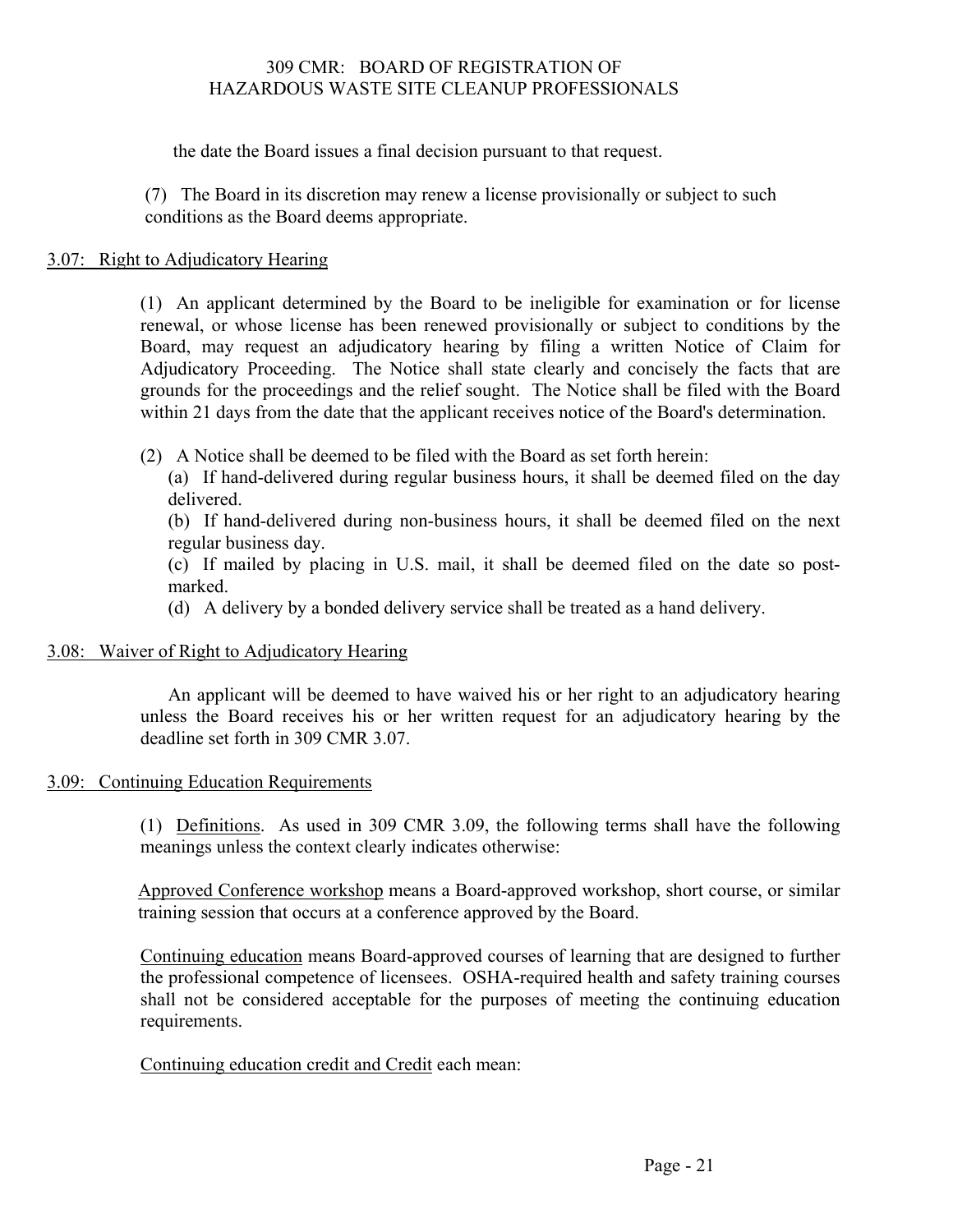the date the Board issues a final decision pursuant to that request.

(7) The Board in its discretion may renew a license provisionally or subject to such conditions as the Board deems appropriate.

## 3.07: Right to Adjudicatory Hearing

(1) An applicant determined by the Board to be ineligible for examination or for license renewal, or whose license has been renewed provisionally or subject to conditions by the Board, may request an adjudicatory hearing by filing a written Notice of Claim for Adjudicatory Proceeding. The Notice shall state clearly and concisely the facts that are grounds for the proceedings and the relief sought. The Notice shall be filed with the Board within 21 days from the date that the applicant receives notice of the Board's determination.

(2) A Notice shall be deemed to be filed with the Board as set forth herein:

(a) If hand-delivered during regular business hours, it shall be deemed filed on the day delivered.

(b) If hand-delivered during non-business hours, it shall be deemed filed on the next regular business day.

(c) If mailed by placing in U.S. mail, it shall be deemed filed on the date so post-marked.

(d) A delivery by a bonded delivery service shall be treated as a hand delivery.

## 3.08: Waiver of Right to Adjudicatory Hearing

An applicant will be deemed to have waived his or her right to an adjudicatory hearing unless the Board receives his or her written request for an adjudicatory hearing by the deadline set forth in 309 CMR 3.07.

## 3.09: Continuing Education Requirements

(1) Definitions. As used in 309 CMR 3.09, the following terms shall have the following meanings unless the context clearly indicates otherwise:

Approved Conference workshop means a Board-approved workshop, short course, or similar training session that occurs at a conference approved by the Board.

Continuing education means Board-approved courses of learning that are designed to further the professional competence of licensees. OSHA-required health and safety training courses shall not be considered acceptable for the purposes of meeting the continuing education requirements.

Continuing education credit and Credit each mean: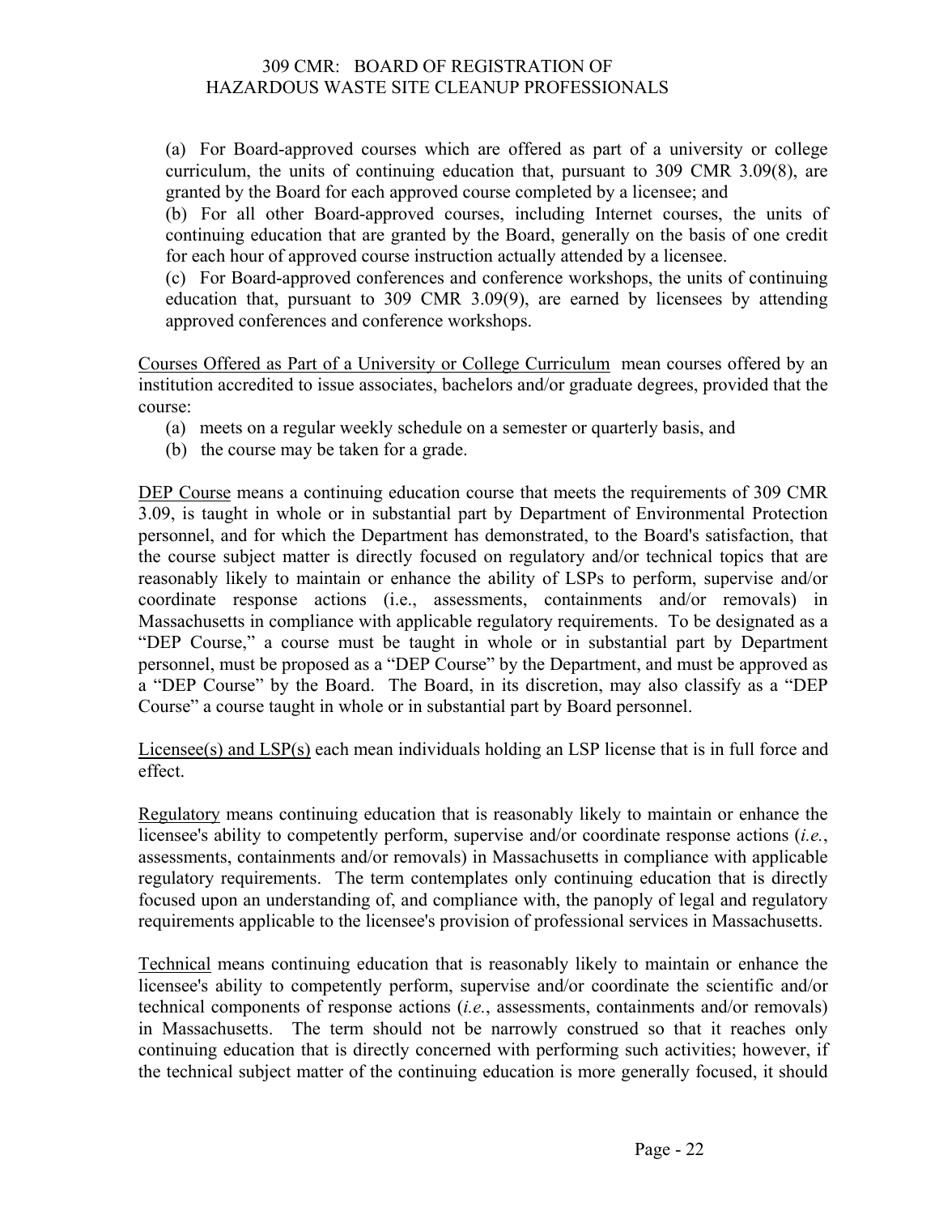(a) For Board-approved courses which are offered as part of a university or college curriculum, the units of continuing education that, pursuant to 309 CMR 3.09(8), are granted by the Board for each approved course completed by a licensee; and

(b) For all other Board-approved courses, including Internet courses, the units of continuing education that are granted by the Board, generally on the basis of one credit for each hour of approved course instruction actually attended by a licensee.

(c) For Board-approved conferences and conference workshops, the units of continuing education that, pursuant to 309 CMR 3.09(9), are earned by licensees by attending approved conferences and conference workshops.

Courses Offered as Part of a University or College Curriculum mean courses offered by an institution accredited to issue associates, bachelors and/or graduate degrees, provided that the course:

(a) meets on a regular weekly schedule on a semester or quarterly basis, and
(b) the course may be taken for a grade.

DEP Course means a continuing education course that meets the requirements of 309 CMR 3.09, is taught in whole or in substantial part by Department of Environmental Protection personnel, and for which the Department has demonstrated, to the Board's satisfaction, that the course subject matter is directly focused on regulatory and/or technical topics that are reasonably likely to maintain or enhance the ability of LSPs to perform, supervise and/or coordinate response actions (i.e., assessments, containments and/or removals) in Massachusetts in compliance with applicable regulatory requirements. To be designated as a "DEP Course," a course must be taught in whole or in substantial part by Department personnel, must be proposed as a "DEP Course" by the Department, and must be approved as a "DEP Course" by the Board. The Board, in its discretion, may also classify as a "DEP Course" a course taught in whole or in substantial part by Board personnel.

Licensee(s) and LSP(s) each mean individuals holding an LSP license that is in full force and effect.

Regulatory means continuing education that is reasonably likely to maintain or enhance the licensee's ability to competently perform, supervise and/or coordinate response actions (*i.e.*, assessments, containments and/or removals) in Massachusetts in compliance with applicable regulatory requirements. The term contemplates only continuing education that is directly focused upon an understanding of, and compliance with, the panoply of legal and regulatory requirements applicable to the licensee's provision of professional services in Massachusetts.

Technical means continuing education that is reasonably likely to maintain or enhance the licensee's ability to competently perform, supervise and/or coordinate the scientific and/or technical components of response actions (*i.e.*, assessments, containments and/or removals) in Massachusetts. The term should not be narrowly construed so that it reaches only continuing education that is directly concerned with performing such activities; however, if the technical subject matter of the continuing education is more generally focused, it should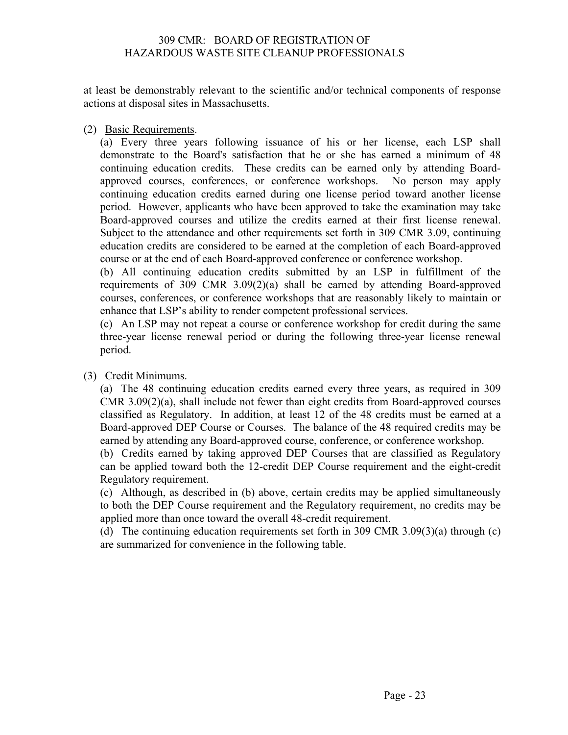at least be demonstrably relevant to the scientific and/or technical components of response actions at disposal sites in Massachusetts.

(2) Basic Requirements.

(a) Every three years following issuance of his or her license, each LSP shall demonstrate to the Board's satisfaction that he or she has earned a minimum of 48 continuing education credits. These credits can be earned only by attending Board-approved courses, conferences, or conference workshops. No person may apply continuing education credits earned during one license period toward another license period. However, applicants who have been approved to take the examination may take Board-approved courses and utilize the credits earned at their first license renewal. Subject to the attendance and other requirements set forth in 309 CMR 3.09, continuing education credits are considered to be earned at the completion of each Board-approved course or at the end of each Board-approved conference or conference workshop.

(b) All continuing education credits submitted by an LSP in fulfillment of the requirements of 309 CMR 3.09(2)(a) shall be earned by attending Board-approved courses, conferences, or conference workshops that are reasonably likely to maintain or enhance that LSP's ability to render competent professional services.

(c) An LSP may not repeat a course or conference workshop for credit during the same three-year license renewal period or during the following three-year license renewal period.

(3) Credit Minimums.

(a) The 48 continuing education credits earned every three years, as required in 309 CMR 3.09(2)(a), shall include not fewer than eight credits from Board-approved courses classified as Regulatory. In addition, at least 12 of the 48 credits must be earned at a Board-approved DEP Course or Courses. The balance of the 48 required credits may be earned by attending any Board-approved course, conference, or conference workshop.

(b) Credits earned by taking approved DEP Courses that are classified as Regulatory can be applied toward both the 12-credit DEP Course requirement and the eight-credit Regulatory requirement.

(c) Although, as described in (b) above, certain credits may be applied simultaneously to both the DEP Course requirement and the Regulatory requirement, no credits may be applied more than once toward the overall 48-credit requirement.

(d) The continuing education requirements set forth in 309 CMR 3.09(3)(a) through (c) are summarized for convenience in the following table.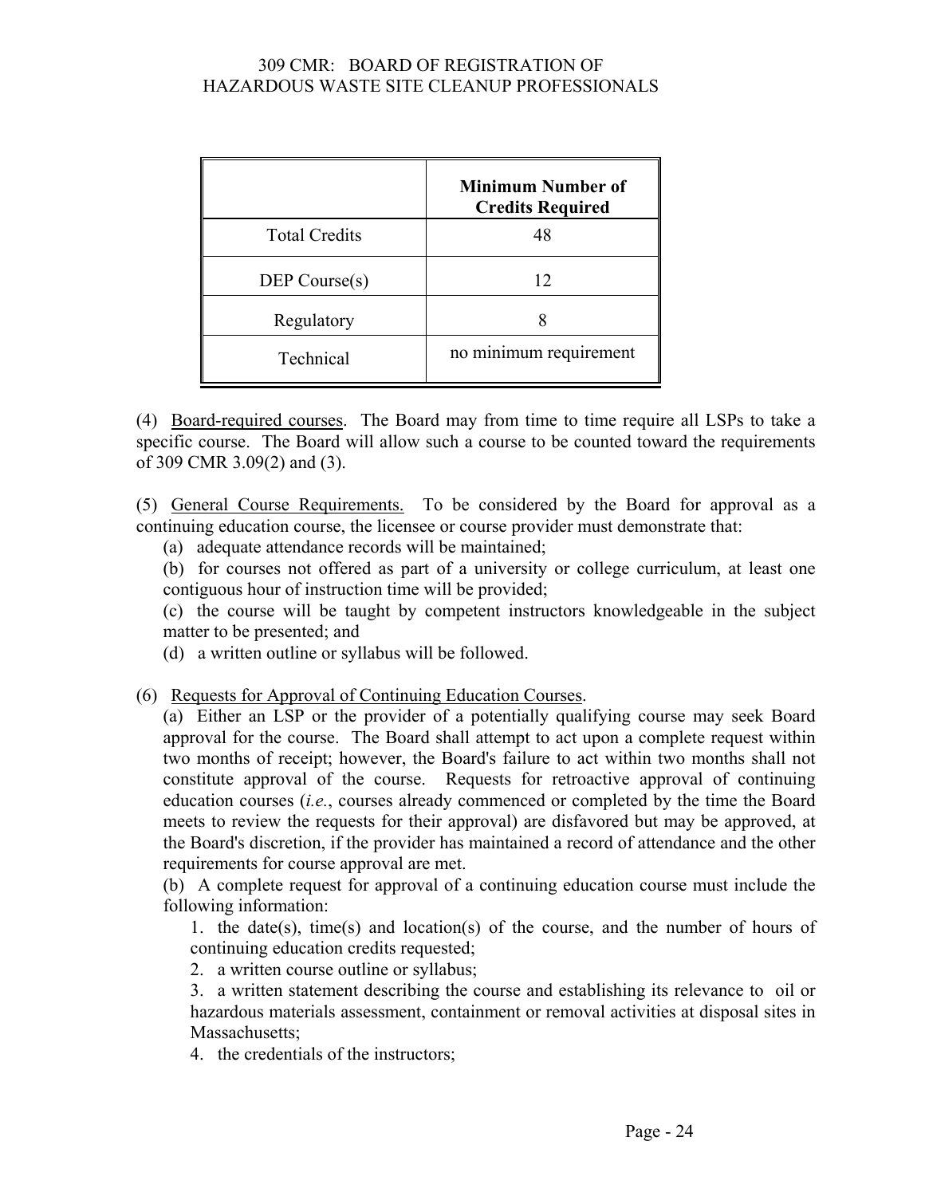| | Minimum Number of Credits Required |
|---|---|
| Total Credits | 48 |
| DEP Course(s) | 12 |
| Regulatory | 8 |
| Technical | no minimum requirement |

(4) Board-required courses. The Board may from time to time require all LSPs to take a specific course. The Board will allow such a course to be counted toward the requirements of 309 CMR 3.09(2) and (3).

(5) General Course Requirements. To be considered by the Board for approval as a continuing education course, the licensee or course provider must demonstrate that:

(a) adequate attendance records will be maintained;

(b) for courses not offered as part of a university or college curriculum, at least one contiguous hour of instruction time will be provided;

(c) the course will be taught by competent instructors knowledgeable in the subject matter to be presented; and

(d) a written outline or syllabus will be followed.

(6) Requests for Approval of Continuing Education Courses.

(a) Either an LSP or the provider of a potentially qualifying course may seek Board approval for the course. The Board shall attempt to act upon a complete request within two months of receipt; however, the Board's failure to act within two months shall not constitute approval of the course. Requests for retroactive approval of continuing education courses (*i.e.*, courses already commenced or completed by the time the Board meets to review the requests for their approval) are disfavored but may be approved, at the Board's discretion, if the provider has maintained a record of attendance and the other requirements for course approval are met.

(b) A complete request for approval of a continuing education course must include the following information:

1. the date(s), time(s) and location(s) of the course, and the number of hours of continuing education credits requested;

2. a written course outline or syllabus;

3. a written statement describing the course and establishing its relevance to oil or hazardous materials assessment, containment or removal activities at disposal sites in Massachusetts;

4. the credentials of the instructors;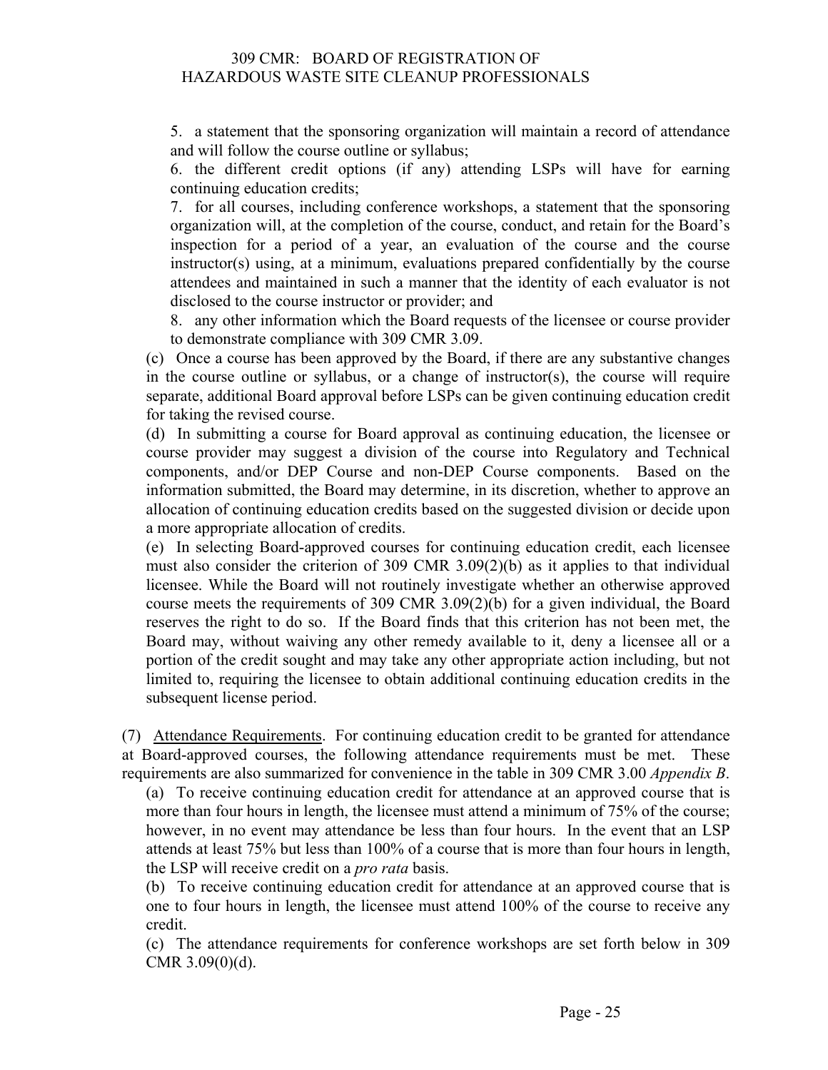5. a statement that the sponsoring organization will maintain a record of attendance and will follow the course outline or syllabus;

6. the different credit options (if any) attending LSPs will have for earning continuing education credits;

7. for all courses, including conference workshops, a statement that the sponsoring organization will, at the completion of the course, conduct, and retain for the Board's inspection for a period of a year, an evaluation of the course and the course instructor(s) using, at a minimum, evaluations prepared confidentially by the course attendees and maintained in such a manner that the identity of each evaluator is not disclosed to the course instructor or provider; and

8. any other information which the Board requests of the licensee or course provider to demonstrate compliance with 309 CMR 3.09.

(c) Once a course has been approved by the Board, if there are any substantive changes in the course outline or syllabus, or a change of instructor(s), the course will require separate, additional Board approval before LSPs can be given continuing education credit for taking the revised course.

(d) In submitting a course for Board approval as continuing education, the licensee or course provider may suggest a division of the course into Regulatory and Technical components, and/or DEP Course and non-DEP Course components. Based on the information submitted, the Board may determine, in its discretion, whether to approve an allocation of continuing education credits based on the suggested division or decide upon a more appropriate allocation of credits.

(e) In selecting Board-approved courses for continuing education credit, each licensee must also consider the criterion of 309 CMR 3.09(2)(b) as it applies to that individual licensee. While the Board will not routinely investigate whether an otherwise approved course meets the requirements of 309 CMR 3.09(2)(b) for a given individual, the Board reserves the right to do so. If the Board finds that this criterion has not been met, the Board may, without waiving any other remedy available to it, deny a licensee all or a portion of the credit sought and may take any other appropriate action including, but not limited to, requiring the licensee to obtain additional continuing education credits in the subsequent license period.

(7) Attendance Requirements. For continuing education credit to be granted for attendance at Board-approved courses, the following attendance requirements must be met. These requirements are also summarized for convenience in the table in 309 CMR 3.00 *Appendix B*.

(a) To receive continuing education credit for attendance at an approved course that is more than four hours in length, the licensee must attend a minimum of 75% of the course; however, in no event may attendance be less than four hours. In the event that an LSP attends at least 75% but less than 100% of a course that is more than four hours in length, the LSP will receive credit on a *pro rata* basis.

(b) To receive continuing education credit for attendance at an approved course that is one to four hours in length, the licensee must attend 100% of the course to receive any credit.

(c) The attendance requirements for conference workshops are set forth below in 309 CMR 3.09(0)(d).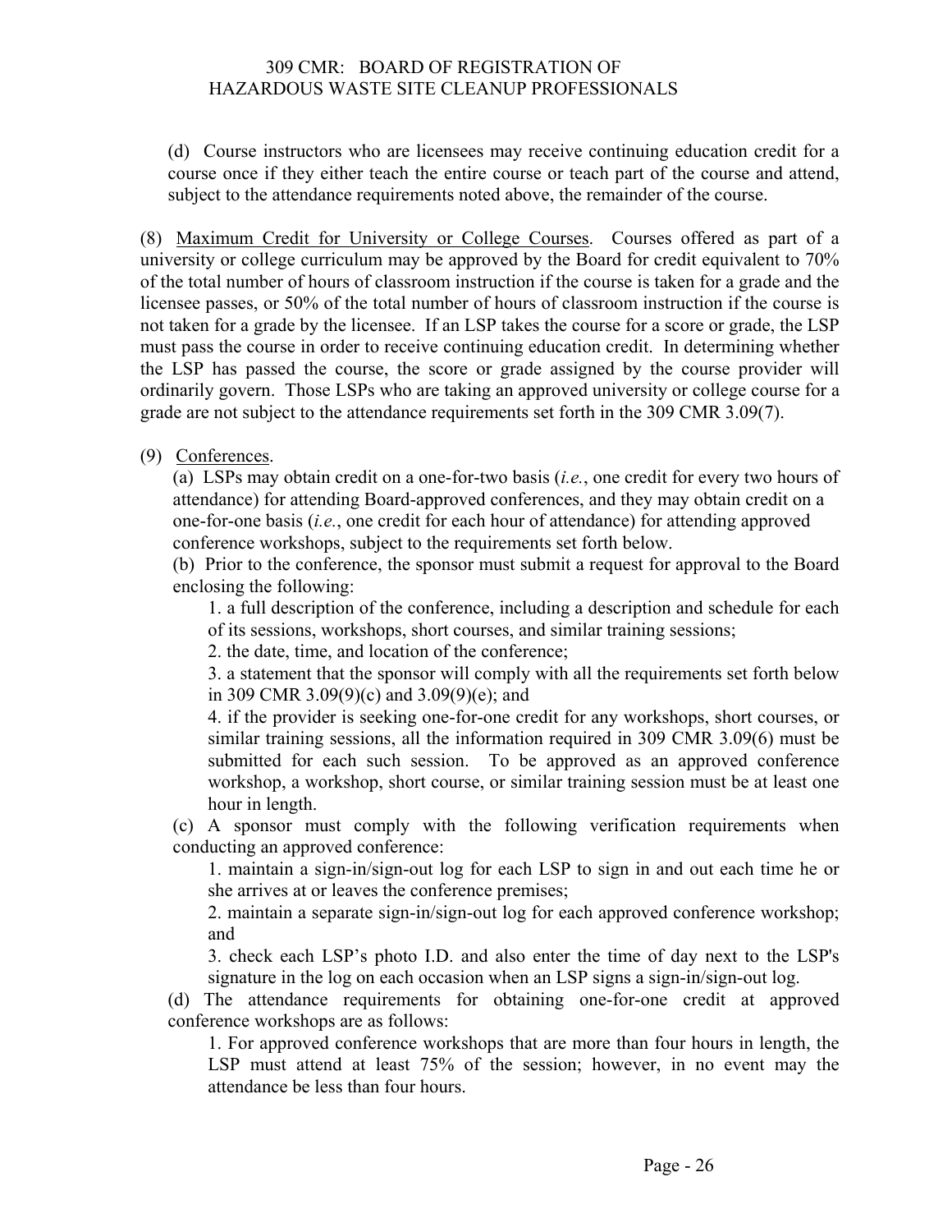(d) Course instructors who are licensees may receive continuing education credit for a course once if they either teach the entire course or teach part of the course and attend, subject to the attendance requirements noted above, the remainder of the course.

(8) Maximum Credit for University or College Courses. Courses offered as part of a university or college curriculum may be approved by the Board for credit equivalent to 70% of the total number of hours of classroom instruction if the course is taken for a grade and the licensee passes, or 50% of the total number of hours of classroom instruction if the course is not taken for a grade by the licensee. If an LSP takes the course for a score or grade, the LSP must pass the course in order to receive continuing education credit. In determining whether the LSP has passed the course, the score or grade assigned by the course provider will ordinarily govern. Those LSPs who are taking an approved university or college course for a grade are not subject to the attendance requirements set forth in the 309 CMR 3.09(7).

(9) Conferences.

(a) LSPs may obtain credit on a one-for-two basis (*i.e.*, one credit for every two hours of attendance) for attending Board-approved conferences, and they may obtain credit on a one-for-one basis (*i.e.*, one credit for each hour of attendance) for attending approved conference workshops, subject to the requirements set forth below.

(b) Prior to the conference, the sponsor must submit a request for approval to the Board enclosing the following:

1. a full description of the conference, including a description and schedule for each of its sessions, workshops, short courses, and similar training sessions;

2. the date, time, and location of the conference;

3. a statement that the sponsor will comply with all the requirements set forth below in 309 CMR 3.09(9)(c) and 3.09(9)(e); and

4. if the provider is seeking one-for-one credit for any workshops, short courses, or similar training sessions, all the information required in 309 CMR 3.09(6) must be submitted for each such session. To be approved as an approved conference workshop, a workshop, short course, or similar training session must be at least one hour in length.

(c) A sponsor must comply with the following verification requirements when conducting an approved conference:

1. maintain a sign-in/sign-out log for each LSP to sign in and out each time he or she arrives at or leaves the conference premises;

2. maintain a separate sign-in/sign-out log for each approved conference workshop; and

3. check each LSP's photo I.D. and also enter the time of day next to the LSP's signature in the log on each occasion when an LSP signs a sign-in/sign-out log.

(d) The attendance requirements for obtaining one-for-one credit at approved conference workshops are as follows:

1. For approved conference workshops that are more than four hours in length, the LSP must attend at least 75% of the session; however, in no event may the attendance be less than four hours.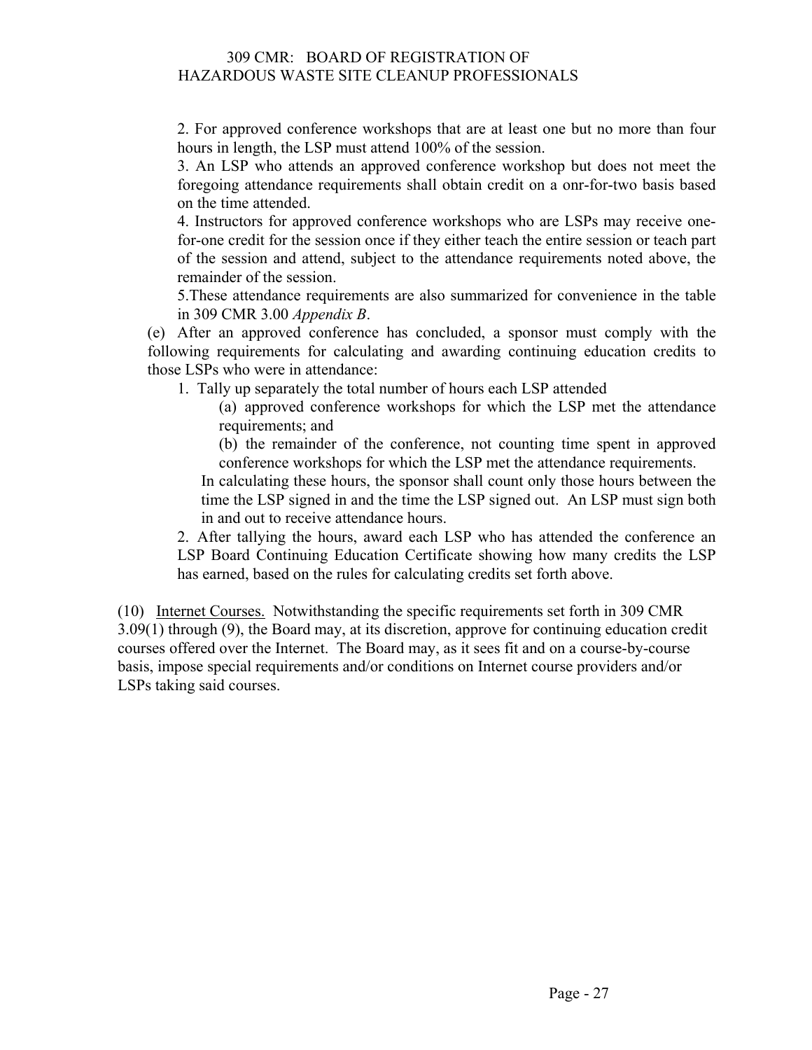2. For approved conference workshops that are at least one but no more than four hours in length, the LSP must attend 100% of the session.

3. An LSP who attends an approved conference workshop but does not meet the foregoing attendance requirements shall obtain credit on a onr-for-two basis based on the time attended.

4. Instructors for approved conference workshops who are LSPs may receive one-for-one credit for the session once if they either teach the entire session or teach part of the session and attend, subject to the attendance requirements noted above, the remainder of the session.

5.These attendance requirements are also summarized for convenience in the table in 309 CMR 3.00 *Appendix B*.

(e) After an approved conference has concluded, a sponsor must comply with the following requirements for calculating and awarding continuing education credits to those LSPs who were in attendance:

1. Tally up separately the total number of hours each LSP attended

(a) approved conference workshops for which the LSP met the attendance requirements; and

(b) the remainder of the conference, not counting time spent in approved conference workshops for which the LSP met the attendance requirements.

In calculating these hours, the sponsor shall count only those hours between the time the LSP signed in and the time the LSP signed out. An LSP must sign both in and out to receive attendance hours.

2. After tallying the hours, award each LSP who has attended the conference an LSP Board Continuing Education Certificate showing how many credits the LSP has earned, based on the rules for calculating credits set forth above.

(10) <u>Internet Courses.</u> Notwithstanding the specific requirements set forth in 309 CMR 3.09(1) through (9), the Board may, at its discretion, approve for continuing education credit courses offered over the Internet. The Board may, as it sees fit and on a course-by-course basis, impose special requirements and/or conditions on Internet course providers and/or LSPs taking said courses.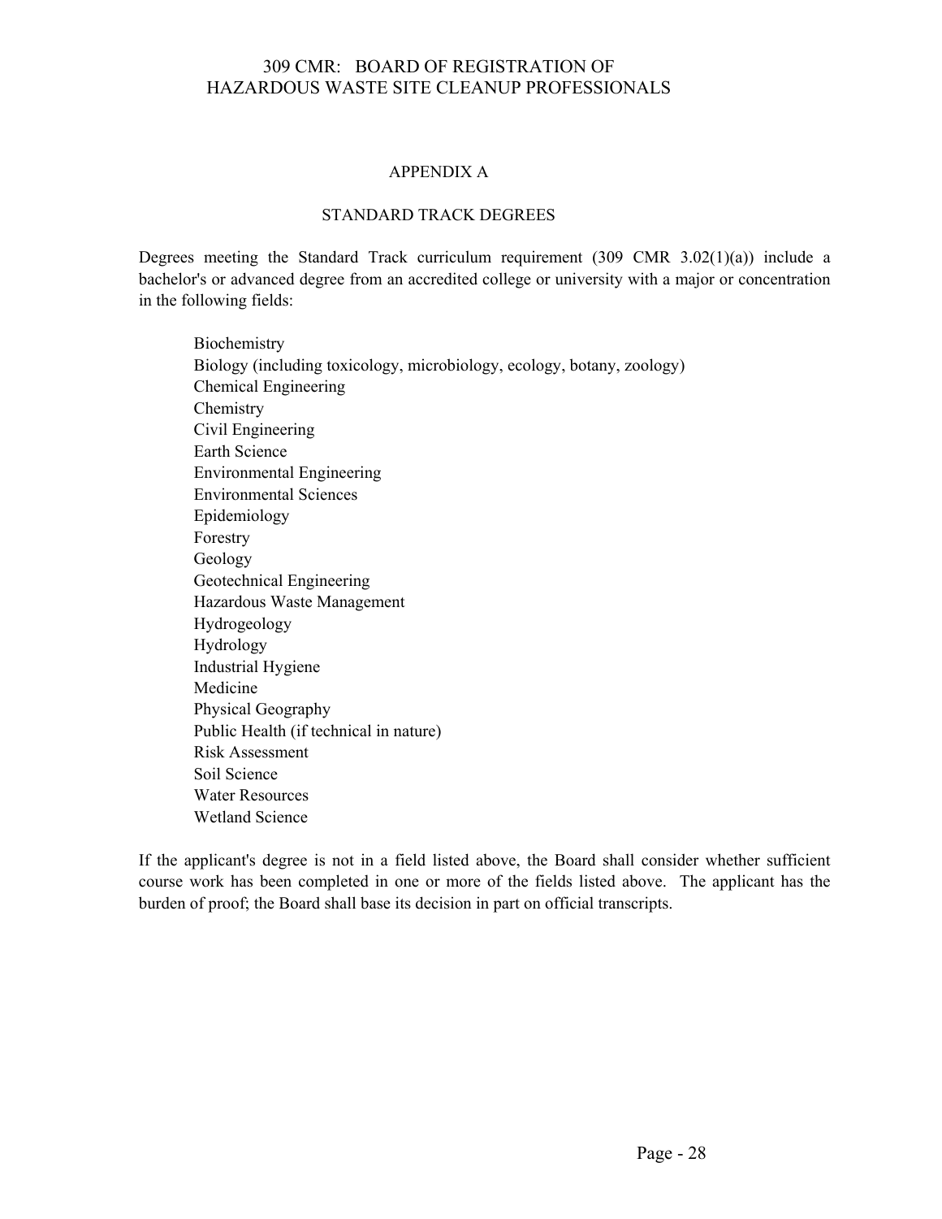## APPENDIX A

### STANDARD TRACK DEGREES

Degrees meeting the Standard Track curriculum requirement (309 CMR 3.02(1)(a)) include a bachelor's or advanced degree from an accredited college or university with a major or concentration in the following fields:

- Biochemistry
- Biology (including toxicology, microbiology, ecology, botany, zoology)
- Chemical Engineering
- Chemistry
- Civil Engineering
- Earth Science
- Environmental Engineering
- Environmental Sciences
- Epidemiology
- Forestry
- Geology
- Geotechnical Engineering
- Hazardous Waste Management
- Hydrogeology
- Hydrology
- Industrial Hygiene
- Medicine
- Physical Geography
- Public Health (if technical in nature)
- Risk Assessment
- Soil Science
- Water Resources
- Wetland Science

If the applicant's degree is not in a field listed above, the Board shall consider whether sufficient course work has been completed in one or more of the fields listed above. The applicant has the burden of proof; the Board shall base its decision in part on official transcripts.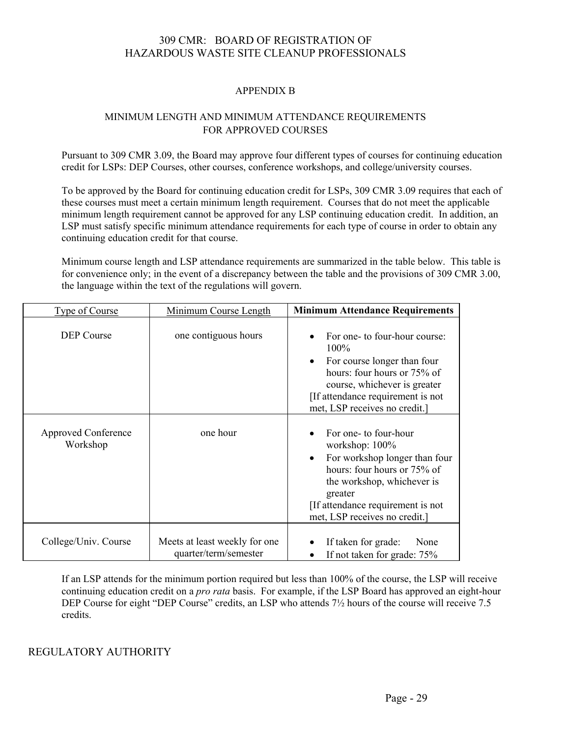# APPENDIX B

## MINIMUM LENGTH AND MINIMUM ATTENDANCE REQUIREMENTS FOR APPROVED COURSES

Pursuant to 309 CMR 3.09, the Board may approve four different types of courses for continuing education credit for LSPs: DEP Courses, other courses, conference workshops, and college/university courses.

To be approved by the Board for continuing education credit for LSPs, 309 CMR 3.09 requires that each of these courses must meet a certain minimum length requirement. Courses that do not meet the applicable minimum length requirement cannot be approved for any LSP continuing education credit. In addition, an LSP must satisfy specific minimum attendance requirements for each type of course in order to obtain any continuing education credit for that course.

Minimum course length and LSP attendance requirements are summarized in the table below. This table is for convenience only; in the event of a discrepancy between the table and the provisions of 309 CMR 3.00, the language within the text of the regulations will govern.

| Type of Course | Minimum Course Length | **Minimum Attendance Requirements** |
|---|---|---|
| DEP Course | one contiguous hours | • For one- to four-hour course: 100%<br>• For course longer than four hours: four hours or 75% of course, whichever is greater<br>[If attendance requirement is not met, LSP receives no credit.] |
| Approved Conference Workshop | one hour | • For one- to four-hour workshop: 100%<br>• For workshop longer than four hours: four hours or 75% of the workshop, whichever is greater<br>[If attendance requirement is not met, LSP receives no credit.] |
| College/Univ. Course | Meets at least weekly for one quarter/term/semester | • If taken for grade: None<br>• If not taken for grade: 75% |

If an LSP attends for the minimum portion required but less than 100% of the course, the LSP will receive continuing education credit on a *pro rata* basis. For example, if the LSP Board has approved an eight-hour DEP Course for eight "DEP Course" credits, an LSP who attends 7½ hours of the course will receive 7.5 credits.

## REGULATORY AUTHORITY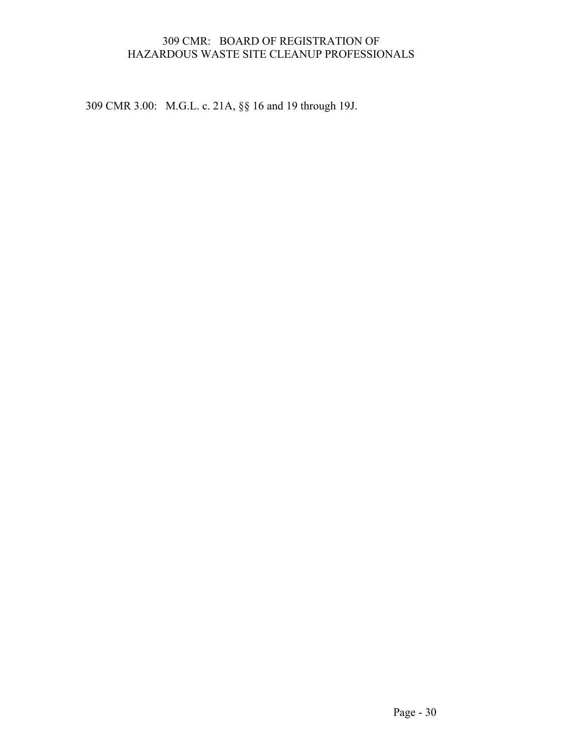309 CMR 3.00: M.G.L. c. 21A, §§ 16 and 19 through 19J.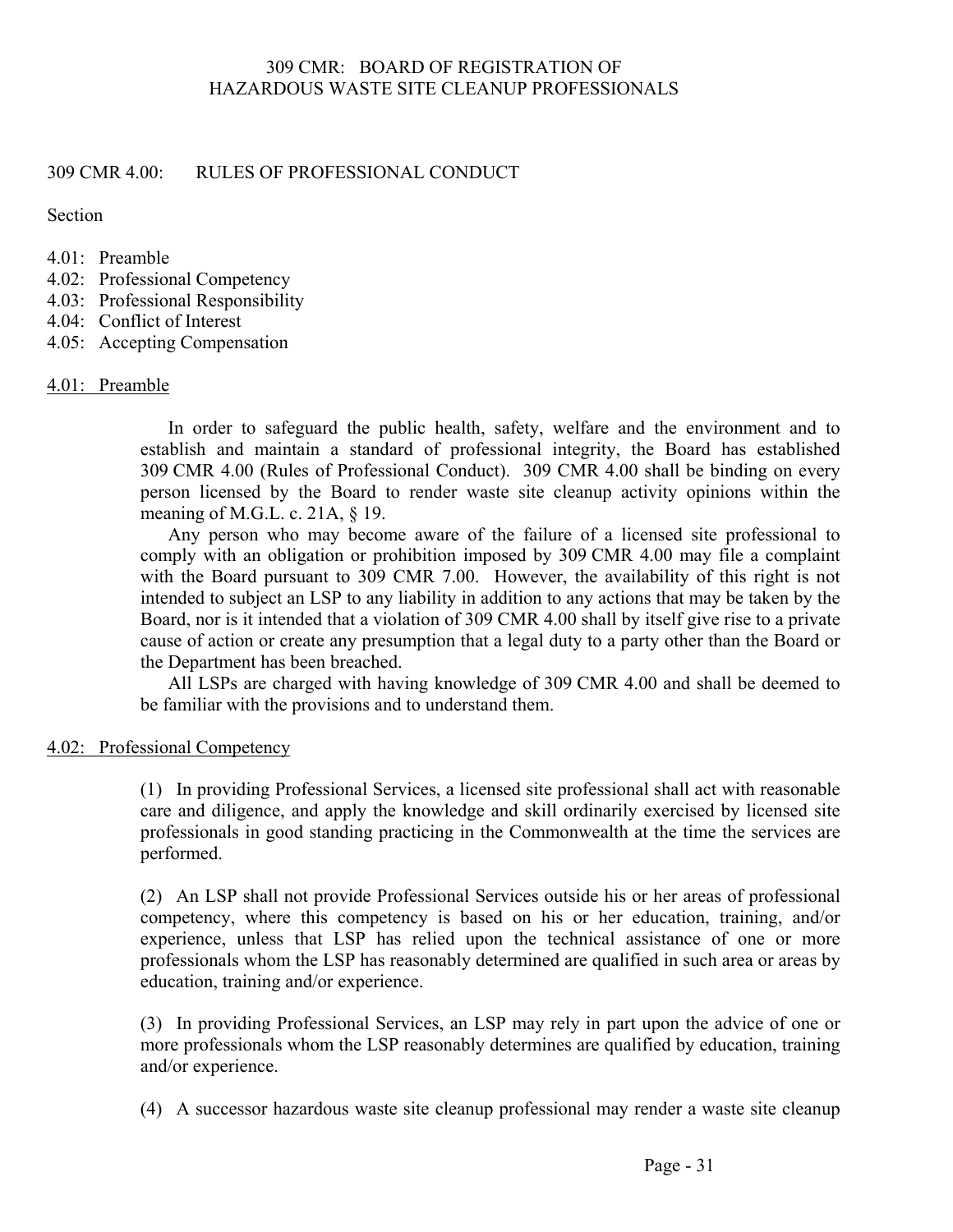# 309 CMR: BOARD OF REGISTRATION OF HAZARDOUS WASTE SITE CLEANUP PROFESSIONALS

## 309 CMR 4.00: RULES OF PROFESSIONAL CONDUCT

Section

4.01: Preamble
4.02: Professional Competency
4.03: Professional Responsibility
4.04: Conflict of Interest
4.05: Accepting Compensation

### 4.01: Preamble

In order to safeguard the public health, safety, welfare and the environment and to establish and maintain a standard of professional integrity, the Board has established 309 CMR 4.00 (Rules of Professional Conduct). 309 CMR 4.00 shall be binding on every person licensed by the Board to render waste site cleanup activity opinions within the meaning of M.G.L. c. 21A, § 19.

Any person who may become aware of the failure of a licensed site professional to comply with an obligation or prohibition imposed by 309 CMR 4.00 may file a complaint with the Board pursuant to 309 CMR 7.00. However, the availability of this right is not intended to subject an LSP to any liability in addition to any actions that may be taken by the Board, nor is it intended that a violation of 309 CMR 4.00 shall by itself give rise to a private cause of action or create any presumption that a legal duty to a party other than the Board or the Department has been breached.

All LSPs are charged with having knowledge of 309 CMR 4.00 and shall be deemed to be familiar with the provisions and to understand them.

### 4.02: Professional Competency

(1) In providing Professional Services, a licensed site professional shall act with reasonable care and diligence, and apply the knowledge and skill ordinarily exercised by licensed site professionals in good standing practicing in the Commonwealth at the time the services are performed.

(2) An LSP shall not provide Professional Services outside his or her areas of professional competency, where this competency is based on his or her education, training, and/or experience, unless that LSP has relied upon the technical assistance of one or more professionals whom the LSP has reasonably determined are qualified in such area or areas by education, training and/or experience.

(3) In providing Professional Services, an LSP may rely in part upon the advice of one or more professionals whom the LSP reasonably determines are qualified by education, training and/or experience.

(4) A successor hazardous waste site cleanup professional may render a waste site cleanup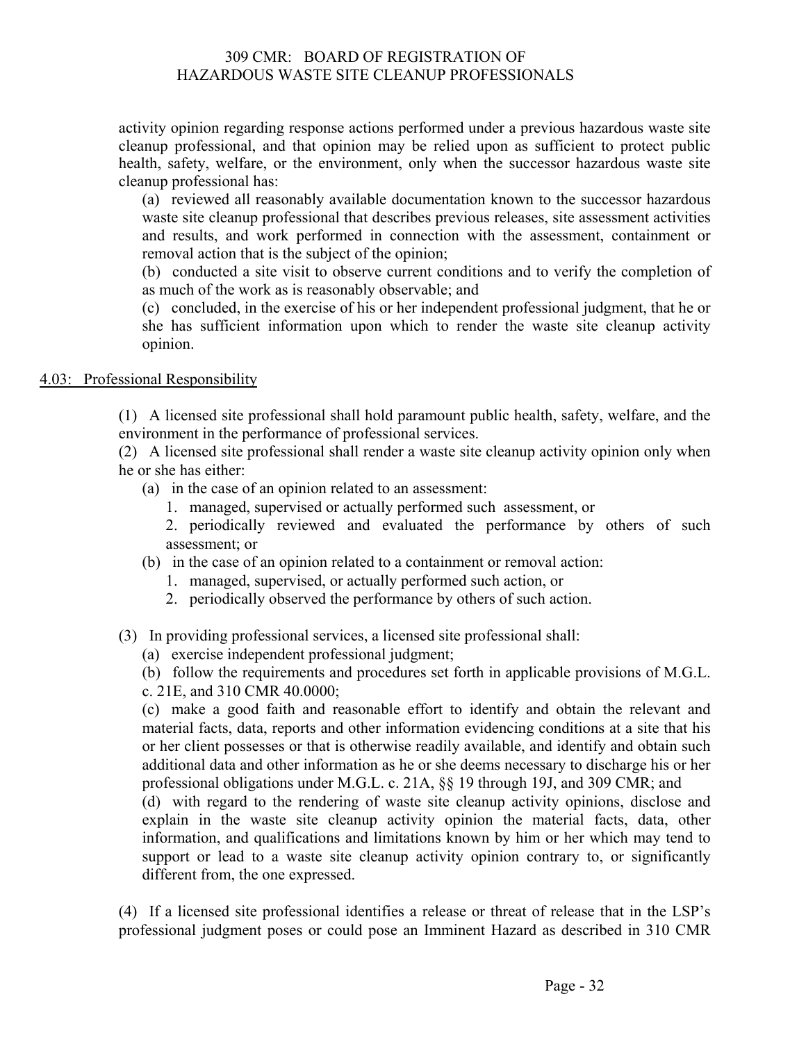activity opinion regarding response actions performed under a previous hazardous waste site cleanup professional, and that opinion may be relied upon as sufficient to protect public health, safety, welfare, or the environment, only when the successor hazardous waste site cleanup professional has:

(a) reviewed all reasonably available documentation known to the successor hazardous waste site cleanup professional that describes previous releases, site assessment activities and results, and work performed in connection with the assessment, containment or removal action that is the subject of the opinion;

(b) conducted a site visit to observe current conditions and to verify the completion of as much of the work as is reasonably observable; and

(c) concluded, in the exercise of his or her independent professional judgment, that he or she has sufficient information upon which to render the waste site cleanup activity opinion.

## 4.03: Professional Responsibility

(1) A licensed site professional shall hold paramount public health, safety, welfare, and the environment in the performance of professional services.

(2) A licensed site professional shall render a waste site cleanup activity opinion only when he or she has either:

(a) in the case of an opinion related to an assessment:

1. managed, supervised or actually performed such assessment, or

2. periodically reviewed and evaluated the performance by others of such assessment; or

(b) in the case of an opinion related to a containment or removal action:

1. managed, supervised, or actually performed such action, or

2. periodically observed the performance by others of such action.

(3) In providing professional services, a licensed site professional shall:

(a) exercise independent professional judgment;

(b) follow the requirements and procedures set forth in applicable provisions of M.G.L. c. 21E, and 310 CMR 40.0000;

(c) make a good faith and reasonable effort to identify and obtain the relevant and material facts, data, reports and other information evidencing conditions at a site that his or her client possesses or that is otherwise readily available, and identify and obtain such additional data and other information as he or she deems necessary to discharge his or her professional obligations under M.G.L. c. 21A, §§ 19 through 19J, and 309 CMR; and

(d) with regard to the rendering of waste site cleanup activity opinions, disclose and explain in the waste site cleanup activity opinion the material facts, data, other information, and qualifications and limitations known by him or her which may tend to support or lead to a waste site cleanup activity opinion contrary to, or significantly different from, the one expressed.

(4) If a licensed site professional identifies a release or threat of release that in the LSP's professional judgment poses or could pose an Imminent Hazard as described in 310 CMR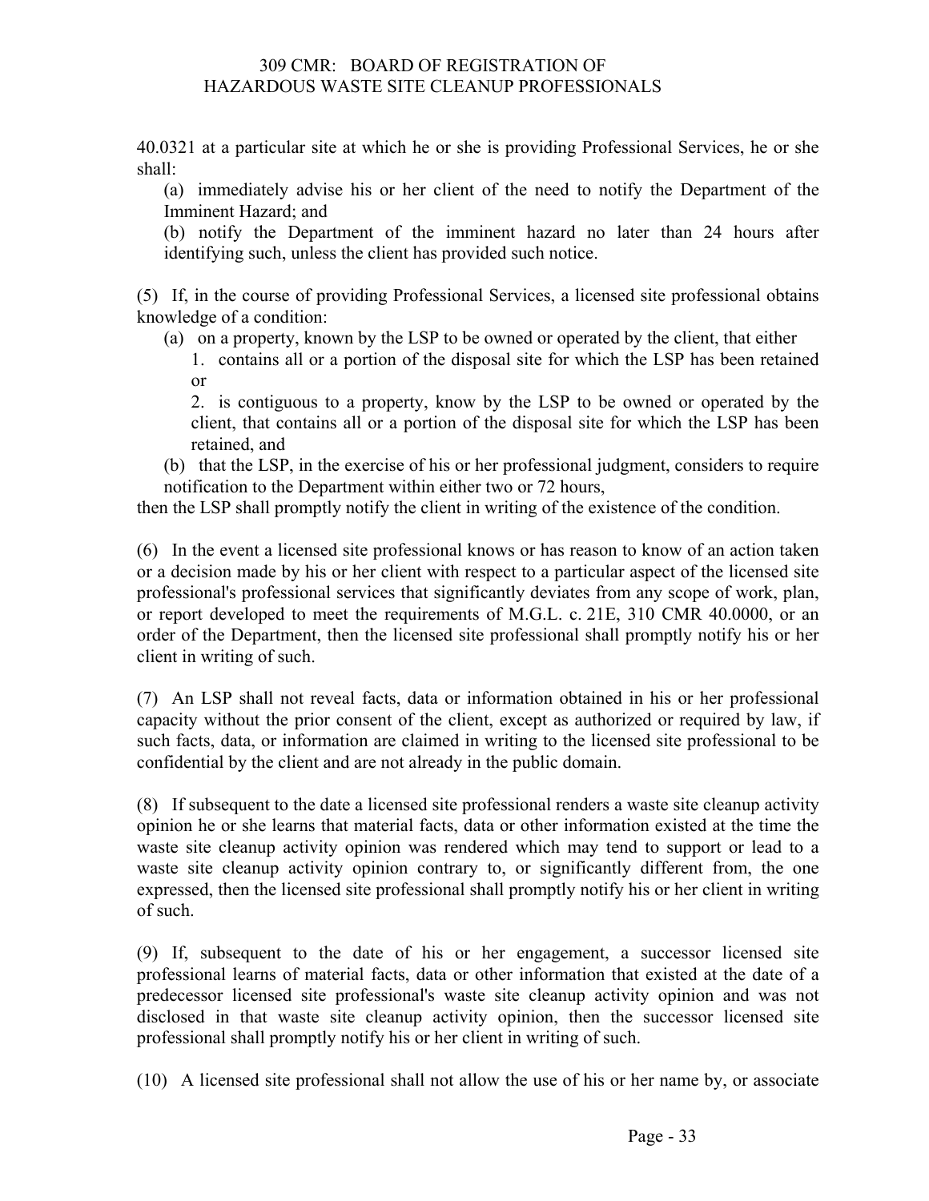40.0321 at a particular site at which he or she is providing Professional Services, he or she shall:

(a) immediately advise his or her client of the need to notify the Department of the Imminent Hazard; and

(b) notify the Department of the imminent hazard no later than 24 hours after identifying such, unless the client has provided such notice.

(5) If, in the course of providing Professional Services, a licensed site professional obtains knowledge of a condition:

(a) on a property, known by the LSP to be owned or operated by the client, that either

1. contains all or a portion of the disposal site for which the LSP has been retained or

2. is contiguous to a property, know by the LSP to be owned or operated by the client, that contains all or a portion of the disposal site for which the LSP has been retained, and

(b) that the LSP, in the exercise of his or her professional judgment, considers to require notification to the Department within either two or 72 hours,

then the LSP shall promptly notify the client in writing of the existence of the condition.

(6) In the event a licensed site professional knows or has reason to know of an action taken or a decision made by his or her client with respect to a particular aspect of the licensed site professional's professional services that significantly deviates from any scope of work, plan, or report developed to meet the requirements of M.G.L. c. 21E, 310 CMR 40.0000, or an order of the Department, then the licensed site professional shall promptly notify his or her client in writing of such.

(7) An LSP shall not reveal facts, data or information obtained in his or her professional capacity without the prior consent of the client, except as authorized or required by law, if such facts, data, or information are claimed in writing to the licensed site professional to be confidential by the client and are not already in the public domain.

(8) If subsequent to the date a licensed site professional renders a waste site cleanup activity opinion he or she learns that material facts, data or other information existed at the time the waste site cleanup activity opinion was rendered which may tend to support or lead to a waste site cleanup activity opinion contrary to, or significantly different from, the one expressed, then the licensed site professional shall promptly notify his or her client in writing of such.

(9) If, subsequent to the date of his or her engagement, a successor licensed site professional learns of material facts, data or other information that existed at the date of a predecessor licensed site professional's waste site cleanup activity opinion and was not disclosed in that waste site cleanup activity opinion, then the successor licensed site professional shall promptly notify his or her client in writing of such.

(10) A licensed site professional shall not allow the use of his or her name by, or associate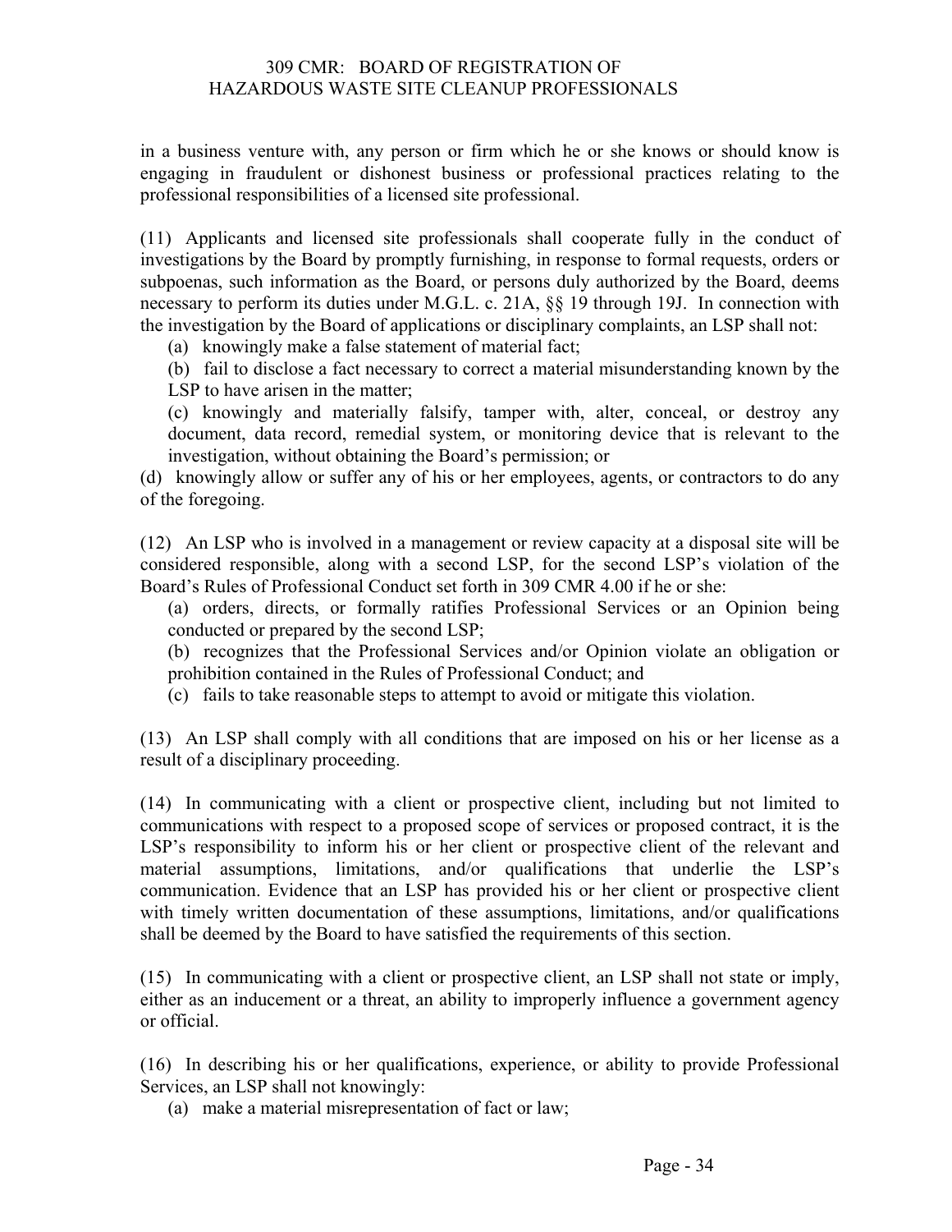in a business venture with, any person or firm which he or she knows or should know is engaging in fraudulent or dishonest business or professional practices relating to the professional responsibilities of a licensed site professional.

(11) Applicants and licensed site professionals shall cooperate fully in the conduct of investigations by the Board by promptly furnishing, in response to formal requests, orders or subpoenas, such information as the Board, or persons duly authorized by the Board, deems necessary to perform its duties under M.G.L. c. 21A, §§ 19 through 19J. In connection with the investigation by the Board of applications or disciplinary complaints, an LSP shall not:

(a) knowingly make a false statement of material fact;

(b) fail to disclose a fact necessary to correct a material misunderstanding known by the LSP to have arisen in the matter;

(c) knowingly and materially falsify, tamper with, alter, conceal, or destroy any document, data record, remedial system, or monitoring device that is relevant to the investigation, without obtaining the Board's permission; or

(d) knowingly allow or suffer any of his or her employees, agents, or contractors to do any of the foregoing.

(12) An LSP who is involved in a management or review capacity at a disposal site will be considered responsible, along with a second LSP, for the second LSP's violation of the Board's Rules of Professional Conduct set forth in 309 CMR 4.00 if he or she:

(a) orders, directs, or formally ratifies Professional Services or an Opinion being conducted or prepared by the second LSP;

(b) recognizes that the Professional Services and/or Opinion violate an obligation or prohibition contained in the Rules of Professional Conduct; and

(c) fails to take reasonable steps to attempt to avoid or mitigate this violation.

(13) An LSP shall comply with all conditions that are imposed on his or her license as a result of a disciplinary proceeding.

(14) In communicating with a client or prospective client, including but not limited to communications with respect to a proposed scope of services or proposed contract, it is the LSP's responsibility to inform his or her client or prospective client of the relevant and material assumptions, limitations, and/or qualifications that underlie the LSP's communication. Evidence that an LSP has provided his or her client or prospective client with timely written documentation of these assumptions, limitations, and/or qualifications shall be deemed by the Board to have satisfied the requirements of this section.

(15) In communicating with a client or prospective client, an LSP shall not state or imply, either as an inducement or a threat, an ability to improperly influence a government agency or official.

(16) In describing his or her qualifications, experience, or ability to provide Professional Services, an LSP shall not knowingly:

(a) make a material misrepresentation of fact or law;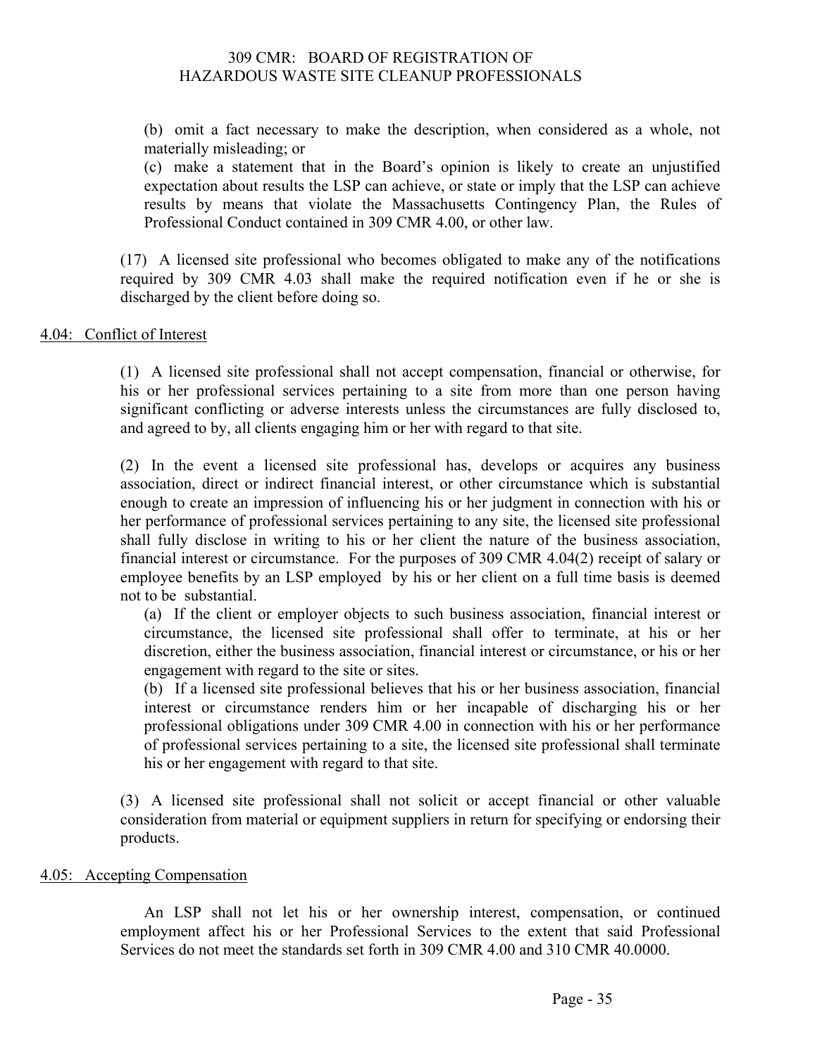(b) omit a fact necessary to make the description, when considered as a whole, not materially misleading; or

(c) make a statement that in the Board's opinion is likely to create an unjustified expectation about results the LSP can achieve, or state or imply that the LSP can achieve results by means that violate the Massachusetts Contingency Plan, the Rules of Professional Conduct contained in 309 CMR 4.00, or other law.

(17) A licensed site professional who becomes obligated to make any of the notifications required by 309 CMR 4.03 shall make the required notification even if he or she is discharged by the client before doing so.

## 4.04: Conflict of Interest

(1) A licensed site professional shall not accept compensation, financial or otherwise, for his or her professional services pertaining to a site from more than one person having significant conflicting or adverse interests unless the circumstances are fully disclosed to, and agreed to by, all clients engaging him or her with regard to that site.

(2) In the event a licensed site professional has, develops or acquires any business association, direct or indirect financial interest, or other circumstance which is substantial enough to create an impression of influencing his or her judgment in connection with his or her performance of professional services pertaining to any site, the licensed site professional shall fully disclose in writing to his or her client the nature of the business association, financial interest or circumstance. For the purposes of 309 CMR 4.04(2) receipt of salary or employee benefits by an LSP employed by his or her client on a full time basis is deemed not to be substantial.

(a) If the client or employer objects to such business association, financial interest or circumstance, the licensed site professional shall offer to terminate, at his or her discretion, either the business association, financial interest or circumstance, or his or her engagement with regard to the site or sites.

(b) If a licensed site professional believes that his or her business association, financial interest or circumstance renders him or her incapable of discharging his or her professional obligations under 309 CMR 4.00 in connection with his or her performance of professional services pertaining to a site, the licensed site professional shall terminate his or her engagement with regard to that site.

(3) A licensed site professional shall not solicit or accept financial or other valuable consideration from material or equipment suppliers in return for specifying or endorsing their products.

## 4.05: Accepting Compensation

An LSP shall not let his or her ownership interest, compensation, or continued employment affect his or her Professional Services to the extent that said Professional Services do not meet the standards set forth in 309 CMR 4.00 and 310 CMR 40.0000.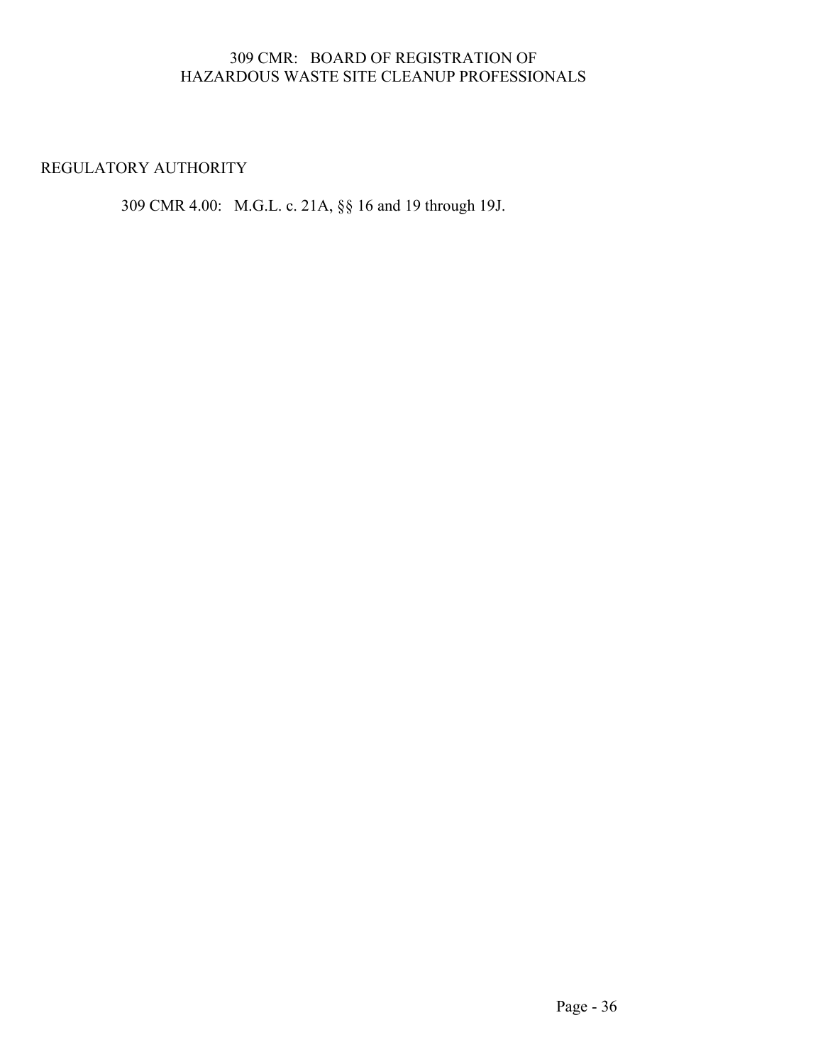REGULATORY AUTHORITY

309 CMR 4.00: M.G.L. c. 21A, §§ 16 and 19 through 19J.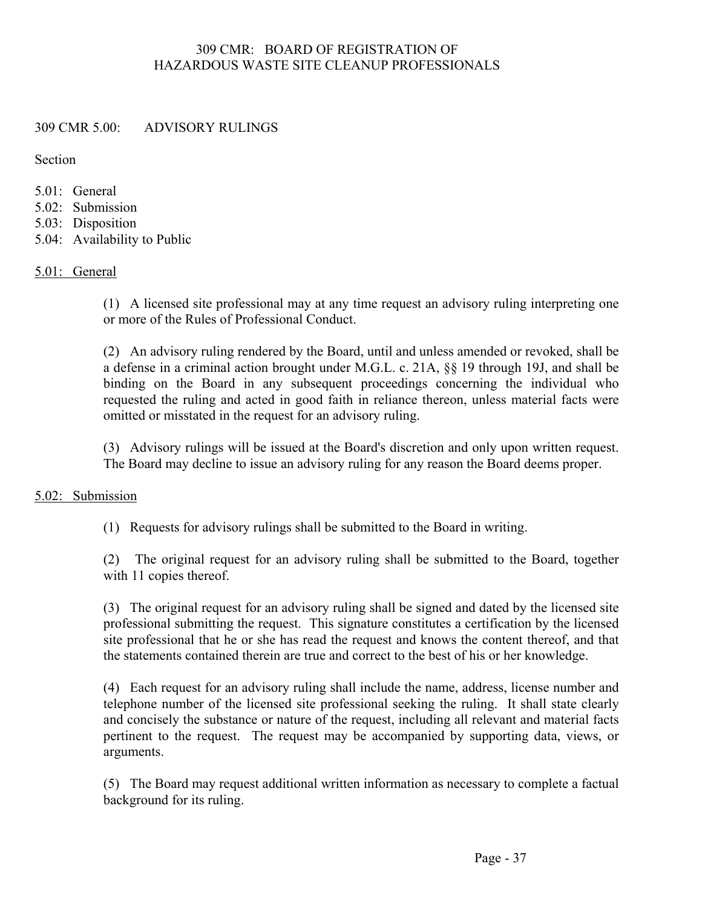# 309 CMR 5.00: ADVISORY RULINGS

Section

5.01: General
5.02: Submission
5.03: Disposition
5.04: Availability to Public

## 5.01: General

(1) A licensed site professional may at any time request an advisory ruling interpreting one or more of the Rules of Professional Conduct.

(2) An advisory ruling rendered by the Board, until and unless amended or revoked, shall be a defense in a criminal action brought under M.G.L. c. 21A, §§ 19 through 19J, and shall be binding on the Board in any subsequent proceedings concerning the individual who requested the ruling and acted in good faith in reliance thereon, unless material facts were omitted or misstated in the request for an advisory ruling.

(3) Advisory rulings will be issued at the Board's discretion and only upon written request. The Board may decline to issue an advisory ruling for any reason the Board deems proper.

## 5.02: Submission

(1) Requests for advisory rulings shall be submitted to the Board in writing.

(2) The original request for an advisory ruling shall be submitted to the Board, together with 11 copies thereof.

(3) The original request for an advisory ruling shall be signed and dated by the licensed site professional submitting the request. This signature constitutes a certification by the licensed site professional that he or she has read the request and knows the content thereof, and that the statements contained therein are true and correct to the best of his or her knowledge.

(4) Each request for an advisory ruling shall include the name, address, license number and telephone number of the licensed site professional seeking the ruling. It shall state clearly and concisely the substance or nature of the request, including all relevant and material facts pertinent to the request. The request may be accompanied by supporting data, views, or arguments.

(5) The Board may request additional written information as necessary to complete a factual background for its ruling.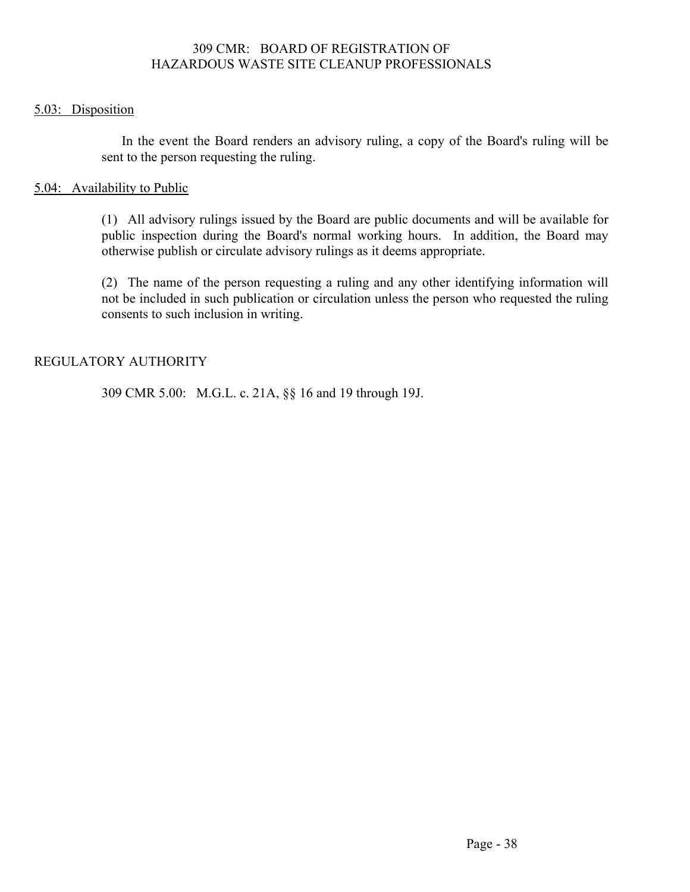## 5.03: Disposition

In the event the Board renders an advisory ruling, a copy of the Board's ruling will be sent to the person requesting the ruling.

## 5.04: Availability to Public

(1) All advisory rulings issued by the Board are public documents and will be available for public inspection during the Board's normal working hours. In addition, the Board may otherwise publish or circulate advisory rulings as it deems appropriate.

(2) The name of the person requesting a ruling and any other identifying information will not be included in such publication or circulation unless the person who requested the ruling consents to such inclusion in writing.

## REGULATORY AUTHORITY

309 CMR 5.00: M.G.L. c. 21A, §§ 16 and 19 through 19J.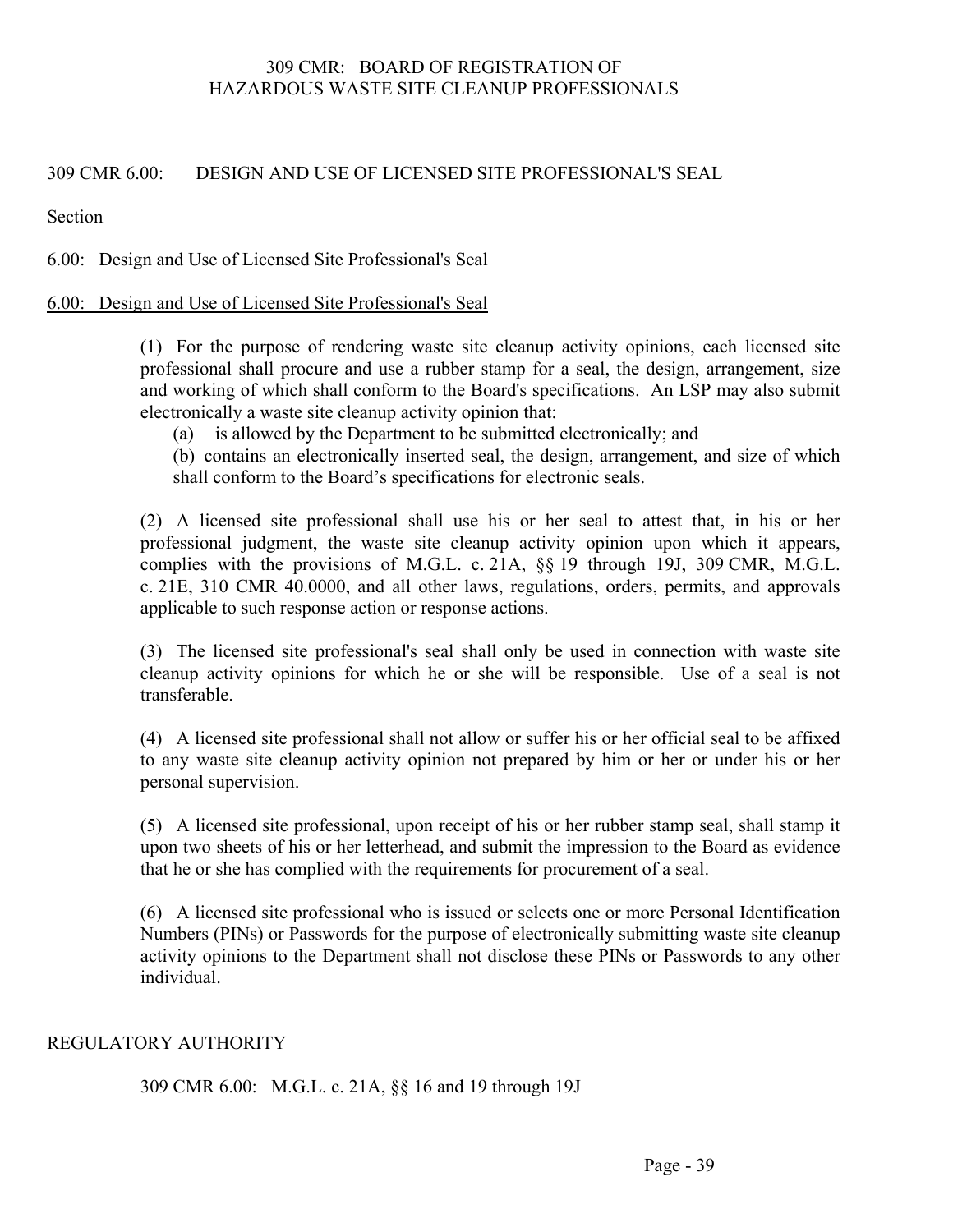## 309 CMR 6.00: DESIGN AND USE OF LICENSED SITE PROFESSIONAL'S SEAL

Section

6.00: Design and Use of Licensed Site Professional's Seal

### 6.00: Design and Use of Licensed Site Professional's Seal

(1) For the purpose of rendering waste site cleanup activity opinions, each licensed site professional shall procure and use a rubber stamp for a seal, the design, arrangement, size and working of which shall conform to the Board's specifications. An LSP may also submit electronically a waste site cleanup activity opinion that:

(a) is allowed by the Department to be submitted electronically; and

(b) contains an electronically inserted seal, the design, arrangement, and size of which shall conform to the Board's specifications for electronic seals.

(2) A licensed site professional shall use his or her seal to attest that, in his or her professional judgment, the waste site cleanup activity opinion upon which it appears, complies with the provisions of M.G.L. c. 21A, §§ 19 through 19J, 309 CMR, M.G.L. c. 21E, 310 CMR 40.0000, and all other laws, regulations, orders, permits, and approvals applicable to such response action or response actions.

(3) The licensed site professional's seal shall only be used in connection with waste site cleanup activity opinions for which he or she will be responsible. Use of a seal is not transferable.

(4) A licensed site professional shall not allow or suffer his or her official seal to be affixed to any waste site cleanup activity opinion not prepared by him or her or under his or her personal supervision.

(5) A licensed site professional, upon receipt of his or her rubber stamp seal, shall stamp it upon two sheets of his or her letterhead, and submit the impression to the Board as evidence that he or she has complied with the requirements for procurement of a seal.

(6) A licensed site professional who is issued or selects one or more Personal Identification Numbers (PINs) or Passwords for the purpose of electronically submitting waste site cleanup activity opinions to the Department shall not disclose these PINs or Passwords to any other individual.

REGULATORY AUTHORITY

309 CMR 6.00: M.G.L. c. 21A, §§ 16 and 19 through 19J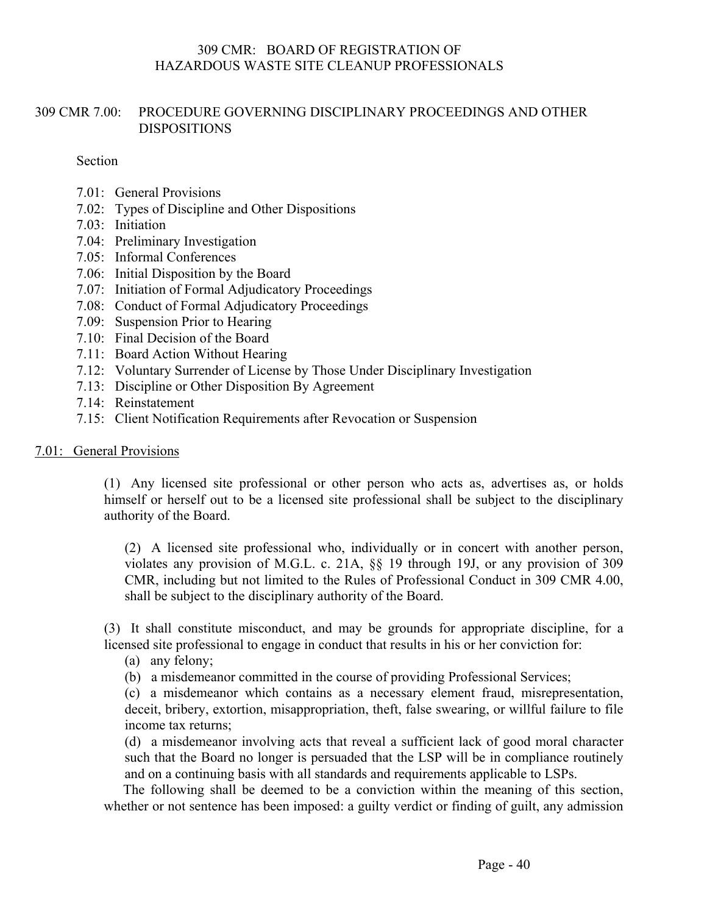309 CMR: BOARD OF REGISTRATION OF HAZARDOUS WASTE SITE CLEANUP PROFESSIONALS

# 309 CMR 7.00: PROCEDURE GOVERNING DISCIPLINARY PROCEEDINGS AND OTHER DISPOSITIONS

Section

7.01: General Provisions
7.02: Types of Discipline and Other Dispositions
7.03: Initiation
7.04: Preliminary Investigation
7.05: Informal Conferences
7.06: Initial Disposition by the Board
7.07: Initiation of Formal Adjudicatory Proceedings
7.08: Conduct of Formal Adjudicatory Proceedings
7.09: Suspension Prior to Hearing
7.10: Final Decision of the Board
7.11: Board Action Without Hearing
7.12: Voluntary Surrender of License by Those Under Disciplinary Investigation
7.13: Discipline or Other Disposition By Agreement
7.14: Reinstatement
7.15: Client Notification Requirements after Revocation or Suspension

## 7.01: General Provisions

(1) Any licensed site professional or other person who acts as, advertises as, or holds himself or herself out to be a licensed site professional shall be subject to the disciplinary authority of the Board.

(2) A licensed site professional who, individually or in concert with another person, violates any provision of M.G.L. c. 21A, §§ 19 through 19J, or any provision of 309 CMR, including but not limited to the Rules of Professional Conduct in 309 CMR 4.00, shall be subject to the disciplinary authority of the Board.

(3) It shall constitute misconduct, and may be grounds for appropriate discipline, for a licensed site professional to engage in conduct that results in his or her conviction for:

(a) any felony;

(b) a misdemeanor committed in the course of providing Professional Services;

(c) a misdemeanor which contains as a necessary element fraud, misrepresentation, deceit, bribery, extortion, misappropriation, theft, false swearing, or willful failure to file income tax returns;

(d) a misdemeanor involving acts that reveal a sufficient lack of good moral character such that the Board no longer is persuaded that the LSP will be in compliance routinely and on a continuing basis with all standards and requirements applicable to LSPs.

The following shall be deemed to be a conviction within the meaning of this section, whether or not sentence has been imposed: a guilty verdict or finding of guilt, any admission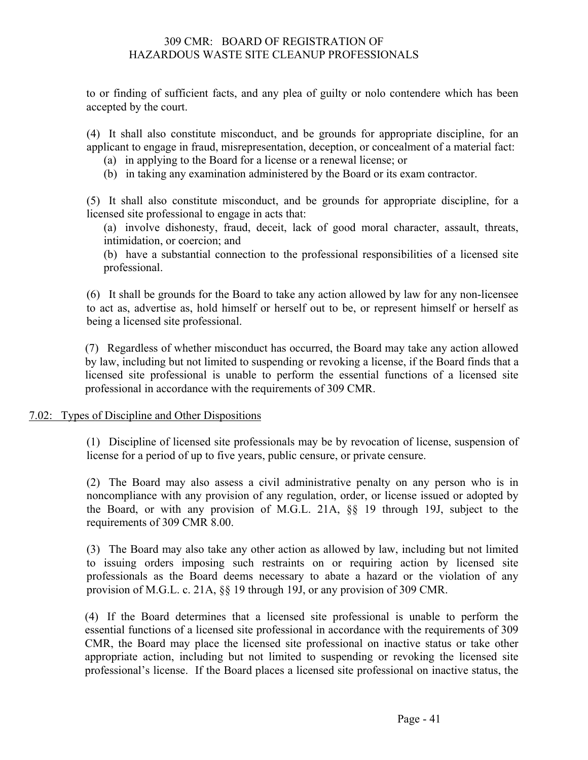to or finding of sufficient facts, and any plea of guilty or nolo contendere which has been accepted by the court.

(4) It shall also constitute misconduct, and be grounds for appropriate discipline, for an applicant to engage in fraud, misrepresentation, deception, or concealment of a material fact:

(a) in applying to the Board for a license or a renewal license; or

(b) in taking any examination administered by the Board or its exam contractor.

(5) It shall also constitute misconduct, and be grounds for appropriate discipline, for a licensed site professional to engage in acts that:

(a) involve dishonesty, fraud, deceit, lack of good moral character, assault, threats, intimidation, or coercion; and

(b) have a substantial connection to the professional responsibilities of a licensed site professional.

(6) It shall be grounds for the Board to take any action allowed by law for any non-licensee to act as, advertise as, hold himself or herself out to be, or represent himself or herself as being a licensed site professional.

(7) Regardless of whether misconduct has occurred, the Board may take any action allowed by law, including but not limited to suspending or revoking a license, if the Board finds that a licensed site professional is unable to perform the essential functions of a licensed site professional in accordance with the requirements of 309 CMR.

## 7.02: Types of Discipline and Other Dispositions

(1) Discipline of licensed site professionals may be by revocation of license, suspension of license for a period of up to five years, public censure, or private censure.

(2) The Board may also assess a civil administrative penalty on any person who is in noncompliance with any provision of any regulation, order, or license issued or adopted by the Board, or with any provision of M.G.L. 21A, §§ 19 through 19J, subject to the requirements of 309 CMR 8.00.

(3) The Board may also take any other action as allowed by law, including but not limited to issuing orders imposing such restraints on or requiring action by licensed site professionals as the Board deems necessary to abate a hazard or the violation of any provision of M.G.L. c. 21A, §§ 19 through 19J, or any provision of 309 CMR.

(4) If the Board determines that a licensed site professional is unable to perform the essential functions of a licensed site professional in accordance with the requirements of 309 CMR, the Board may place the licensed site professional on inactive status or take other appropriate action, including but not limited to suspending or revoking the licensed site professional's license. If the Board places a licensed site professional on inactive status, the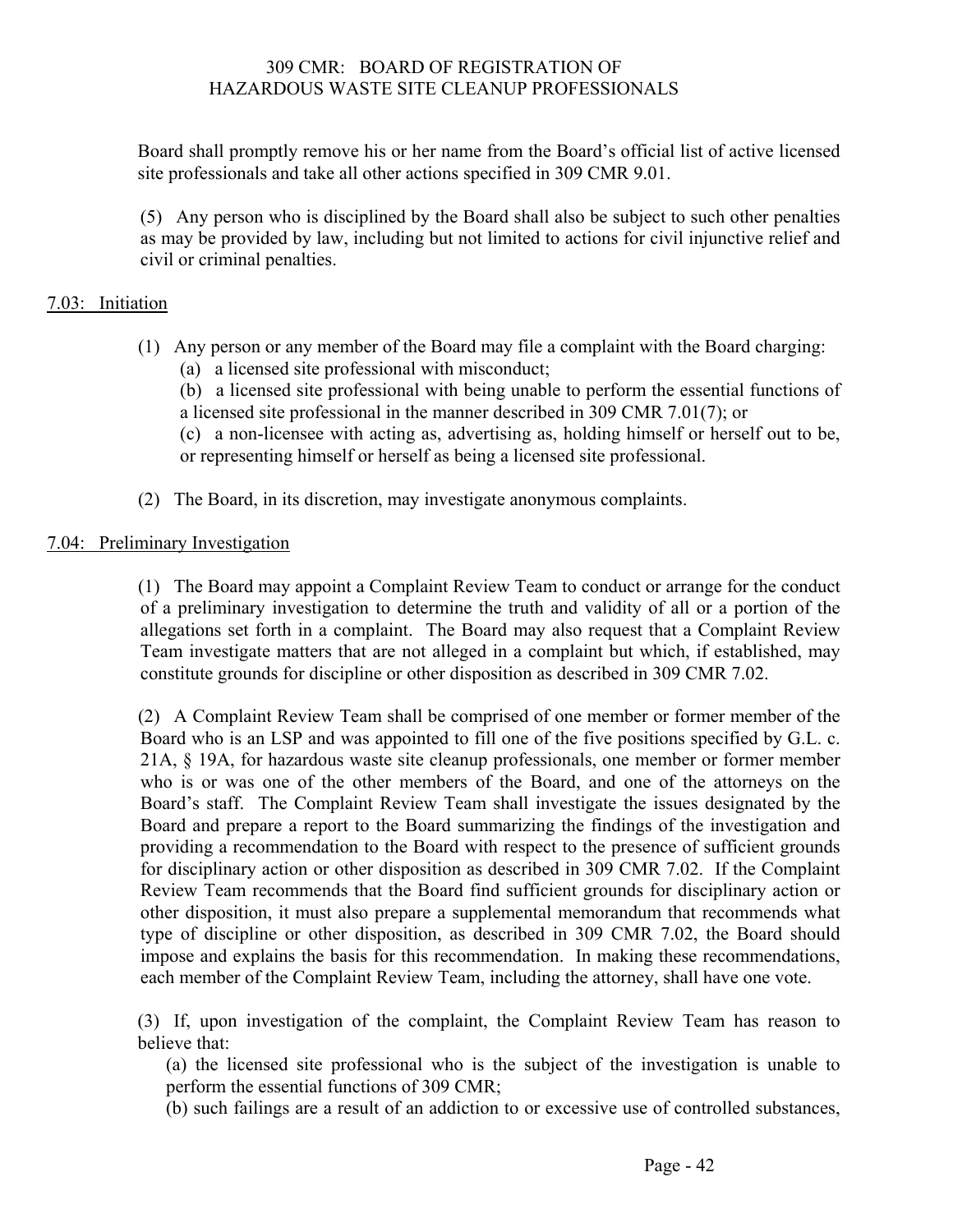Board shall promptly remove his or her name from the Board's official list of active licensed site professionals and take all other actions specified in 309 CMR 9.01.

(5) Any person who is disciplined by the Board shall also be subject to such other penalties as may be provided by law, including but not limited to actions for civil injunctive relief and civil or criminal penalties.

## 7.03: Initiation

(1) Any person or any member of the Board may file a complaint with the Board charging:

(a) a licensed site professional with misconduct;

(b) a licensed site professional with being unable to perform the essential functions of a licensed site professional in the manner described in 309 CMR 7.01(7); or

(c) a non-licensee with acting as, advertising as, holding himself or herself out to be, or representing himself or herself as being a licensed site professional.

(2) The Board, in its discretion, may investigate anonymous complaints.

## 7.04: Preliminary Investigation

(1) The Board may appoint a Complaint Review Team to conduct or arrange for the conduct of a preliminary investigation to determine the truth and validity of all or a portion of the allegations set forth in a complaint. The Board may also request that a Complaint Review Team investigate matters that are not alleged in a complaint but which, if established, may constitute grounds for discipline or other disposition as described in 309 CMR 7.02.

(2) A Complaint Review Team shall be comprised of one member or former member of the Board who is an LSP and was appointed to fill one of the five positions specified by G.L. c. 21A, § 19A, for hazardous waste site cleanup professionals, one member or former member who is or was one of the other members of the Board, and one of the attorneys on the Board's staff. The Complaint Review Team shall investigate the issues designated by the Board and prepare a report to the Board summarizing the findings of the investigation and providing a recommendation to the Board with respect to the presence of sufficient grounds for disciplinary action or other disposition as described in 309 CMR 7.02. If the Complaint Review Team recommends that the Board find sufficient grounds for disciplinary action or other disposition, it must also prepare a supplemental memorandum that recommends what type of discipline or other disposition, as described in 309 CMR 7.02, the Board should impose and explains the basis for this recommendation. In making these recommendations, each member of the Complaint Review Team, including the attorney, shall have one vote.

(3) If, upon investigation of the complaint, the Complaint Review Team has reason to believe that:

(a) the licensed site professional who is the subject of the investigation is unable to perform the essential functions of 309 CMR;

(b) such failings are a result of an addiction to or excessive use of controlled substances,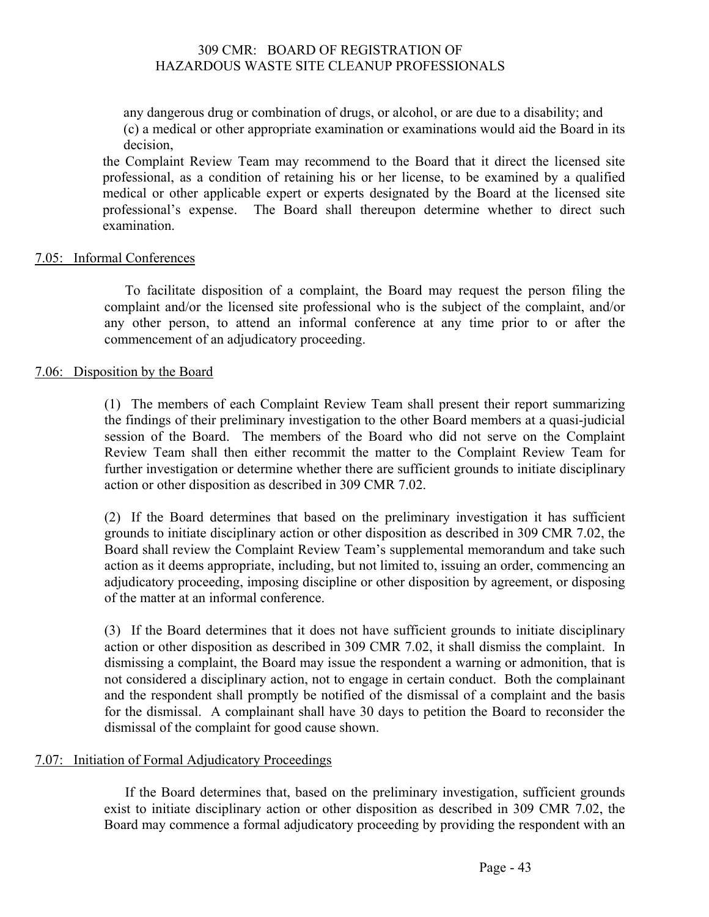any dangerous drug or combination of drugs, or alcohol, or are due to a disability; and

(c) a medical or other appropriate examination or examinations would aid the Board in its decision,

the Complaint Review Team may recommend to the Board that it direct the licensed site professional, as a condition of retaining his or her license, to be examined by a qualified medical or other applicable expert or experts designated by the Board at the licensed site professional's expense. The Board shall thereupon determine whether to direct such examination.

## 7.05: Informal Conferences

To facilitate disposition of a complaint, the Board may request the person filing the complaint and/or the licensed site professional who is the subject of the complaint, and/or any other person, to attend an informal conference at any time prior to or after the commencement of an adjudicatory proceeding.

## 7.06: Disposition by the Board

(1) The members of each Complaint Review Team shall present their report summarizing the findings of their preliminary investigation to the other Board members at a quasi-judicial session of the Board. The members of the Board who did not serve on the Complaint Review Team shall then either recommit the matter to the Complaint Review Team for further investigation or determine whether there are sufficient grounds to initiate disciplinary action or other disposition as described in 309 CMR 7.02.

(2) If the Board determines that based on the preliminary investigation it has sufficient grounds to initiate disciplinary action or other disposition as described in 309 CMR 7.02, the Board shall review the Complaint Review Team's supplemental memorandum and take such action as it deems appropriate, including, but not limited to, issuing an order, commencing an adjudicatory proceeding, imposing discipline or other disposition by agreement, or disposing of the matter at an informal conference.

(3) If the Board determines that it does not have sufficient grounds to initiate disciplinary action or other disposition as described in 309 CMR 7.02, it shall dismiss the complaint. In dismissing a complaint, the Board may issue the respondent a warning or admonition, that is not considered a disciplinary action, not to engage in certain conduct. Both the complainant and the respondent shall promptly be notified of the dismissal of a complaint and the basis for the dismissal. A complainant shall have 30 days to petition the Board to reconsider the dismissal of the complaint for good cause shown.

## 7.07: Initiation of Formal Adjudicatory Proceedings

If the Board determines that, based on the preliminary investigation, sufficient grounds exist to initiate disciplinary action or other disposition as described in 309 CMR 7.02, the Board may commence a formal adjudicatory proceeding by providing the respondent with an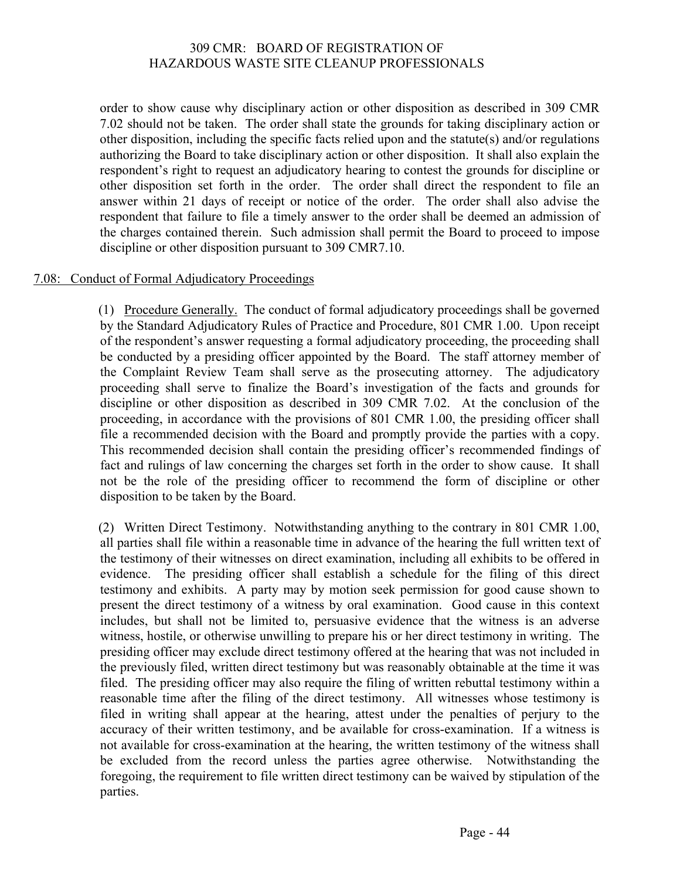order to show cause why disciplinary action or other disposition as described in 309 CMR 7.02 should not be taken. The order shall state the grounds for taking disciplinary action or other disposition, including the specific facts relied upon and the statute(s) and/or regulations authorizing the Board to take disciplinary action or other disposition. It shall also explain the respondent's right to request an adjudicatory hearing to contest the grounds for discipline or other disposition set forth in the order. The order shall direct the respondent to file an answer within 21 days of receipt or notice of the order. The order shall also advise the respondent that failure to file a timely answer to the order shall be deemed an admission of the charges contained therein. Such admission shall permit the Board to proceed to impose discipline or other disposition pursuant to 309 CMR7.10.

## 7.08: Conduct of Formal Adjudicatory Proceedings

(1) Procedure Generally. The conduct of formal adjudicatory proceedings shall be governed by the Standard Adjudicatory Rules of Practice and Procedure, 801 CMR 1.00. Upon receipt of the respondent's answer requesting a formal adjudicatory proceeding, the proceeding shall be conducted by a presiding officer appointed by the Board. The staff attorney member of the Complaint Review Team shall serve as the prosecuting attorney. The adjudicatory proceeding shall serve to finalize the Board's investigation of the facts and grounds for discipline or other disposition as described in 309 CMR 7.02. At the conclusion of the proceeding, in accordance with the provisions of 801 CMR 1.00, the presiding officer shall file a recommended decision with the Board and promptly provide the parties with a copy. This recommended decision shall contain the presiding officer's recommended findings of fact and rulings of law concerning the charges set forth in the order to show cause. It shall not be the role of the presiding officer to recommend the form of discipline or other disposition to be taken by the Board.

(2) Written Direct Testimony. Notwithstanding anything to the contrary in 801 CMR 1.00, all parties shall file within a reasonable time in advance of the hearing the full written text of the testimony of their witnesses on direct examination, including all exhibits to be offered in evidence. The presiding officer shall establish a schedule for the filing of this direct testimony and exhibits. A party may by motion seek permission for good cause shown to present the direct testimony of a witness by oral examination. Good cause in this context includes, but shall not be limited to, persuasive evidence that the witness is an adverse witness, hostile, or otherwise unwilling to prepare his or her direct testimony in writing. The presiding officer may exclude direct testimony offered at the hearing that was not included in the previously filed, written direct testimony but was reasonably obtainable at the time it was filed. The presiding officer may also require the filing of written rebuttal testimony within a reasonable time after the filing of the direct testimony. All witnesses whose testimony is filed in writing shall appear at the hearing, attest under the penalties of perjury to the accuracy of their written testimony, and be available for cross-examination. If a witness is not available for cross-examination at the hearing, the written testimony of the witness shall be excluded from the record unless the parties agree otherwise. Notwithstanding the foregoing, the requirement to file written direct testimony can be waived by stipulation of the parties.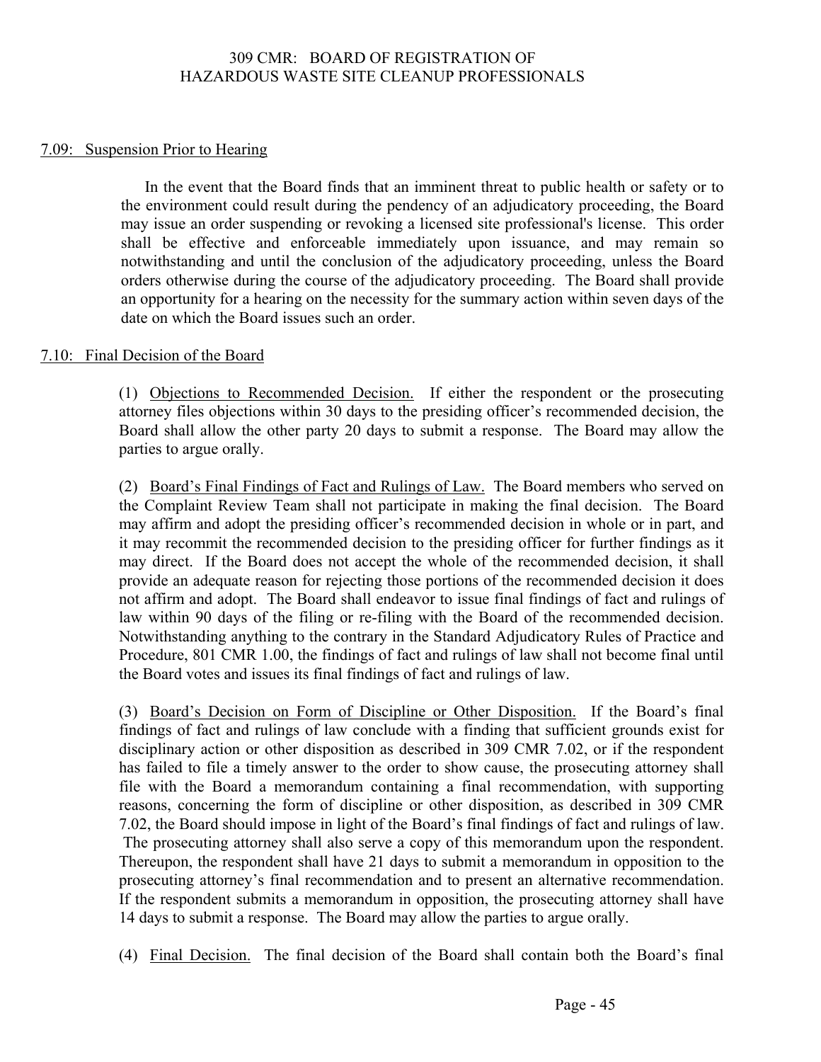## 7.09: Suspension Prior to Hearing

In the event that the Board finds that an imminent threat to public health or safety or to the environment could result during the pendency of an adjudicatory proceeding, the Board may issue an order suspending or revoking a licensed site professional's license. This order shall be effective and enforceable immediately upon issuance, and may remain so notwithstanding and until the conclusion of the adjudicatory proceeding, unless the Board orders otherwise during the course of the adjudicatory proceeding. The Board shall provide an opportunity for a hearing on the necessity for the summary action within seven days of the date on which the Board issues such an order.

## 7.10: Final Decision of the Board

(1) Objections to Recommended Decision. If either the respondent or the prosecuting attorney files objections within 30 days to the presiding officer's recommended decision, the Board shall allow the other party 20 days to submit a response. The Board may allow the parties to argue orally.

(2) Board's Final Findings of Fact and Rulings of Law. The Board members who served on the Complaint Review Team shall not participate in making the final decision. The Board may affirm and adopt the presiding officer's recommended decision in whole or in part, and it may recommit the recommended decision to the presiding officer for further findings as it may direct. If the Board does not accept the whole of the recommended decision, it shall provide an adequate reason for rejecting those portions of the recommended decision it does not affirm and adopt. The Board shall endeavor to issue final findings of fact and rulings of law within 90 days of the filing or re-filing with the Board of the recommended decision. Notwithstanding anything to the contrary in the Standard Adjudicatory Rules of Practice and Procedure, 801 CMR 1.00, the findings of fact and rulings of law shall not become final until the Board votes and issues its final findings of fact and rulings of law.

(3) Board's Decision on Form of Discipline or Other Disposition. If the Board's final findings of fact and rulings of law conclude with a finding that sufficient grounds exist for disciplinary action or other disposition as described in 309 CMR 7.02, or if the respondent has failed to file a timely answer to the order to show cause, the prosecuting attorney shall file with the Board a memorandum containing a final recommendation, with supporting reasons, concerning the form of discipline or other disposition, as described in 309 CMR 7.02, the Board should impose in light of the Board's final findings of fact and rulings of law. The prosecuting attorney shall also serve a copy of this memorandum upon the respondent. Thereupon, the respondent shall have 21 days to submit a memorandum in opposition to the prosecuting attorney's final recommendation and to present an alternative recommendation. If the respondent submits a memorandum in opposition, the prosecuting attorney shall have 14 days to submit a response. The Board may allow the parties to argue orally.

(4) Final Decision. The final decision of the Board shall contain both the Board's final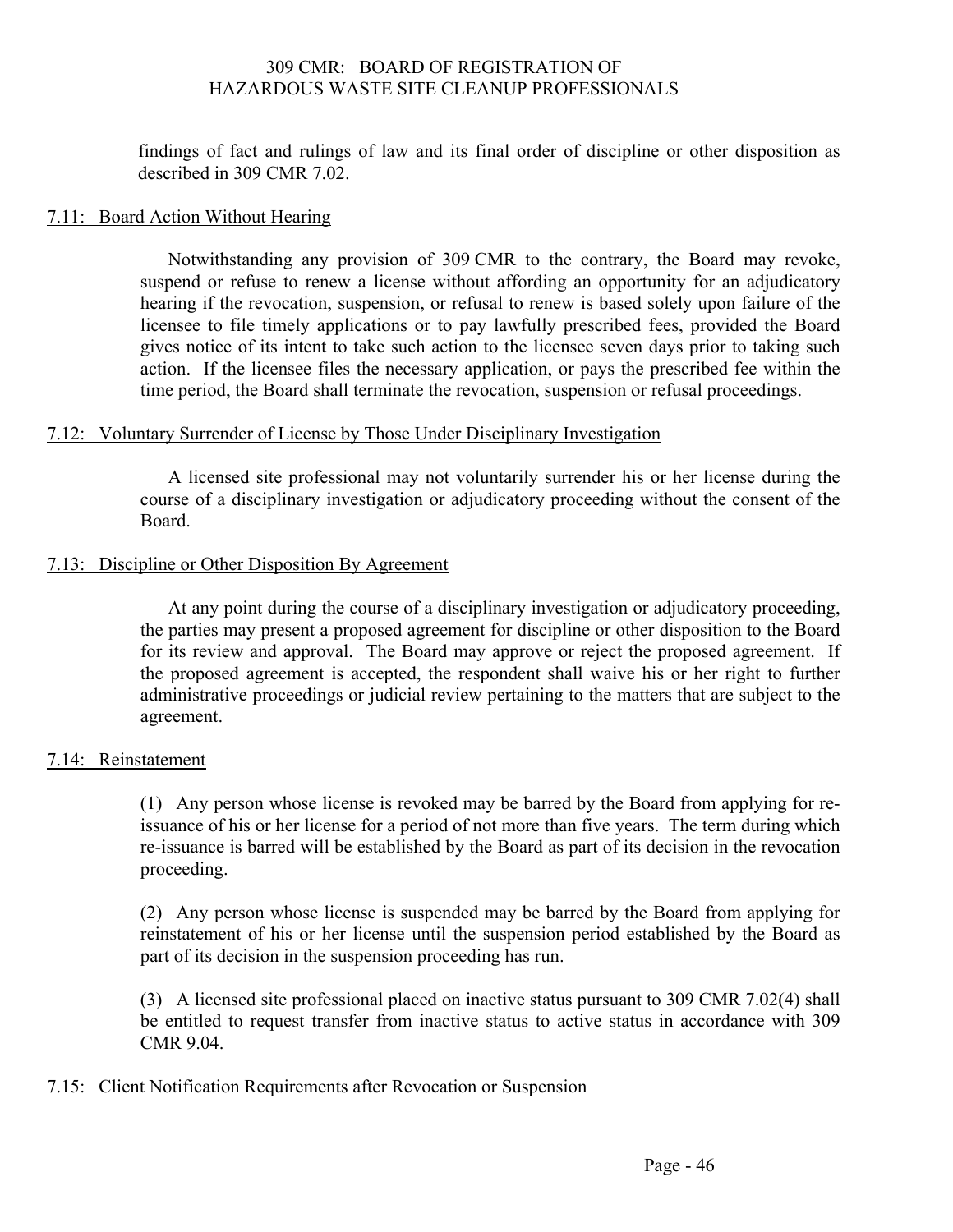findings of fact and rulings of law and its final order of discipline or other disposition as described in 309 CMR 7.02.

## 7.11: Board Action Without Hearing

Notwithstanding any provision of 309 CMR to the contrary, the Board may revoke, suspend or refuse to renew a license without affording an opportunity for an adjudicatory hearing if the revocation, suspension, or refusal to renew is based solely upon failure of the licensee to file timely applications or to pay lawfully prescribed fees, provided the Board gives notice of its intent to take such action to the licensee seven days prior to taking such action. If the licensee files the necessary application, or pays the prescribed fee within the time period, the Board shall terminate the revocation, suspension or refusal proceedings.

## 7.12: Voluntary Surrender of License by Those Under Disciplinary Investigation

A licensed site professional may not voluntarily surrender his or her license during the course of a disciplinary investigation or adjudicatory proceeding without the consent of the Board.

## 7.13: Discipline or Other Disposition By Agreement

At any point during the course of a disciplinary investigation or adjudicatory proceeding, the parties may present a proposed agreement for discipline or other disposition to the Board for its review and approval. The Board may approve or reject the proposed agreement. If the proposed agreement is accepted, the respondent shall waive his or her right to further administrative proceedings or judicial review pertaining to the matters that are subject to the agreement.

## 7.14: Reinstatement

(1) Any person whose license is revoked may be barred by the Board from applying for re-issuance of his or her license for a period of not more than five years. The term during which re-issuance is barred will be established by the Board as part of its decision in the revocation proceeding.

(2) Any person whose license is suspended may be barred by the Board from applying for reinstatement of his or her license until the suspension period established by the Board as part of its decision in the suspension proceeding has run.

(3) A licensed site professional placed on inactive status pursuant to 309 CMR 7.02(4) shall be entitled to request transfer from inactive status to active status in accordance with 309 CMR 9.04.

## 7.15: Client Notification Requirements after Revocation or Suspension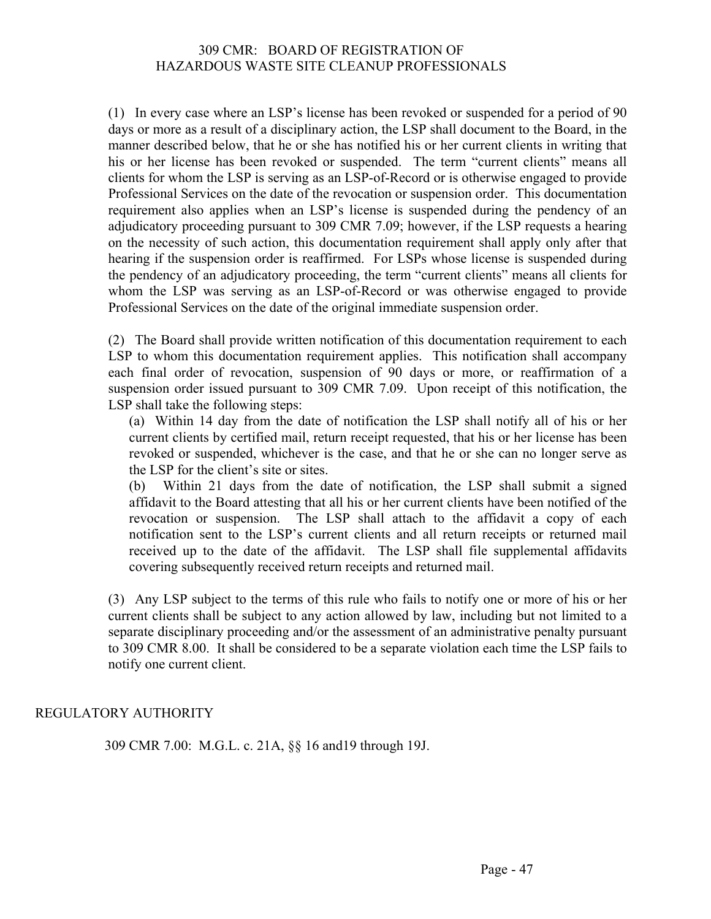(1) In every case where an LSP's license has been revoked or suspended for a period of 90 days or more as a result of a disciplinary action, the LSP shall document to the Board, in the manner described below, that he or she has notified his or her current clients in writing that his or her license has been revoked or suspended. The term "current clients" means all clients for whom the LSP is serving as an LSP-of-Record or is otherwise engaged to provide Professional Services on the date of the revocation or suspension order. This documentation requirement also applies when an LSP's license is suspended during the pendency of an adjudicatory proceeding pursuant to 309 CMR 7.09; however, if the LSP requests a hearing on the necessity of such action, this documentation requirement shall apply only after that hearing if the suspension order is reaffirmed. For LSPs whose license is suspended during the pendency of an adjudicatory proceeding, the term "current clients" means all clients for whom the LSP was serving as an LSP-of-Record or was otherwise engaged to provide Professional Services on the date of the original immediate suspension order.

(2) The Board shall provide written notification of this documentation requirement to each LSP to whom this documentation requirement applies. This notification shall accompany each final order of revocation, suspension of 90 days or more, or reaffirmation of a suspension order issued pursuant to 309 CMR 7.09. Upon receipt of this notification, the LSP shall take the following steps:

(a) Within 14 day from the date of notification the LSP shall notify all of his or her current clients by certified mail, return receipt requested, that his or her license has been revoked or suspended, whichever is the case, and that he or she can no longer serve as the LSP for the client's site or sites.

(b) Within 21 days from the date of notification, the LSP shall submit a signed affidavit to the Board attesting that all his or her current clients have been notified of the revocation or suspension. The LSP shall attach to the affidavit a copy of each notification sent to the LSP's current clients and all return receipts or returned mail received up to the date of the affidavit. The LSP shall file supplemental affidavits covering subsequently received return receipts and returned mail.

(3) Any LSP subject to the terms of this rule who fails to notify one or more of his or her current clients shall be subject to any action allowed by law, including but not limited to a separate disciplinary proceeding and/or the assessment of an administrative penalty pursuant to 309 CMR 8.00. It shall be considered to be a separate violation each time the LSP fails to notify one current client.

## REGULATORY AUTHORITY

309 CMR 7.00: M.G.L. c. 21A, §§ 16 and19 through 19J.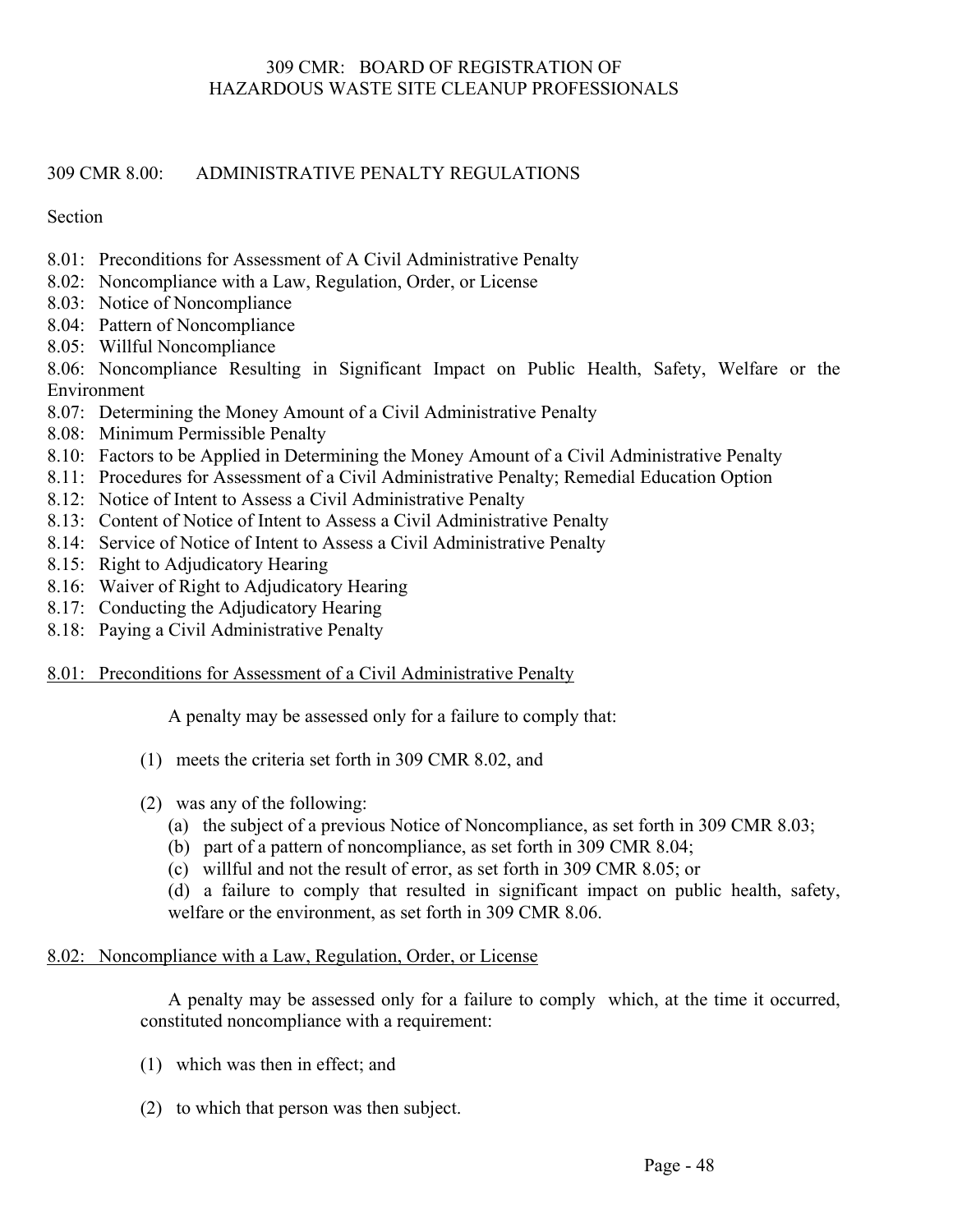# 309 CMR 8.00: ADMINISTRATIVE PENALTY REGULATIONS

Section

8.01: Preconditions for Assessment of A Civil Administrative Penalty
8.02: Noncompliance with a Law, Regulation, Order, or License
8.03: Notice of Noncompliance
8.04: Pattern of Noncompliance
8.05: Willful Noncompliance
8.06: Noncompliance Resulting in Significant Impact on Public Health, Safety, Welfare or the Environment
8.07: Determining the Money Amount of a Civil Administrative Penalty
8.08: Minimum Permissible Penalty
8.10: Factors to be Applied in Determining the Money Amount of a Civil Administrative Penalty
8.11: Procedures for Assessment of a Civil Administrative Penalty; Remedial Education Option
8.12: Notice of Intent to Assess a Civil Administrative Penalty
8.13: Content of Notice of Intent to Assess a Civil Administrative Penalty
8.14: Service of Notice of Intent to Assess a Civil Administrative Penalty
8.15: Right to Adjudicatory Hearing
8.16: Waiver of Right to Adjudicatory Hearing
8.17: Conducting the Adjudicatory Hearing
8.18: Paying a Civil Administrative Penalty

## 8.01: Preconditions for Assessment of a Civil Administrative Penalty

A penalty may be assessed only for a failure to comply that:

(1) meets the criteria set forth in 309 CMR 8.02, and

(2) was any of the following:

(a) the subject of a previous Notice of Noncompliance, as set forth in 309 CMR 8.03;

(b) part of a pattern of noncompliance, as set forth in 309 CMR 8.04;

(c) willful and not the result of error, as set forth in 309 CMR 8.05; or

(d) a failure to comply that resulted in significant impact on public health, safety, welfare or the environment, as set forth in 309 CMR 8.06.

## 8.02: Noncompliance with a Law, Regulation, Order, or License

A penalty may be assessed only for a failure to comply which, at the time it occurred, constituted noncompliance with a requirement:

(1) which was then in effect; and

(2) to which that person was then subject.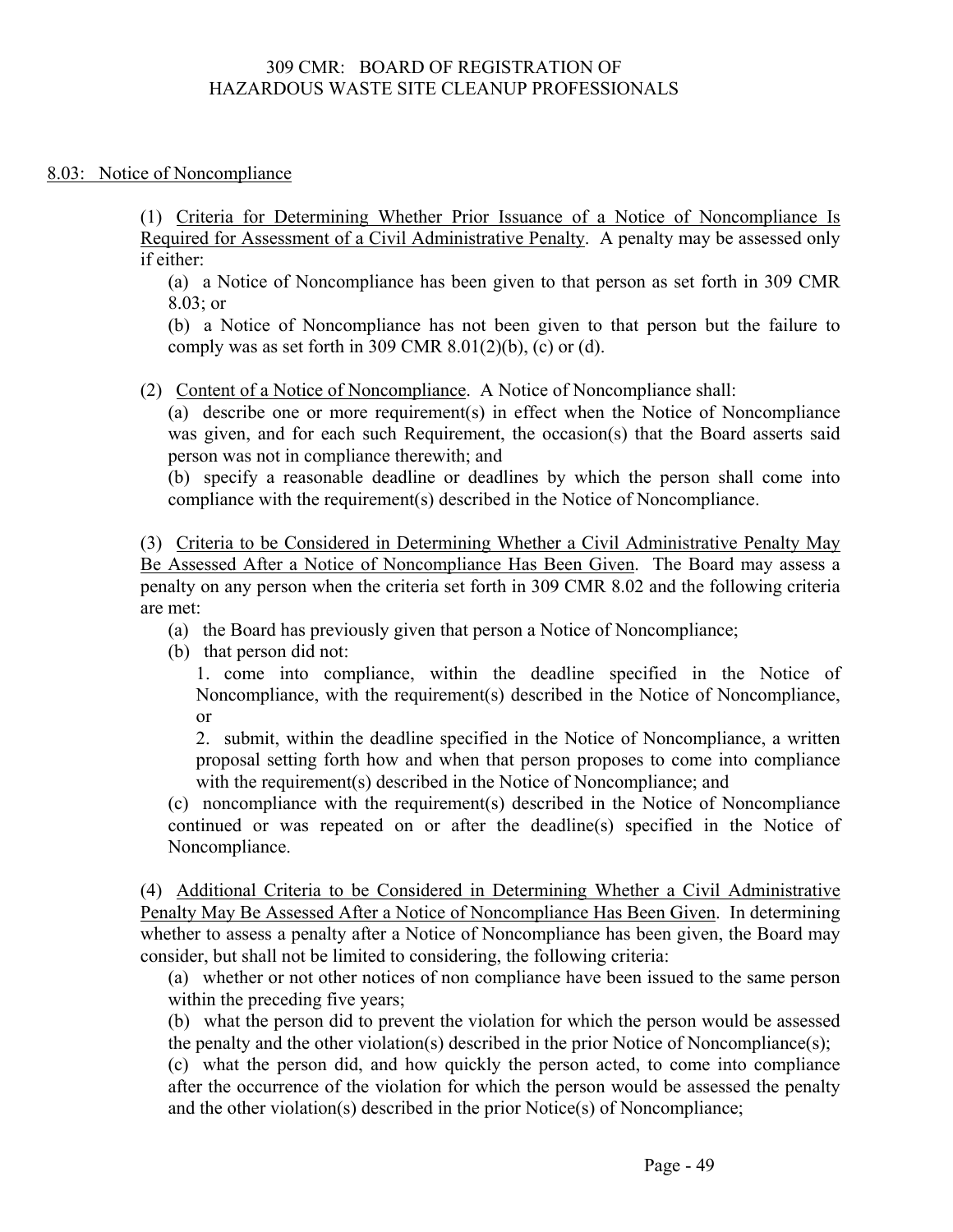## 8.03: Notice of Noncompliance

(1) Criteria for Determining Whether Prior Issuance of a Notice of Noncompliance Is Required for Assessment of a Civil Administrative Penalty. A penalty may be assessed only if either:

(a) a Notice of Noncompliance has been given to that person as set forth in 309 CMR 8.03; or

(b) a Notice of Noncompliance has not been given to that person but the failure to comply was as set forth in 309 CMR 8.01(2)(b), (c) or (d).

(2) Content of a Notice of Noncompliance. A Notice of Noncompliance shall:

(a) describe one or more requirement(s) in effect when the Notice of Noncompliance was given, and for each such Requirement, the occasion(s) that the Board asserts said person was not in compliance therewith; and

(b) specify a reasonable deadline or deadlines by which the person shall come into compliance with the requirement(s) described in the Notice of Noncompliance.

(3) Criteria to be Considered in Determining Whether a Civil Administrative Penalty May Be Assessed After a Notice of Noncompliance Has Been Given. The Board may assess a penalty on any person when the criteria set forth in 309 CMR 8.02 and the following criteria are met:

(a) the Board has previously given that person a Notice of Noncompliance;

(b) that person did not:

1. come into compliance, within the deadline specified in the Notice of Noncompliance, with the requirement(s) described in the Notice of Noncompliance, or

2. submit, within the deadline specified in the Notice of Noncompliance, a written proposal setting forth how and when that person proposes to come into compliance with the requirement(s) described in the Notice of Noncompliance; and

(c) noncompliance with the requirement(s) described in the Notice of Noncompliance continued or was repeated on or after the deadline(s) specified in the Notice of Noncompliance.

(4) Additional Criteria to be Considered in Determining Whether a Civil Administrative Penalty May Be Assessed After a Notice of Noncompliance Has Been Given. In determining whether to assess a penalty after a Notice of Noncompliance has been given, the Board may consider, but shall not be limited to considering, the following criteria:

(a) whether or not other notices of non compliance have been issued to the same person within the preceding five years;

(b) what the person did to prevent the violation for which the person would be assessed the penalty and the other violation(s) described in the prior Notice of Noncompliance(s);

(c) what the person did, and how quickly the person acted, to come into compliance after the occurrence of the violation for which the person would be assessed the penalty and the other violation(s) described in the prior Notice(s) of Noncompliance;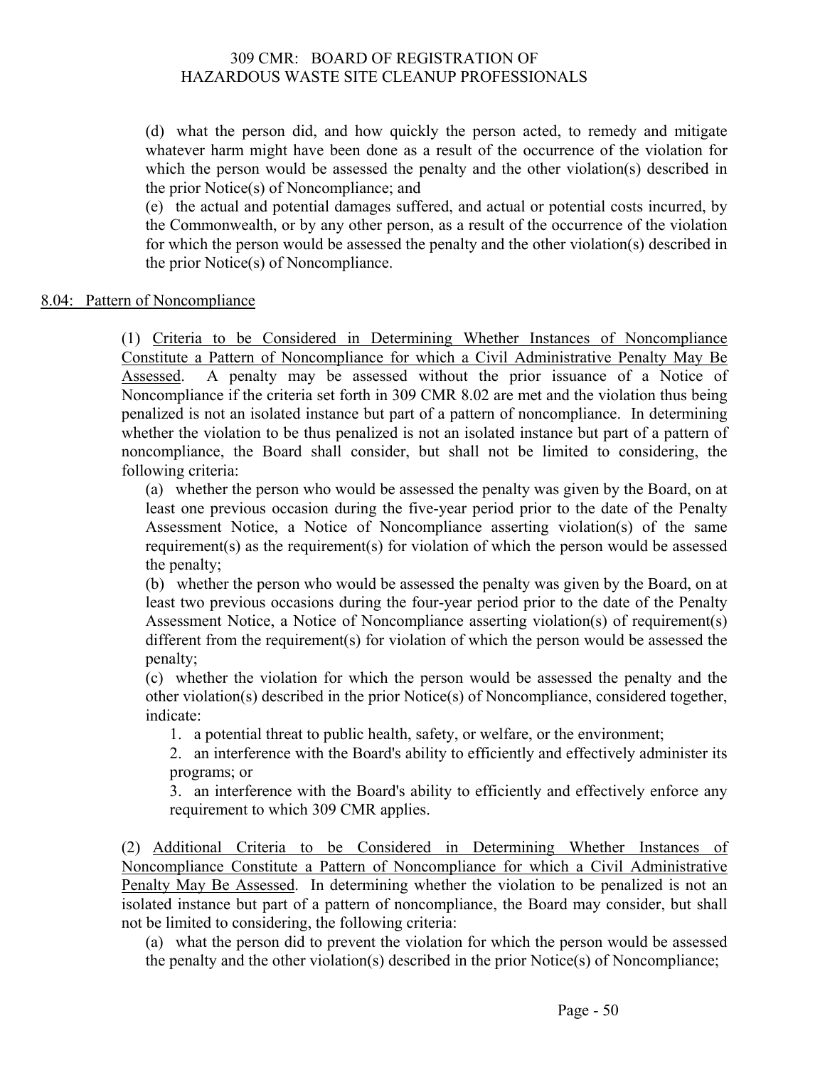(d) what the person did, and how quickly the person acted, to remedy and mitigate whatever harm might have been done as a result of the occurrence of the violation for which the person would be assessed the penalty and the other violation(s) described in the prior Notice(s) of Noncompliance; and

(e) the actual and potential damages suffered, and actual or potential costs incurred, by the Commonwealth, or by any other person, as a result of the occurrence of the violation for which the person would be assessed the penalty and the other violation(s) described in the prior Notice(s) of Noncompliance.

## 8.04: Pattern of Noncompliance

(1) Criteria to be Considered in Determining Whether Instances of Noncompliance Constitute a Pattern of Noncompliance for which a Civil Administrative Penalty May Be Assessed. A penalty may be assessed without the prior issuance of a Notice of Noncompliance if the criteria set forth in 309 CMR 8.02 are met and the violation thus being penalized is not an isolated instance but part of a pattern of noncompliance. In determining whether the violation to be thus penalized is not an isolated instance but part of a pattern of noncompliance, the Board shall consider, but shall not be limited to considering, the following criteria:

(a) whether the person who would be assessed the penalty was given by the Board, on at least one previous occasion during the five-year period prior to the date of the Penalty Assessment Notice, a Notice of Noncompliance asserting violation(s) of the same requirement(s) as the requirement(s) for violation of which the person would be assessed the penalty;

(b) whether the person who would be assessed the penalty was given by the Board, on at least two previous occasions during the four-year period prior to the date of the Penalty Assessment Notice, a Notice of Noncompliance asserting violation(s) of requirement(s) different from the requirement(s) for violation of which the person would be assessed the penalty;

(c) whether the violation for which the person would be assessed the penalty and the other violation(s) described in the prior Notice(s) of Noncompliance, considered together, indicate:

1. a potential threat to public health, safety, or welfare, or the environment;

2. an interference with the Board's ability to efficiently and effectively administer its programs; or

3. an interference with the Board's ability to efficiently and effectively enforce any requirement to which 309 CMR applies.

(2) Additional Criteria to be Considered in Determining Whether Instances of Noncompliance Constitute a Pattern of Noncompliance for which a Civil Administrative Penalty May Be Assessed. In determining whether the violation to be penalized is not an isolated instance but part of a pattern of noncompliance, the Board may consider, but shall not be limited to considering, the following criteria:

(a) what the person did to prevent the violation for which the person would be assessed the penalty and the other violation(s) described in the prior Notice(s) of Noncompliance;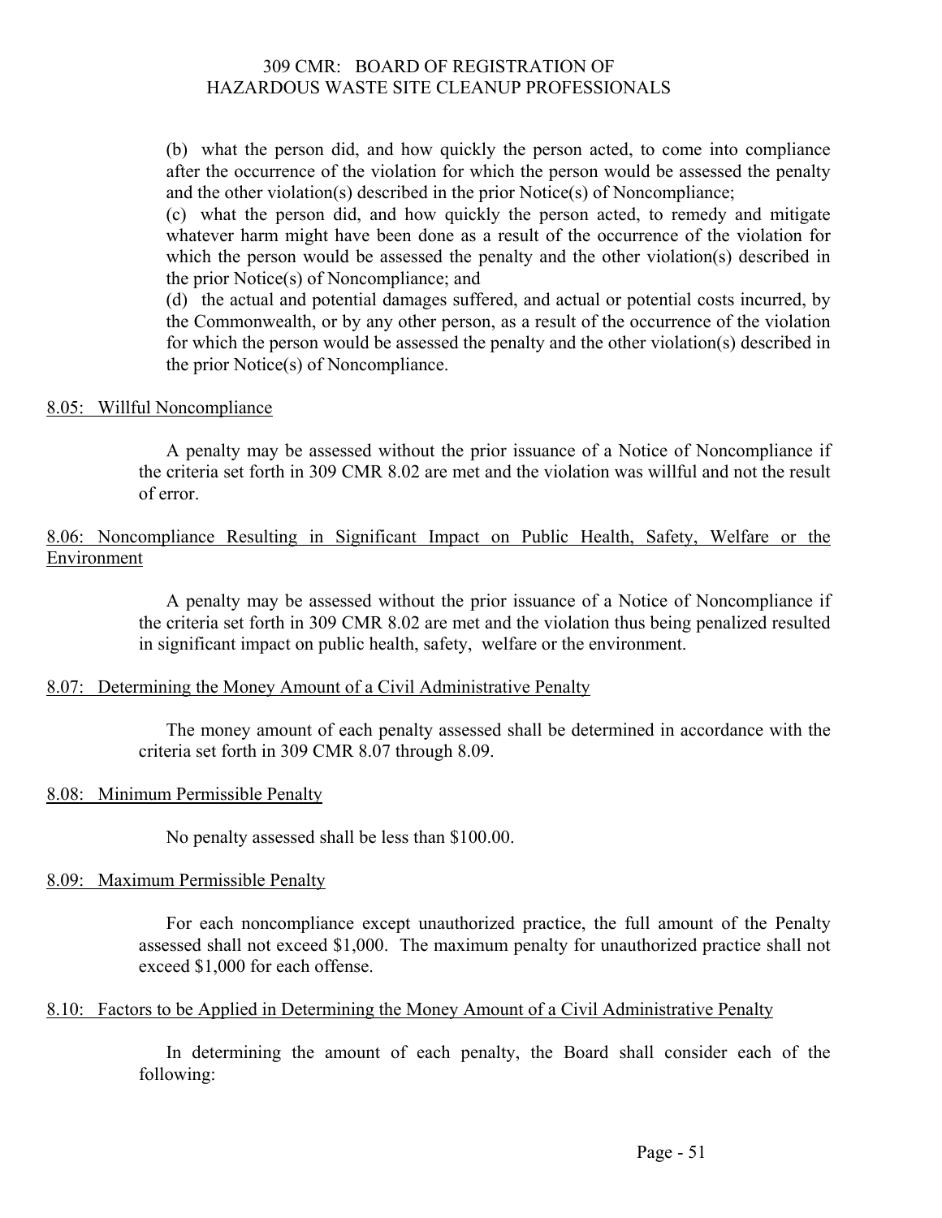(b) what the person did, and how quickly the person acted, to come into compliance after the occurrence of the violation for which the person would be assessed the penalty and the other violation(s) described in the prior Notice(s) of Noncompliance;

(c) what the person did, and how quickly the person acted, to remedy and mitigate whatever harm might have been done as a result of the occurrence of the violation for which the person would be assessed the penalty and the other violation(s) described in the prior Notice(s) of Noncompliance; and

(d) the actual and potential damages suffered, and actual or potential costs incurred, by the Commonwealth, or by any other person, as a result of the occurrence of the violation for which the person would be assessed the penalty and the other violation(s) described in the prior Notice(s) of Noncompliance.

## 8.05: Willful Noncompliance

A penalty may be assessed without the prior issuance of a Notice of Noncompliance if the criteria set forth in 309 CMR 8.02 are met and the violation was willful and not the result of error.

## 8.06: Noncompliance Resulting in Significant Impact on Public Health, Safety, Welfare or the Environment

A penalty may be assessed without the prior issuance of a Notice of Noncompliance if the criteria set forth in 309 CMR 8.02 are met and the violation thus being penalized resulted in significant impact on public health, safety, welfare or the environment.

## 8.07: Determining the Money Amount of a Civil Administrative Penalty

The money amount of each penalty assessed shall be determined in accordance with the criteria set forth in 309 CMR 8.07 through 8.09.

## 8.08: Minimum Permissible Penalty

No penalty assessed shall be less than $100.00.

## 8.09: Maximum Permissible Penalty

For each noncompliance except unauthorized practice, the full amount of the Penalty assessed shall not exceed $1,000. The maximum penalty for unauthorized practice shall not exceed $1,000 for each offense.

## 8.10: Factors to be Applied in Determining the Money Amount of a Civil Administrative Penalty

In determining the amount of each penalty, the Board shall consider each of the following: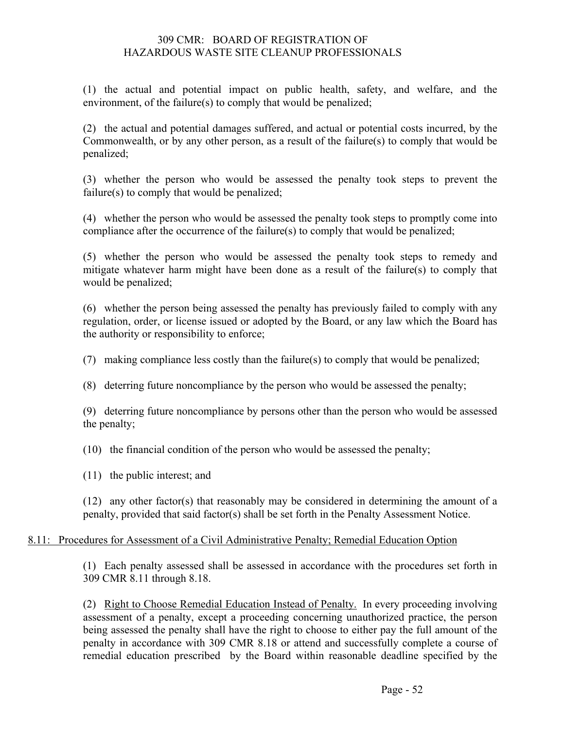(1) the actual and potential impact on public health, safety, and welfare, and the environment, of the failure(s) to comply that would be penalized;

(2) the actual and potential damages suffered, and actual or potential costs incurred, by the Commonwealth, or by any other person, as a result of the failure(s) to comply that would be penalized;

(3) whether the person who would be assessed the penalty took steps to prevent the failure(s) to comply that would be penalized;

(4) whether the person who would be assessed the penalty took steps to promptly come into compliance after the occurrence of the failure(s) to comply that would be penalized;

(5) whether the person who would be assessed the penalty took steps to remedy and mitigate whatever harm might have been done as a result of the failure(s) to comply that would be penalized;

(6) whether the person being assessed the penalty has previously failed to comply with any regulation, order, or license issued or adopted by the Board, or any law which the Board has the authority or responsibility to enforce;

(7) making compliance less costly than the failure(s) to comply that would be penalized;

(8) deterring future noncompliance by the person who would be assessed the penalty;

(9) deterring future noncompliance by persons other than the person who would be assessed the penalty;

(10) the financial condition of the person who would be assessed the penalty;

(11) the public interest; and

(12) any other factor(s) that reasonably may be considered in determining the amount of a penalty, provided that said factor(s) shall be set forth in the Penalty Assessment Notice.

## 8.11: Procedures for Assessment of a Civil Administrative Penalty; Remedial Education Option

(1) Each penalty assessed shall be assessed in accordance with the procedures set forth in 309 CMR 8.11 through 8.18.

(2) Right to Choose Remedial Education Instead of Penalty. In every proceeding involving assessment of a penalty, except a proceeding concerning unauthorized practice, the person being assessed the penalty shall have the right to choose to either pay the full amount of the penalty in accordance with 309 CMR 8.18 or attend and successfully complete a course of remedial education prescribed by the Board within reasonable deadline specified by the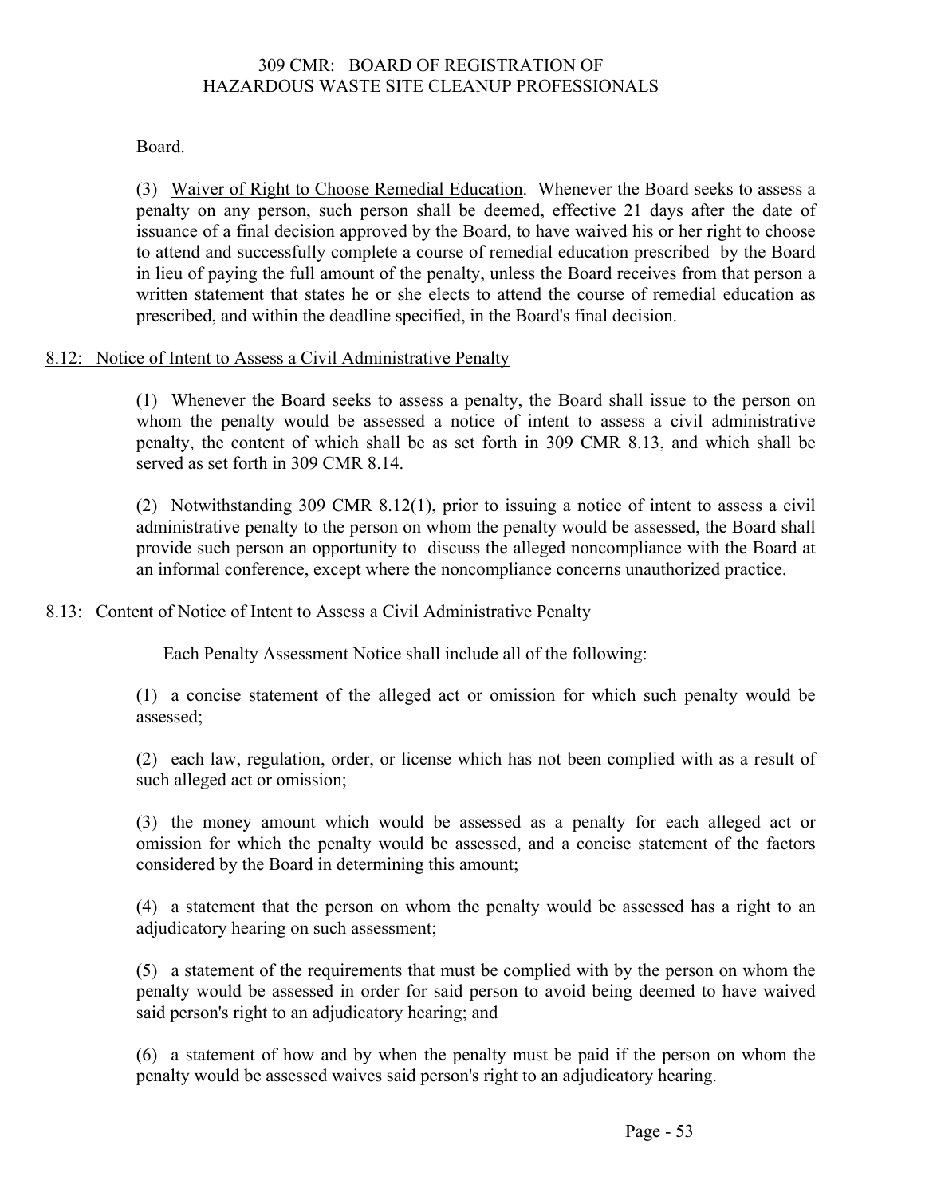Board.

(3) Waiver of Right to Choose Remedial Education. Whenever the Board seeks to assess a penalty on any person, such person shall be deemed, effective 21 days after the date of issuance of a final decision approved by the Board, to have waived his or her right to choose to attend and successfully complete a course of remedial education prescribed by the Board in lieu of paying the full amount of the penalty, unless the Board receives from that person a written statement that states he or she elects to attend the course of remedial education as prescribed, and within the deadline specified, in the Board's final decision.

## 8.12: Notice of Intent to Assess a Civil Administrative Penalty

(1) Whenever the Board seeks to assess a penalty, the Board shall issue to the person on whom the penalty would be assessed a notice of intent to assess a civil administrative penalty, the content of which shall be as set forth in 309 CMR 8.13, and which shall be served as set forth in 309 CMR 8.14.

(2) Notwithstanding 309 CMR 8.12(1), prior to issuing a notice of intent to assess a civil administrative penalty to the person on whom the penalty would be assessed, the Board shall provide such person an opportunity to discuss the alleged noncompliance with the Board at an informal conference, except where the noncompliance concerns unauthorized practice.

## 8.13: Content of Notice of Intent to Assess a Civil Administrative Penalty

Each Penalty Assessment Notice shall include all of the following:

(1) a concise statement of the alleged act or omission for which such penalty would be assessed;

(2) each law, regulation, order, or license which has not been complied with as a result of such alleged act or omission;

(3) the money amount which would be assessed as a penalty for each alleged act or omission for which the penalty would be assessed, and a concise statement of the factors considered by the Board in determining this amount;

(4) a statement that the person on whom the penalty would be assessed has a right to an adjudicatory hearing on such assessment;

(5) a statement of the requirements that must be complied with by the person on whom the penalty would be assessed in order for said person to avoid being deemed to have waived said person's right to an adjudicatory hearing; and

(6) a statement of how and by when the penalty must be paid if the person on whom the penalty would be assessed waives said person's right to an adjudicatory hearing.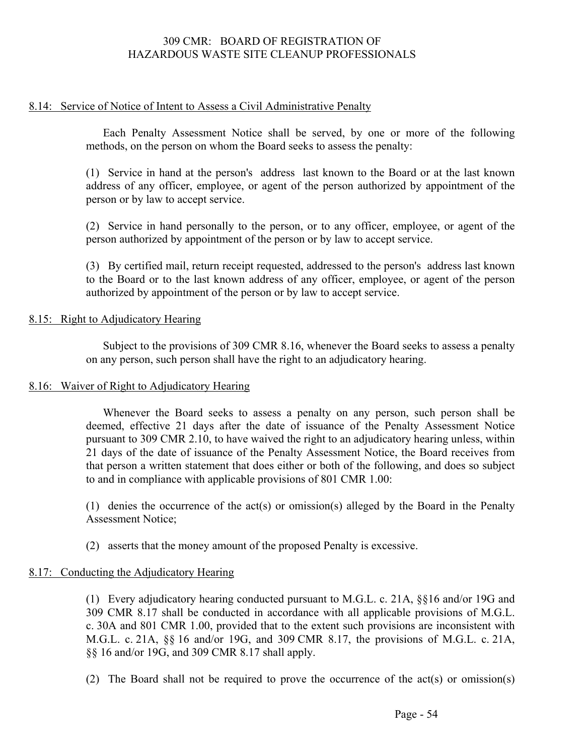## 8.14: Service of Notice of Intent to Assess a Civil Administrative Penalty

Each Penalty Assessment Notice shall be served, by one or more of the following methods, on the person on whom the Board seeks to assess the penalty:

(1) Service in hand at the person's address last known to the Board or at the last known address of any officer, employee, or agent of the person authorized by appointment of the person or by law to accept service.

(2) Service in hand personally to the person, or to any officer, employee, or agent of the person authorized by appointment of the person or by law to accept service.

(3) By certified mail, return receipt requested, addressed to the person's address last known to the Board or to the last known address of any officer, employee, or agent of the person authorized by appointment of the person or by law to accept service.

## 8.15: Right to Adjudicatory Hearing

Subject to the provisions of 309 CMR 8.16, whenever the Board seeks to assess a penalty on any person, such person shall have the right to an adjudicatory hearing.

## 8.16: Waiver of Right to Adjudicatory Hearing

Whenever the Board seeks to assess a penalty on any person, such person shall be deemed, effective 21 days after the date of issuance of the Penalty Assessment Notice pursuant to 309 CMR 2.10, to have waived the right to an adjudicatory hearing unless, within 21 days of the date of issuance of the Penalty Assessment Notice, the Board receives from that person a written statement that does either or both of the following, and does so subject to and in compliance with applicable provisions of 801 CMR 1.00:

(1) denies the occurrence of the act(s) or omission(s) alleged by the Board in the Penalty Assessment Notice;

(2) asserts that the money amount of the proposed Penalty is excessive.

## 8.17: Conducting the Adjudicatory Hearing

(1) Every adjudicatory hearing conducted pursuant to M.G.L. c. 21A, §§16 and/or 19G and 309 CMR 8.17 shall be conducted in accordance with all applicable provisions of M.G.L. c. 30A and 801 CMR 1.00, provided that to the extent such provisions are inconsistent with M.G.L. c. 21A, §§ 16 and/or 19G, and 309 CMR 8.17, the provisions of M.G.L. c. 21A, §§ 16 and/or 19G, and 309 CMR 8.17 shall apply.

(2) The Board shall not be required to prove the occurrence of the act(s) or omission(s)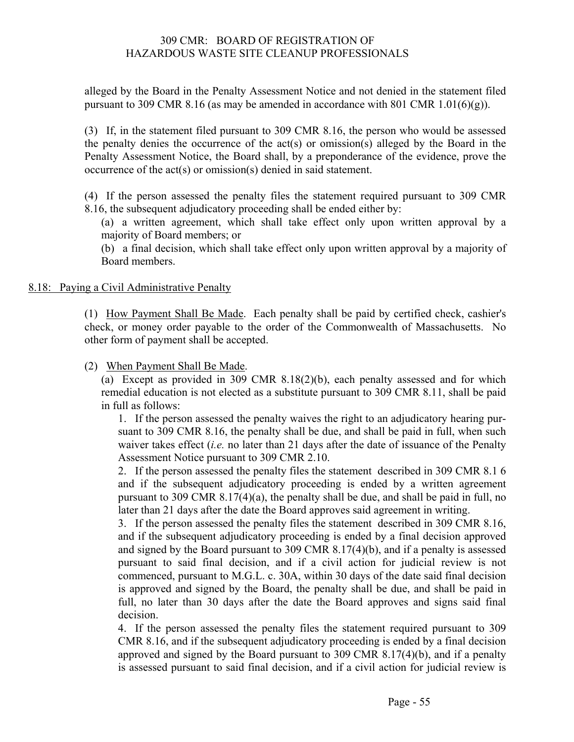alleged by the Board in the Penalty Assessment Notice and not denied in the statement filed pursuant to 309 CMR 8.16 (as may be amended in accordance with 801 CMR 1.01(6)(g)).

(3) If, in the statement filed pursuant to 309 CMR 8.16, the person who would be assessed the penalty denies the occurrence of the act(s) or omission(s) alleged by the Board in the Penalty Assessment Notice, the Board shall, by a preponderance of the evidence, prove the occurrence of the act(s) or omission(s) denied in said statement.

(4) If the person assessed the penalty files the statement required pursuant to 309 CMR 8.16, the subsequent adjudicatory proceeding shall be ended either by:

(a) a written agreement, which shall take effect only upon written approval by a majority of Board members; or

(b) a final decision, which shall take effect only upon written approval by a majority of Board members.

## 8.18: Paying a Civil Administrative Penalty

(1) How Payment Shall Be Made. Each penalty shall be paid by certified check, cashier's check, or money order payable to the order of the Commonwealth of Massachusetts. No other form of payment shall be accepted.

(2) When Payment Shall Be Made.

(a) Except as provided in 309 CMR 8.18(2)(b), each penalty assessed and for which remedial education is not elected as a substitute pursuant to 309 CMR 8.11, shall be paid in full as follows:

1. If the person assessed the penalty waives the right to an adjudicatory hearing pursuant to 309 CMR 8.16, the penalty shall be due, and shall be paid in full, when such waiver takes effect (*i.e.* no later than 21 days after the date of issuance of the Penalty Assessment Notice pursuant to 309 CMR 2.10.

2. If the person assessed the penalty files the statement described in 309 CMR 8.1 6 and if the subsequent adjudicatory proceeding is ended by a written agreement pursuant to 309 CMR 8.17(4)(a), the penalty shall be due, and shall be paid in full, no later than 21 days after the date the Board approves said agreement in writing.

3. If the person assessed the penalty files the statement described in 309 CMR 8.16, and if the subsequent adjudicatory proceeding is ended by a final decision approved and signed by the Board pursuant to 309 CMR 8.17(4)(b), and if a penalty is assessed pursuant to said final decision, and if a civil action for judicial review is not commenced, pursuant to M.G.L. c. 30A, within 30 days of the date said final decision is approved and signed by the Board, the penalty shall be due, and shall be paid in full, no later than 30 days after the date the Board approves and signs said final decision.

4. If the person assessed the penalty files the statement required pursuant to 309 CMR 8.16, and if the subsequent adjudicatory proceeding is ended by a final decision approved and signed by the Board pursuant to 309 CMR 8.17(4)(b), and if a penalty is assessed pursuant to said final decision, and if a civil action for judicial review is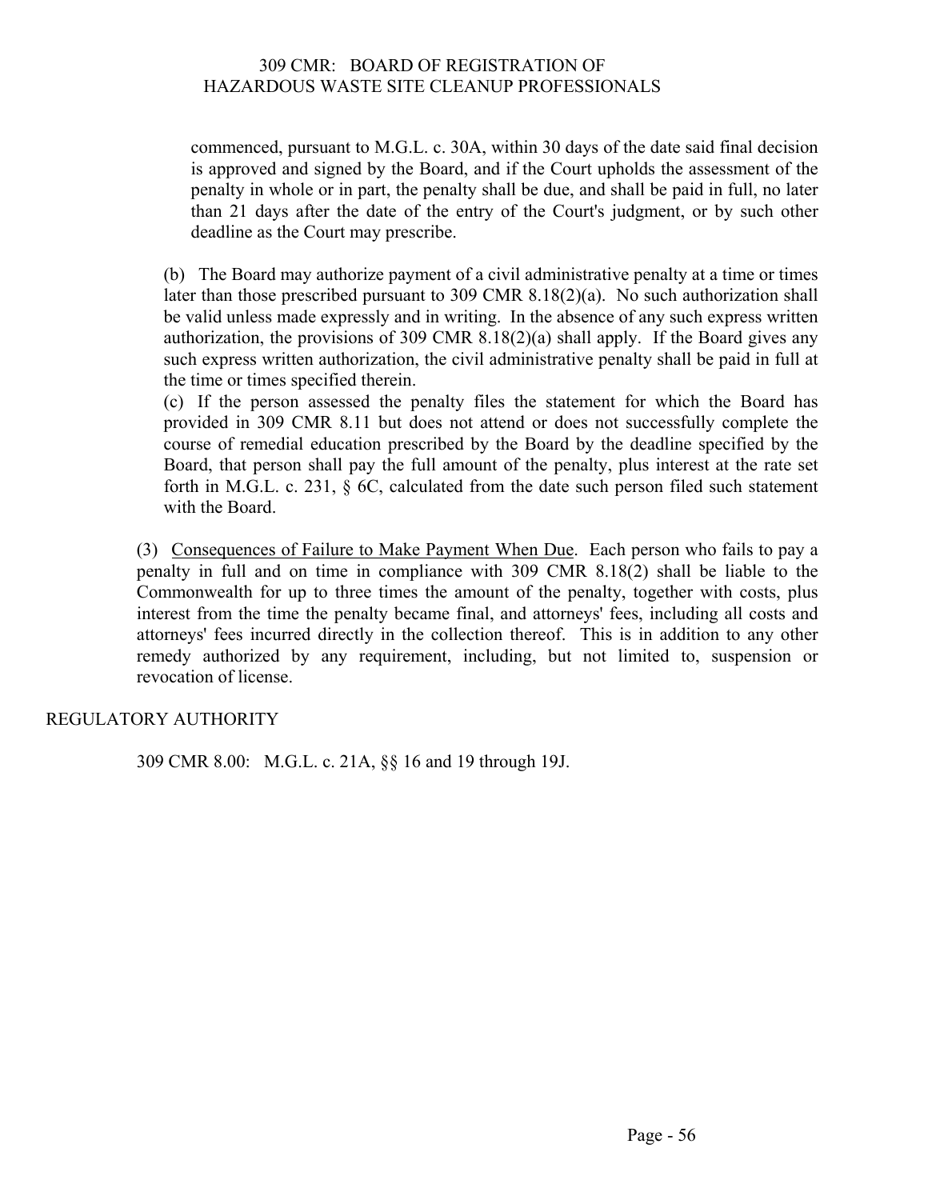commenced, pursuant to M.G.L. c. 30A, within 30 days of the date said final decision is approved and signed by the Board, and if the Court upholds the assessment of the penalty in whole or in part, the penalty shall be due, and shall be paid in full, no later than 21 days after the date of the entry of the Court's judgment, or by such other deadline as the Court may prescribe.

(b) The Board may authorize payment of a civil administrative penalty at a time or times later than those prescribed pursuant to 309 CMR 8.18(2)(a). No such authorization shall be valid unless made expressly and in writing. In the absence of any such express written authorization, the provisions of 309 CMR 8.18(2)(a) shall apply. If the Board gives any such express written authorization, the civil administrative penalty shall be paid in full at the time or times specified therein.

(c) If the person assessed the penalty files the statement for which the Board has provided in 309 CMR 8.11 but does not attend or does not successfully complete the course of remedial education prescribed by the Board by the deadline specified by the Board, that person shall pay the full amount of the penalty, plus interest at the rate set forth in M.G.L. c. 231, § 6C, calculated from the date such person filed such statement with the Board.

(3) Consequences of Failure to Make Payment When Due. Each person who fails to pay a penalty in full and on time in compliance with 309 CMR 8.18(2) shall be liable to the Commonwealth for up to three times the amount of the penalty, together with costs, plus interest from the time the penalty became final, and attorneys' fees, including all costs and attorneys' fees incurred directly in the collection thereof. This is in addition to any other remedy authorized by any requirement, including, but not limited to, suspension or revocation of license.

REGULATORY AUTHORITY

309 CMR 8.00: M.G.L. c. 21A, §§ 16 and 19 through 19J.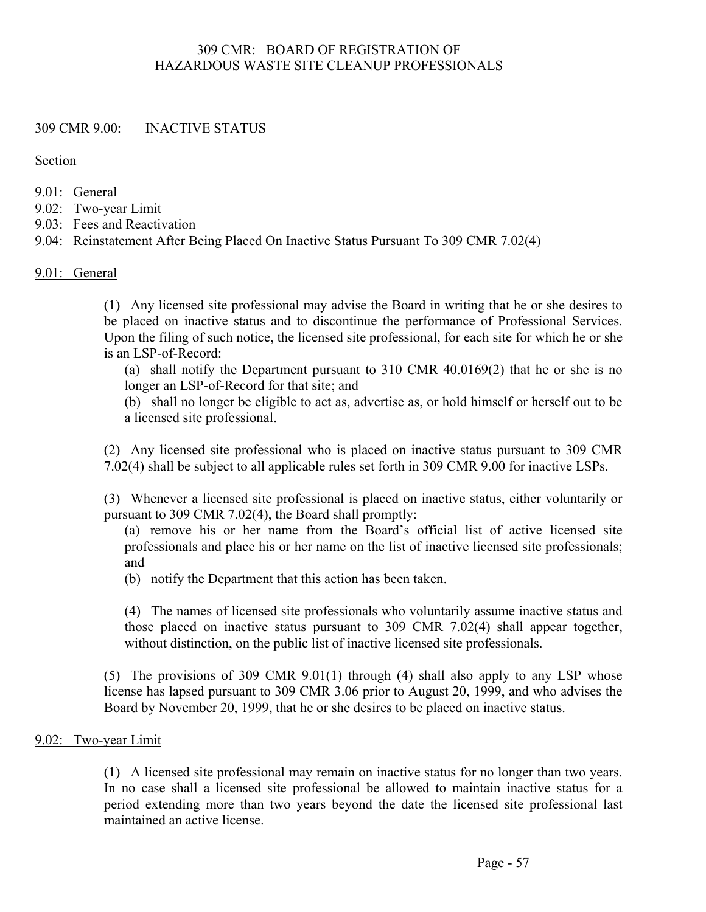# 309 CMR 9.00: INACTIVE STATUS

Section

9.01: General
9.02: Two-year Limit
9.03: Fees and Reactivation
9.04: Reinstatement After Being Placed On Inactive Status Pursuant To 309 CMR 7.02(4)

## 9.01: General

(1) Any licensed site professional may advise the Board in writing that he or she desires to be placed on inactive status and to discontinue the performance of Professional Services. Upon the filing of such notice, the licensed site professional, for each site for which he or she is an LSP-of-Record:

(a) shall notify the Department pursuant to 310 CMR 40.0169(2) that he or she is no longer an LSP-of-Record for that site; and

(b) shall no longer be eligible to act as, advertise as, or hold himself or herself out to be a licensed site professional.

(2) Any licensed site professional who is placed on inactive status pursuant to 309 CMR 7.02(4) shall be subject to all applicable rules set forth in 309 CMR 9.00 for inactive LSPs.

(3) Whenever a licensed site professional is placed on inactive status, either voluntarily or pursuant to 309 CMR 7.02(4), the Board shall promptly:

(a) remove his or her name from the Board's official list of active licensed site professionals and place his or her name on the list of inactive licensed site professionals; and

(b) notify the Department that this action has been taken.

(4) The names of licensed site professionals who voluntarily assume inactive status and those placed on inactive status pursuant to 309 CMR 7.02(4) shall appear together, without distinction, on the public list of inactive licensed site professionals.

(5) The provisions of 309 CMR 9.01(1) through (4) shall also apply to any LSP whose license has lapsed pursuant to 309 CMR 3.06 prior to August 20, 1999, and who advises the Board by November 20, 1999, that he or she desires to be placed on inactive status.

## 9.02: Two-year Limit

(1) A licensed site professional may remain on inactive status for no longer than two years. In no case shall a licensed site professional be allowed to maintain inactive status for a period extending more than two years beyond the date the licensed site professional last maintained an active license.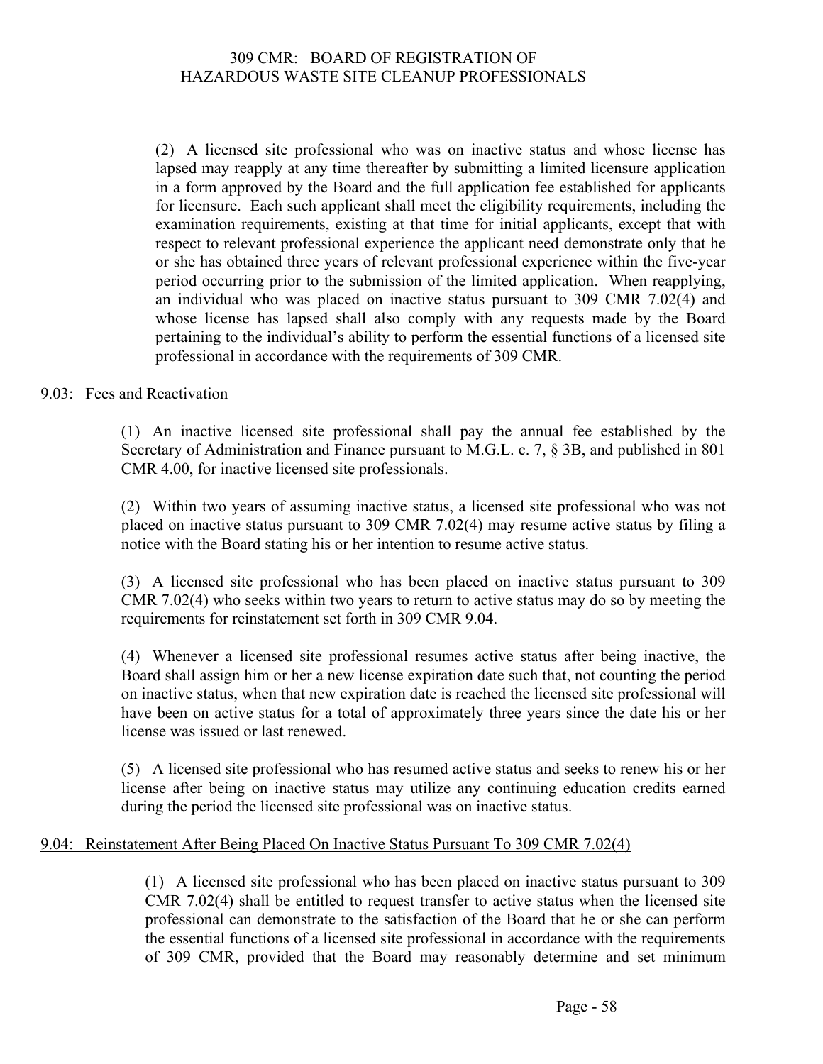(2) A licensed site professional who was on inactive status and whose license has lapsed may reapply at any time thereafter by submitting a limited licensure application in a form approved by the Board and the full application fee established for applicants for licensure. Each such applicant shall meet the eligibility requirements, including the examination requirements, existing at that time for initial applicants, except that with respect to relevant professional experience the applicant need demonstrate only that he or she has obtained three years of relevant professional experience within the five-year period occurring prior to the submission of the limited application. When reapplying, an individual who was placed on inactive status pursuant to 309 CMR 7.02(4) and whose license has lapsed shall also comply with any requests made by the Board pertaining to the individual's ability to perform the essential functions of a licensed site professional in accordance with the requirements of 309 CMR.

## 9.03: Fees and Reactivation

(1) An inactive licensed site professional shall pay the annual fee established by the Secretary of Administration and Finance pursuant to M.G.L. c. 7, § 3B, and published in 801 CMR 4.00, for inactive licensed site professionals.

(2) Within two years of assuming inactive status, a licensed site professional who was not placed on inactive status pursuant to 309 CMR 7.02(4) may resume active status by filing a notice with the Board stating his or her intention to resume active status.

(3) A licensed site professional who has been placed on inactive status pursuant to 309 CMR 7.02(4) who seeks within two years to return to active status may do so by meeting the requirements for reinstatement set forth in 309 CMR 9.04.

(4) Whenever a licensed site professional resumes active status after being inactive, the Board shall assign him or her a new license expiration date such that, not counting the period on inactive status, when that new expiration date is reached the licensed site professional will have been on active status for a total of approximately three years since the date his or her license was issued or last renewed.

(5) A licensed site professional who has resumed active status and seeks to renew his or her license after being on inactive status may utilize any continuing education credits earned during the period the licensed site professional was on inactive status.

## 9.04: Reinstatement After Being Placed On Inactive Status Pursuant To 309 CMR 7.02(4)

(1) A licensed site professional who has been placed on inactive status pursuant to 309 CMR 7.02(4) shall be entitled to request transfer to active status when the licensed site professional can demonstrate to the satisfaction of the Board that he or she can perform the essential functions of a licensed site professional in accordance with the requirements of 309 CMR, provided that the Board may reasonably determine and set minimum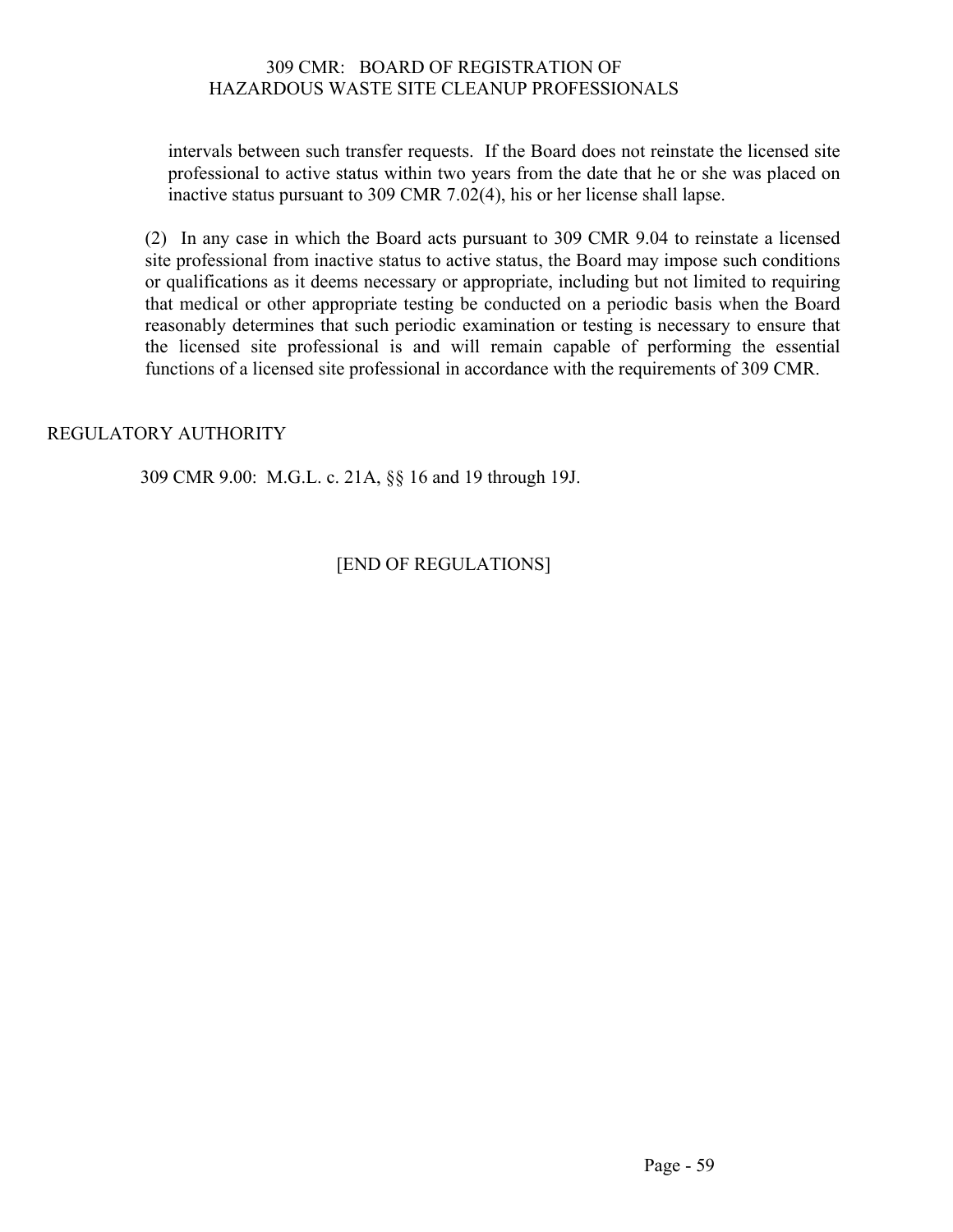intervals between such transfer requests. If the Board does not reinstate the licensed site professional to active status within two years from the date that he or she was placed on inactive status pursuant to 309 CMR 7.02(4), his or her license shall lapse.

(2) In any case in which the Board acts pursuant to 309 CMR 9.04 to reinstate a licensed site professional from inactive status to active status, the Board may impose such conditions or qualifications as it deems necessary or appropriate, including but not limited to requiring that medical or other appropriate testing be conducted on a periodic basis when the Board reasonably determines that such periodic examination or testing is necessary to ensure that the licensed site professional is and will remain capable of performing the essential functions of a licensed site professional in accordance with the requirements of 309 CMR.

## REGULATORY AUTHORITY

309 CMR 9.00: M.G.L. c. 21A, §§ 16 and 19 through 19J.

[END OF REGULATIONS]